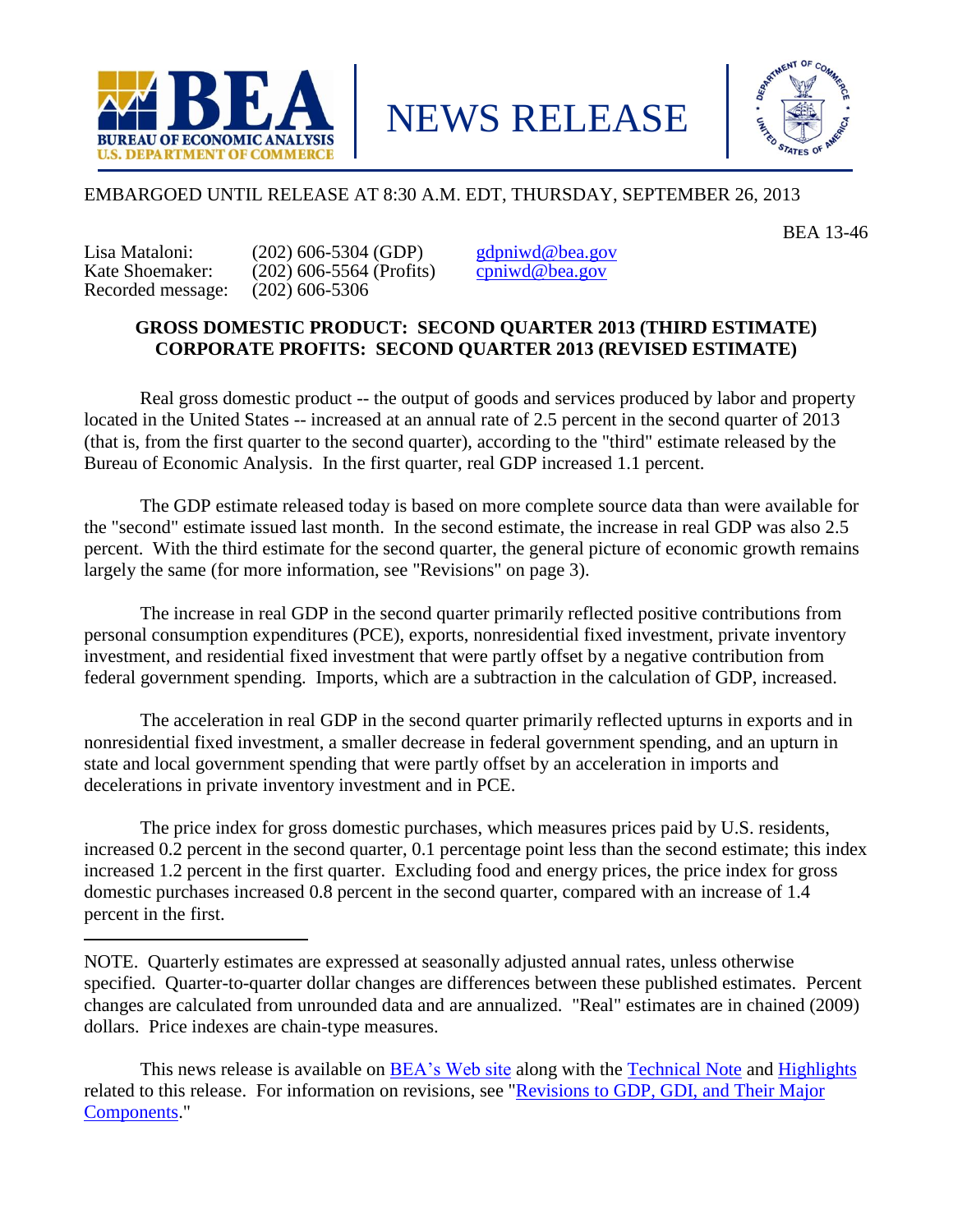NEWS RELEASE

EMBARGOED UNTIL RELEASE AT 8:30 A.M. EDT, THURSDAY, SEPTEMBER 26, 2013

BEA 13-46

Lisa Mataloni: (202) 606-5304 (GDP) gdpniwd@bea.gov
Kate Shoemaker: (202) 606-5564 (Profits) cpniwd@bea.gov
Recorded message: (202) 606-5306

**GROSS DOMESTIC PRODUCT: SECOND QUARTER 2013 (THIRD ESTIMATE)**
**CORPORATE PROFITS: SECOND QUARTER 2013 (REVISED ESTIMATE)**

Real gross domestic product -- the output of goods and services produced by labor and property located in the United States -- increased at an annual rate of 2.5 percent in the second quarter of 2013 (that is, from the first quarter to the second quarter), according to the "third" estimate released by the Bureau of Economic Analysis. In the first quarter, real GDP increased 1.1 percent.

The GDP estimate released today is based on more complete source data than were available for the "second" estimate issued last month. In the second estimate, the increase in real GDP was also 2.5 percent. With the third estimate for the second quarter, the general picture of economic growth remains largely the same (for more information, see "Revisions" on page 3).

The increase in real GDP in the second quarter primarily reflected positive contributions from personal consumption expenditures (PCE), exports, nonresidential fixed investment, private inventory investment, and residential fixed investment that were partly offset by a negative contribution from federal government spending. Imports, which are a subtraction in the calculation of GDP, increased.

The acceleration in real GDP in the second quarter primarily reflected upturns in exports and in nonresidential fixed investment, a smaller decrease in federal government spending, and an upturn in state and local government spending that were partly offset by an acceleration in imports and decelerations in private inventory investment and in PCE.

The price index for gross domestic purchases, which measures prices paid by U.S. residents, increased 0.2 percent in the second quarter, 0.1 percentage point less than the second estimate; this index increased 1.2 percent in the first quarter. Excluding food and energy prices, the price index for gross domestic purchases increased 0.8 percent in the second quarter, compared with an increase of 1.4 percent in the first.

---

NOTE. Quarterly estimates are expressed at seasonally adjusted annual rates, unless otherwise specified. Quarter-to-quarter dollar changes are differences between these published estimates. Percent changes are calculated from unrounded data and are annualized. "Real" estimates are in chained (2009) dollars. Price indexes are chain-type measures.

This news release is available on BEA's Web site along with the Technical Note and Highlights related to this release. For information on revisions, see "Revisions to GDP, GDI, and Their Major Components."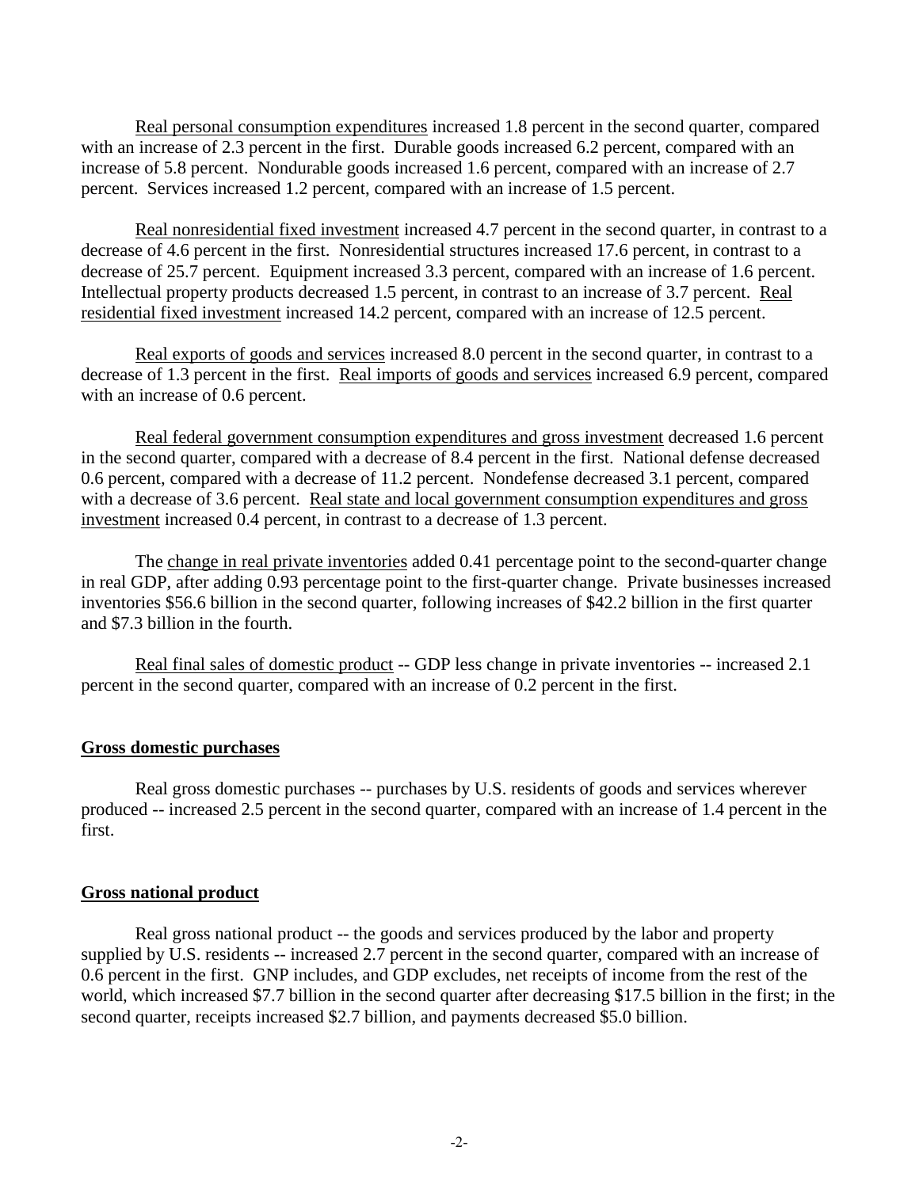Real personal consumption expenditures increased 1.8 percent in the second quarter, compared with an increase of 2.3 percent in the first. Durable goods increased 6.2 percent, compared with an increase of 5.8 percent. Nondurable goods increased 1.6 percent, compared with an increase of 2.7 percent. Services increased 1.2 percent, compared with an increase of 1.5 percent.

Real nonresidential fixed investment increased 4.7 percent in the second quarter, in contrast to a decrease of 4.6 percent in the first. Nonresidential structures increased 17.6 percent, in contrast to a decrease of 25.7 percent. Equipment increased 3.3 percent, compared with an increase of 1.6 percent. Intellectual property products decreased 1.5 percent, in contrast to an increase of 3.7 percent. Real residential fixed investment increased 14.2 percent, compared with an increase of 12.5 percent.

Real exports of goods and services increased 8.0 percent in the second quarter, in contrast to a decrease of 1.3 percent in the first. Real imports of goods and services increased 6.9 percent, compared with an increase of 0.6 percent.

Real federal government consumption expenditures and gross investment decreased 1.6 percent in the second quarter, compared with a decrease of 8.4 percent in the first. National defense decreased 0.6 percent, compared with a decrease of 11.2 percent. Nondefense decreased 3.1 percent, compared with a decrease of 3.6 percent. Real state and local government consumption expenditures and gross investment increased 0.4 percent, in contrast to a decrease of 1.3 percent.

The change in real private inventories added 0.41 percentage point to the second-quarter change in real GDP, after adding 0.93 percentage point to the first-quarter change. Private businesses increased inventories $56.6 billion in the second quarter, following increases of $42.2 billion in the first quarter and $7.3 billion in the fourth.

Real final sales of domestic product -- GDP less change in private inventories -- increased 2.1 percent in the second quarter, compared with an increase of 0.2 percent in the first.

## Gross domestic purchases

Real gross domestic purchases -- purchases by U.S. residents of goods and services wherever produced -- increased 2.5 percent in the second quarter, compared with an increase of 1.4 percent in the first.

## Gross national product

Real gross national product -- the goods and services produced by the labor and property supplied by U.S. residents -- increased 2.7 percent in the second quarter, compared with an increase of 0.6 percent in the first. GNP includes, and GDP excludes, net receipts of income from the rest of the world, which increased $7.7 billion in the second quarter after decreasing $17.5 billion in the first; in the second quarter, receipts increased $2.7 billion, and payments decreased $5.0 billion.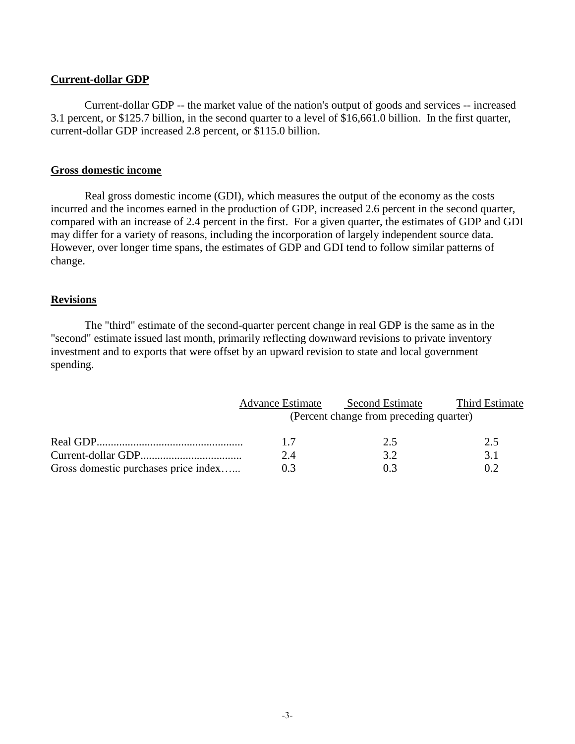**Current-dollar GDP**

Current-dollar GDP -- the market value of the nation's output of goods and services -- increased 3.1 percent, or $125.7 billion, in the second quarter to a level of $16,661.0 billion. In the first quarter, current-dollar GDP increased 2.8 percent, or $115.0 billion.

**Gross domestic income**

Real gross domestic income (GDI), which measures the output of the economy as the costs incurred and the incomes earned in the production of GDP, increased 2.6 percent in the second quarter, compared with an increase of 2.4 percent in the first. For a given quarter, the estimates of GDP and GDI may differ for a variety of reasons, including the incorporation of largely independent source data. However, over longer time spans, the estimates of GDP and GDI tend to follow similar patterns of change.

**Revisions**

The "third" estimate of the second-quarter percent change in real GDP is the same as in the "second" estimate issued last month, primarily reflecting downward revisions to private inventory investment and to exports that were offset by an upward revision to state and local government spending.

| | Advance Estimate | Second Estimate | Third Estimate |
|---|---|---|---|
| | (Percent change from preceding quarter) | | |
| Real GDP | 1.7 | 2.5 | 2.5 |
| Current-dollar GDP | 2.4 | 3.2 | 3.1 |
| Gross domestic purchases price index | 0.3 | 0.3 | 0.2 |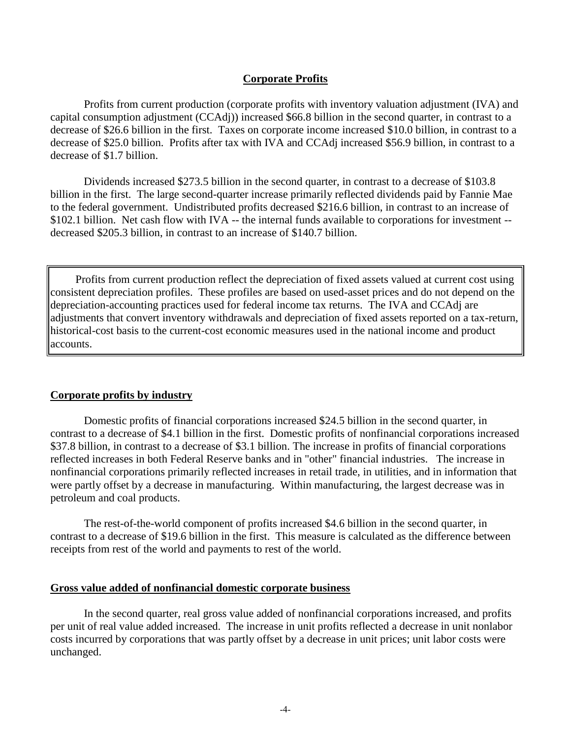## Corporate Profits

Profits from current production (corporate profits with inventory valuation adjustment (IVA) and capital consumption adjustment (CCAdj)) increased $66.8 billion in the second quarter, in contrast to a decrease of $26.6 billion in the first. Taxes on corporate income increased $10.0 billion, in contrast to a decrease of $25.0 billion. Profits after tax with IVA and CCAdj increased $56.9 billion, in contrast to a decrease of $1.7 billion.

Dividends increased $273.5 billion in the second quarter, in contrast to a decrease of $103.8 billion in the first. The large second-quarter increase primarily reflected dividends paid by Fannie Mae to the federal government. Undistributed profits decreased $216.6 billion, in contrast to an increase of $102.1 billion. Net cash flow with IVA -- the internal funds available to corporations for investment -- decreased $205.3 billion, in contrast to an increase of $140.7 billion.

> Profits from current production reflect the depreciation of fixed assets valued at current cost using consistent depreciation profiles. These profiles are based on used-asset prices and do not depend on the depreciation-accounting practices used for federal income tax returns. The IVA and CCAdj are adjustments that convert inventory withdrawals and depreciation of fixed assets reported on a tax-return, historical-cost basis to the current-cost economic measures used in the national income and product accounts.

### Corporate profits by industry

Domestic profits of financial corporations increased $24.5 billion in the second quarter, in contrast to a decrease of $4.1 billion in the first. Domestic profits of nonfinancial corporations increased $37.8 billion, in contrast to a decrease of $3.1 billion. The increase in profits of financial corporations reflected increases in both Federal Reserve banks and in "other" financial industries. The increase in nonfinancial corporations primarily reflected increases in retail trade, in utilities, and in information that were partly offset by a decrease in manufacturing. Within manufacturing, the largest decrease was in petroleum and coal products.

The rest-of-the-world component of profits increased $4.6 billion in the second quarter, in contrast to a decrease of $19.6 billion in the first. This measure is calculated as the difference between receipts from rest of the world and payments to rest of the world.

### Gross value added of nonfinancial domestic corporate business

In the second quarter, real gross value added of nonfinancial corporations increased, and profits per unit of real value added increased. The increase in unit profits reflected a decrease in unit nonlabor costs incurred by corporations that was partly offset by a decrease in unit prices; unit labor costs were unchanged.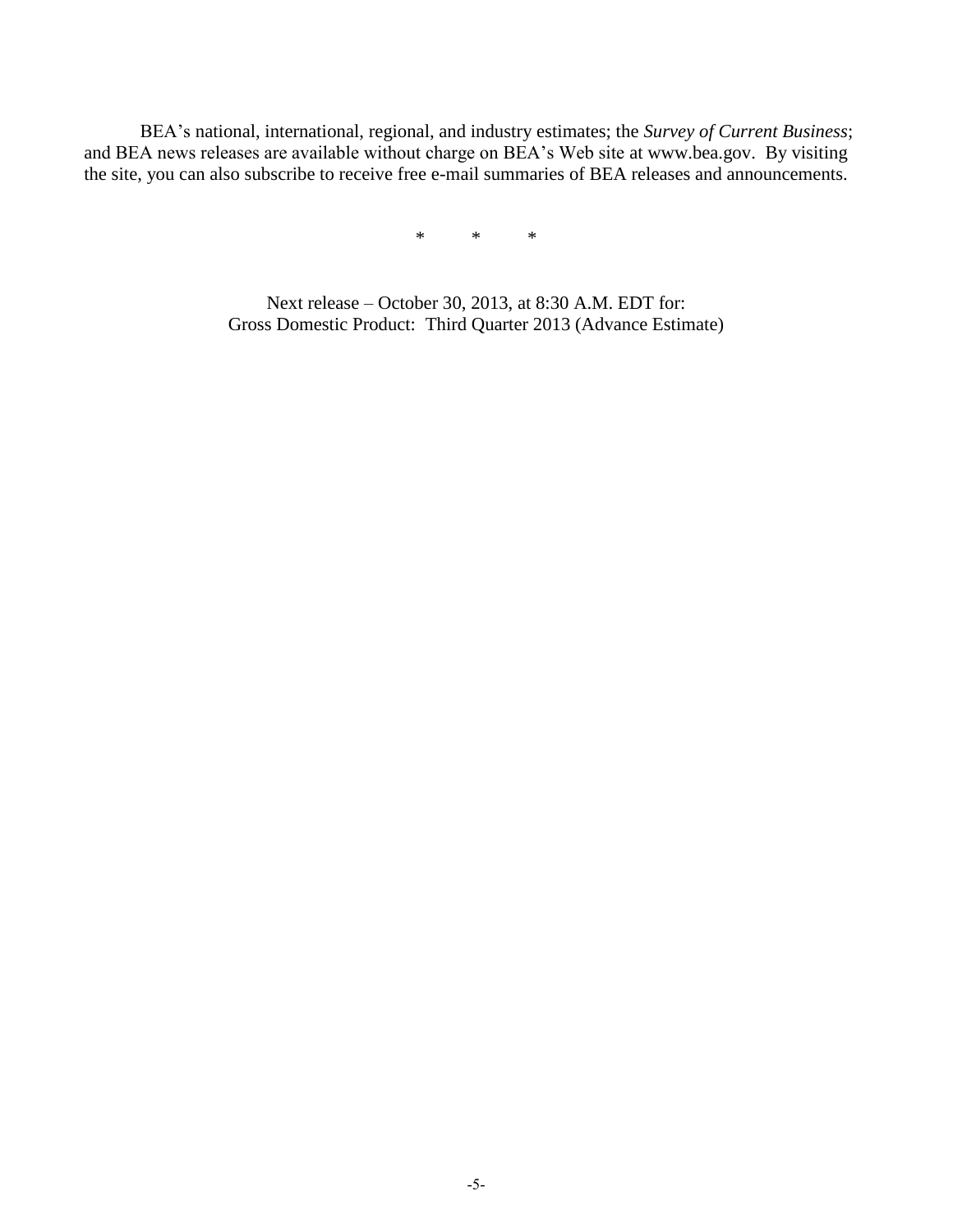BEA's national, international, regional, and industry estimates; the *Survey of Current Business*; and BEA news releases are available without charge on BEA's Web site at www.bea.gov. By visiting the site, you can also subscribe to receive free e-mail summaries of BEA releases and announcements.

\* \* \*

Next release – October 30, 2013, at 8:30 A.M. EDT for:
Gross Domestic Product: Third Quarter 2013 (Advance Estimate)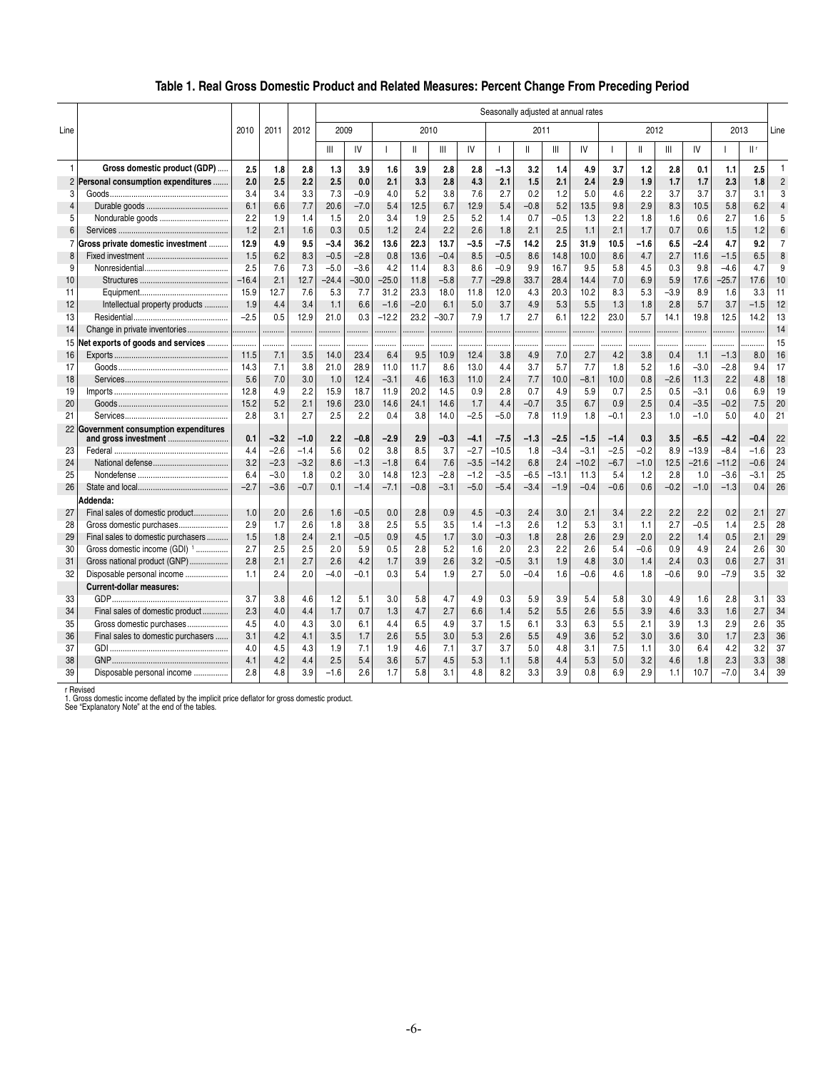# Table 1. Real Gross Domestic Product and Related Measures: Percent Change From Preceding Period

| Line | | 2010 | 2011 | 2012 | 2009 | | 2010 | | | | 2011 | | | | 2012 | | | | 2013 | | Line |
|---|---|---|---|---|---|---|---|---|---|---|---|---|---|---|---|---|---|---|---|---|---|
| | | | | | Seasonally adjusted at annual rates | | | | | | | | | | | | | | | | |
| | | | | | III | IV | I | II | III | IV | I | II | III | IV | I | II | III | IV | I | II r | |
| 1 | **Gross domestic product (GDP)** | **2.5** | **1.8** | **2.8** | **1.3** | **3.9** | **1.6** | **3.9** | **2.8** | **2.8** | **−1.3** | **3.2** | **1.4** | **4.9** | **3.7** | **1.2** | **2.8** | **0.1** | **1.1** | **2.5** | 1 |
| 2 | **Personal consumption expenditures** | **2.0** | **2.5** | **2.2** | **2.5** | **0.0** | **2.1** | **3.3** | **2.8** | **4.3** | **2.1** | **1.5** | **2.1** | **2.4** | **2.9** | **1.9** | **1.7** | **1.7** | **2.3** | **1.8** | 2 |
| 3 | Goods | 3.4 | 3.4 | 3.3 | 7.3 | −0.9 | 4.0 | 5.2 | 3.8 | 7.6 | 2.7 | 0.2 | 1.2 | 5.0 | 4.6 | 2.2 | 3.7 | 3.7 | 3.7 | 3.1 | 3 |
| 4 | Durable goods | 6.1 | 6.6 | 7.7 | 20.6 | −7.0 | 5.4 | 12.5 | 6.7 | 12.9 | 5.4 | −0.8 | 5.2 | 13.5 | 9.8 | 2.9 | 8.3 | 10.5 | 5.8 | 6.2 | 4 |
| 5 | Nondurable goods | 2.2 | 1.9 | 1.4 | 1.5 | 2.0 | 3.4 | 1.9 | 2.5 | 5.2 | 1.4 | 0.7 | −0.5 | 1.3 | 2.2 | 1.8 | 1.6 | 0.6 | 2.7 | 1.6 | 5 |
| 6 | Services | 1.2 | 2.1 | 1.6 | 0.3 | 0.5 | 1.2 | 2.4 | 2.2 | 2.6 | 1.8 | 2.1 | 2.5 | 1.1 | 2.1 | 1.7 | 0.7 | 0.6 | 1.5 | 1.2 | 6 |
| 7 | **Gross private domestic investment** | **12.9** | **4.9** | **9.5** | **−3.4** | **36.2** | **13.6** | **22.3** | **13.7** | **−3.5** | **−7.5** | **14.2** | **2.5** | **31.9** | **10.5** | **−1.6** | **6.5** | **−2.4** | **4.7** | **9.2** | 7 |
| 8 | Fixed investment | 1.5 | 6.2 | 8.3 | −0.5 | −2.8 | 0.8 | 13.6 | −0.4 | 8.5 | −0.5 | 8.6 | 14.8 | 10.0 | 8.6 | 4.7 | 2.7 | 11.6 | −1.5 | 6.5 | 8 |
| 9 | Nonresidential | 2.5 | 7.6 | 7.3 | −5.0 | −3.6 | 4.2 | 11.4 | 8.3 | 8.6 | −0.9 | 9.9 | 16.7 | 9.5 | 5.8 | 4.5 | 0.3 | 9.8 | −4.6 | 4.7 | 9 |
| 10 | Structures | −16.4 | 2.1 | 12.7 | −24.4 | −30.0 | −25.0 | 11.8 | −5.8 | 7.7 | −29.8 | 33.7 | 28.4 | 14.4 | 7.0 | 6.9 | 5.9 | 17.6 | −25.7 | 17.6 | 10 |
| 11 | Equipment | 15.9 | 12.7 | 7.6 | 5.3 | 7.7 | 31.2 | 23.3 | 18.0 | 11.8 | 12.0 | 4.3 | 20.3 | 10.2 | 8.3 | 5.3 | −3.9 | 8.9 | 1.6 | 3.3 | 11 |
| 12 | Intellectual property products | 1.9 | 4.4 | 3.4 | 1.1 | 6.6 | −1.6 | −2.0 | 6.1 | 5.0 | 3.7 | 4.9 | 5.3 | 5.5 | 1.3 | 1.8 | 2.8 | 5.7 | 3.7 | −1.5 | 12 |
| 13 | Residential | −2.5 | 0.5 | 12.9 | 21.0 | 0.3 | −12.2 | 23.2 | −30.7 | 7.9 | 1.7 | 2.7 | 6.1 | 12.2 | 23.0 | 5.7 | 14.1 | 19.8 | 12.5 | 14.2 | 13 |
| 14 | Change in private inventories | ........ | ........ | ........ | ........ | ........ | ........ | ........ | ........ | ........ | ........ | ........ | ........ | ........ | ........ | ........ | ........ | ........ | ........ | ........ | 14 |
| 15 | **Net exports of goods and services** | ........ | ........ | ........ | ........ | ........ | ........ | ........ | ........ | ........ | ........ | ........ | ........ | ........ | ........ | ........ | ........ | ........ | ........ | ........ | 15 |
| 16 | Exports | 11.5 | 7.1 | 3.5 | 14.0 | 23.4 | 6.4 | 9.5 | 10.9 | 12.4 | 3.8 | 4.9 | 7.0 | 2.7 | 4.2 | 3.8 | 0.4 | 1.1 | −1.3 | 8.0 | 16 |
| 17 | Goods | 14.3 | 7.1 | 3.8 | 21.0 | 28.9 | 11.0 | 11.7 | 8.6 | 13.0 | 4.4 | 3.7 | 5.7 | 7.7 | 1.8 | 5.2 | 1.6 | −3.0 | −2.8 | 9.4 | 17 |
| 18 | Services | 5.6 | 7.0 | 3.0 | 1.0 | 12.4 | −3.1 | 4.6 | 16.3 | 11.0 | 2.4 | 7.7 | 10.0 | −8.1 | 10.0 | 0.8 | −2.6 | 11.3 | 2.2 | 4.8 | 18 |
| 19 | Imports | 12.8 | 4.9 | 2.2 | 15.9 | 18.7 | 11.9 | 20.2 | 14.5 | 0.9 | 2.8 | 0.7 | 4.9 | 5.9 | 0.7 | 2.5 | 0.5 | −3.1 | 0.6 | 6.9 | 19 |
| 20 | Goods | 15.2 | 5.2 | 2.1 | 19.6 | 23.0 | 14.6 | 24.1 | 14.6 | 1.7 | 4.4 | −0.7 | 3.5 | 6.7 | 0.9 | 2.5 | 0.4 | −3.5 | −0.2 | 7.5 | 20 |
| 21 | Services | 2.8 | 3.1 | 2.7 | 2.5 | 2.2 | 0.4 | 3.8 | 14.0 | −2.5 | −5.0 | 7.8 | 11.9 | 1.8 | −0.1 | 2.3 | 1.0 | −1.0 | 5.0 | 4.0 | 21 |
| 22 | **Government consumption expenditures and gross investment** | **0.1** | **−3.2** | **−1.0** | **2.2** | **−0.8** | **−2.9** | **2.9** | **−0.3** | **−4.1** | **−7.5** | **−1.3** | **−2.5** | **−1.5** | **−1.4** | **0.3** | **3.5** | **−6.5** | **−4.2** | **−0.4** | 22 |
| 23 | Federal | 4.4 | −2.6 | −1.4 | 5.6 | 0.2 | 3.8 | 8.5 | 3.7 | −2.7 | −10.5 | 1.8 | −3.4 | −3.1 | −2.5 | −0.2 | 8.9 | −13.9 | −8.4 | −1.6 | 23 |
| 24 | National defense | 3.2 | −2.3 | −3.2 | 8.6 | −1.3 | −1.8 | 6.4 | 7.6 | −3.5 | −14.2 | 6.8 | 2.4 | −10.2 | −6.7 | −1.0 | 12.5 | −21.6 | −11.2 | −0.6 | 24 |
| 25 | Nondefense | 6.4 | −3.0 | 1.8 | 0.2 | 3.0 | 14.8 | 12.3 | −2.8 | −1.2 | −3.5 | −6.5 | −13.1 | 11.3 | 5.4 | 1.2 | 2.8 | 1.0 | −3.6 | −3.1 | 25 |
| 26 | State and local | −2.7 | −3.6 | −0.7 | 0.1 | −1.4 | −7.1 | −0.8 | −3.1 | −5.0 | −5.4 | −3.4 | −1.9 | −0.4 | −0.6 | 0.6 | −0.2 | −1.0 | −1.3 | 0.4 | 26 |
| | **Addenda:** | | | | | | | | | | | | | | | | | | | | |
| 27 | Final sales of domestic product | 1.0 | 2.0 | 2.6 | 1.6 | −0.5 | 0.0 | 2.8 | 0.9 | 4.5 | −0.3 | 2.4 | 3.0 | 2.1 | 3.4 | 2.2 | 2.2 | 2.2 | 0.2 | 2.1 | 27 |
| 28 | Gross domestic purchases | 2.9 | 1.7 | 2.6 | 1.8 | 3.8 | 2.5 | 5.5 | 3.5 | 1.4 | −1.3 | 2.6 | 1.2 | 5.3 | 3.1 | 1.1 | 2.7 | −0.5 | 1.4 | 2.5 | 28 |
| 29 | Final sales to domestic purchasers | 1.5 | 1.8 | 2.4 | 2.1 | −0.5 | 0.9 | 4.5 | 1.7 | 3.0 | −0.3 | 1.8 | 2.8 | 2.6 | 2.9 | 2.0 | 2.2 | 1.4 | 0.5 | 2.1 | 29 |
| 30 | Gross domestic income (GDI) [1] | 2.7 | 2.5 | 2.5 | 2.0 | 5.9 | 0.5 | 2.8 | 5.2 | 1.6 | 2.0 | 2.3 | 2.2 | 2.6 | 5.4 | −0.6 | 0.9 | 4.9 | 2.4 | 2.6 | 30 |
| 31 | Gross national product (GNP) | 2.8 | 2.1 | 2.7 | 2.6 | 4.2 | 1.7 | 3.9 | 2.6 | 3.2 | −0.5 | 3.1 | 1.9 | 4.8 | 3.0 | 1.4 | 2.4 | 0.3 | 0.6 | 2.7 | 31 |
| 32 | Disposable personal income | 1.1 | 2.4 | 2.0 | −4.0 | −0.1 | 0.3 | 5.4 | 1.9 | 2.7 | 5.0 | −0.4 | 1.6 | −0.6 | 4.6 | 1.8 | −0.6 | 9.0 | −7.9 | 3.5 | 32 |
| | **Current-dollar measures:** | | | | | | | | | | | | | | | | | | | | |
| 33 | GDP | 3.7 | 3.8 | 4.6 | 1.2 | 5.1 | 3.0 | 5.8 | 4.7 | 4.9 | 0.3 | 5.9 | 3.9 | 5.4 | 5.8 | 3.0 | 4.9 | 1.6 | 2.8 | 3.1 | 33 |
| 34 | Final sales of domestic product | 2.3 | 4.0 | 4.4 | 1.7 | 0.7 | 1.3 | 4.7 | 2.7 | 6.6 | 1.4 | 5.2 | 5.5 | 2.6 | 5.5 | 3.9 | 4.6 | 3.3 | 1.6 | 2.7 | 34 |
| 35 | Gross domestic purchases | 4.5 | 4.0 | 4.3 | 3.0 | 6.1 | 4.4 | 6.5 | 4.9 | 3.7 | 1.5 | 6.1 | 3.3 | 6.3 | 5.5 | 2.1 | 3.9 | 1.3 | 2.9 | 2.6 | 35 |
| 36 | Final sales to domestic purchasers | 3.1 | 4.2 | 4.1 | 3.5 | 1.7 | 2.6 | 5.5 | 3.0 | 5.3 | 2.6 | 5.5 | 4.9 | 3.6 | 5.2 | 3.0 | 3.6 | 3.0 | 1.7 | 2.3 | 36 |
| 37 | GDI | 4.0 | 4.5 | 4.3 | 1.9 | 7.1 | 1.9 | 4.6 | 7.1 | 3.7 | 3.7 | 5.0 | 4.8 | 3.1 | 7.5 | 1.1 | 3.0 | 6.4 | 4.2 | 3.2 | 37 |
| 38 | GNP | 4.1 | 4.2 | 4.4 | 2.5 | 5.4 | 3.6 | 5.7 | 4.5 | 5.3 | 1.1 | 5.8 | 4.4 | 5.3 | 5.0 | 3.2 | 4.6 | 1.8 | 2.3 | 3.3 | 38 |
| 39 | Disposable personal income | 2.8 | 4.8 | 3.9 | −1.6 | 2.6 | 1.7 | 5.8 | 3.1 | 4.8 | 8.2 | 3.3 | 3.9 | 0.8 | 6.9 | 2.9 | 1.1 | 10.7 | −7.0 | 3.4 | 39 |

r Revised
1. Gross domestic income deflated by the implicit price deflator for gross domestic product.
See "Explanatory Note" at the end of the tables.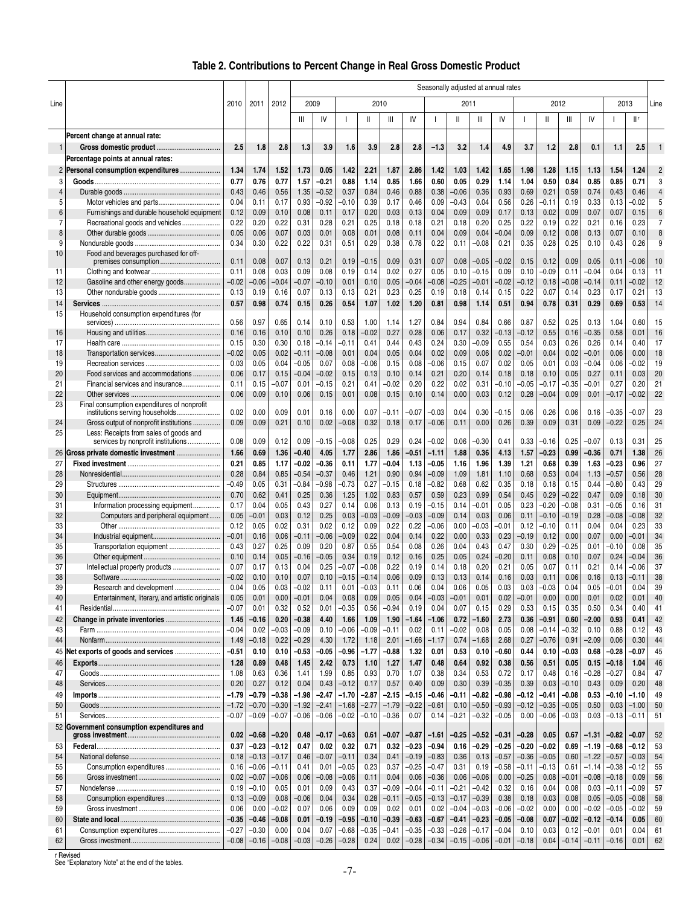# Table 2. Contributions to Percent Change in Real Gross Domestic Product

| Line | | 2010 | 2011 | 2012 | 2009 | | 2010 | | | | 2011 | | | | 2012 | | | | 2013 | | Line |
|---|---|---|---|---|---|---|---|---|---|---|---|---|---|---|---|---|---|---|---|---|---|
| | | | | | III | IV | I | II | III | IV | I | II | III | IV | I | II | III | IV | I | II r | |
| | **Percent change at annual rate:** | | | | | | | | | | | | | | | | | | | | |
| 1 | **Gross domestic product** | **2.5** | **1.8** | **2.8** | **1.3** | **3.9** | **1.6** | **3.9** | **2.8** | **2.8** | **−1.3** | **3.2** | **1.4** | **4.9** | **3.7** | **1.2** | **2.8** | **0.1** | **1.1** | **2.5** | 1 |
| | **Percentage points at annual rates:** | | | | | | | | | | | | | | | | | | | | |
| 2 | **Personal consumption expenditures** | **1.34** | **1.74** | **1.52** | **1.73** | **0.05** | **1.42** | **2.21** | **1.87** | **2.86** | **1.42** | **1.03** | **1.42** | **1.65** | **1.98** | **1.28** | **1.15** | **1.13** | **1.54** | **1.24** | 2 |
| 3 | **Goods** | **0.77** | **0.76** | **0.77** | **1.57** | **−0.21** | **0.88** | **1.14** | **0.85** | **1.66** | **0.60** | **0.05** | **0.29** | **1.14** | **1.04** | **0.50** | **0.84** | **0.85** | **0.85** | **0.71** | 3 |
| 4 | Durable goods | 0.43 | 0.46 | 0.56 | 1.35 | −0.52 | 0.37 | 0.84 | 0.46 | 0.88 | 0.38 | −0.06 | 0.36 | 0.93 | 0.69 | 0.21 | 0.59 | 0.74 | 0.43 | 0.46 | 4 |
| 5 | Motor vehicles and parts | 0.04 | 0.11 | 0.17 | 0.93 | −0.92 | −0.10 | 0.39 | 0.17 | 0.46 | 0.09 | −0.43 | 0.04 | 0.56 | 0.26 | −0.11 | 0.19 | 0.33 | 0.13 | −0.02 | 5 |
| 6 | Furnishings and durable household equipment | 0.12 | 0.09 | 0.10 | 0.08 | 0.11 | 0.17 | 0.20 | 0.03 | 0.13 | 0.04 | 0.09 | 0.09 | 0.17 | 0.13 | 0.02 | 0.09 | 0.07 | 0.07 | 0.15 | 6 |
| 7 | Recreational goods and vehicles | 0.22 | 0.20 | 0.22 | 0.31 | 0.28 | 0.21 | 0.25 | 0.18 | 0.18 | 0.21 | 0.18 | 0.20 | 0.25 | 0.22 | 0.19 | 0.22 | 0.21 | 0.16 | 0.23 | 7 |
| 8 | Other durable goods | 0.05 | 0.06 | 0.07 | 0.03 | 0.01 | 0.08 | 0.01 | 0.08 | 0.11 | 0.04 | 0.09 | 0.04 | −0.04 | 0.09 | 0.12 | 0.08 | 0.13 | 0.07 | 0.10 | 8 |
| 9 | Nondurable goods | 0.34 | 0.30 | 0.22 | 0.22 | 0.31 | 0.51 | 0.29 | 0.38 | 0.78 | 0.22 | 0.11 | −0.08 | 0.21 | 0.35 | 0.28 | 0.25 | 0.10 | 0.43 | 0.26 | 9 |
| 10 | Food and beverages purchased for off-premises consumption | 0.11 | 0.08 | 0.07 | 0.13 | 0.21 | 0.19 | −0.15 | 0.09 | 0.31 | 0.07 | 0.08 | −0.05 | −0.02 | 0.15 | 0.12 | 0.09 | 0.05 | 0.11 | −0.06 | 10 |
| 11 | Clothing and footwear | 0.11 | 0.08 | 0.03 | 0.09 | 0.08 | 0.19 | 0.14 | 0.02 | 0.27 | 0.05 | 0.10 | −0.15 | 0.09 | 0.10 | −0.09 | 0.11 | −0.04 | 0.04 | 0.13 | 11 |
| 12 | Gasoline and other energy goods | −0.02 | −0.06 | −0.04 | −0.07 | −0.10 | 0.01 | 0.10 | 0.05 | −0.04 | −0.08 | −0.25 | −0.01 | −0.02 | −0.12 | 0.18 | −0.08 | −0.14 | 0.11 | −0.02 | 12 |
| 13 | Other nondurable goods | 0.13 | 0.19 | 0.16 | 0.07 | 0.13 | 0.13 | 0.21 | 0.23 | 0.25 | 0.19 | 0.18 | 0.14 | 0.15 | 0.22 | 0.07 | 0.14 | 0.23 | 0.17 | 0.21 | 13 |
| 14 | **Services** | **0.57** | **0.98** | **0.74** | **0.15** | **0.26** | **0.54** | **1.07** | **1.02** | **1.20** | **0.81** | **0.98** | **1.14** | **0.51** | **0.94** | **0.78** | **0.31** | **0.29** | **0.69** | **0.53** | 14 |
| 15 | Household consumption expenditures (for services) | 0.56 | 0.97 | 0.65 | 0.14 | 0.10 | 0.53 | 1.00 | 1.14 | 1.27 | 0.84 | 0.94 | 0.84 | 0.66 | 0.87 | 0.52 | 0.25 | 0.13 | 1.04 | 0.60 | 15 |
| 16 | Housing and utilities | 0.16 | 0.16 | 0.10 | 0.10 | 0.26 | 0.18 | −0.02 | 0.27 | 0.28 | 0.06 | 0.17 | 0.32 | −0.13 | −0.12 | 0.55 | 0.16 | −0.35 | 0.58 | 0.01 | 16 |
| 17 | Health care | 0.15 | 0.30 | 0.30 | 0.18 | −0.14 | −0.11 | 0.41 | 0.44 | 0.43 | 0.24 | 0.30 | −0.09 | 0.55 | 0.54 | 0.03 | 0.26 | 0.26 | 0.14 | 0.40 | 17 |
| 18 | Transportation services | −0.02 | 0.05 | 0.02 | −0.11 | −0.08 | 0.01 | 0.04 | 0.05 | 0.04 | 0.02 | 0.09 | 0.06 | 0.02 | −0.01 | 0.04 | 0.02 | −0.01 | 0.06 | 0.00 | 18 |
| 19 | Recreation services | 0.03 | 0.05 | 0.04 | −0.05 | 0.07 | 0.08 | −0.06 | 0.15 | 0.08 | −0.06 | 0.15 | 0.07 | 0.02 | 0.05 | 0.01 | 0.03 | −0.04 | 0.06 | −0.02 | 19 |
| 20 | Food services and accommodations | 0.06 | 0.17 | 0.15 | −0.04 | −0.02 | 0.15 | 0.13 | 0.10 | 0.14 | 0.21 | 0.20 | 0.14 | 0.18 | 0.18 | 0.10 | 0.05 | 0.27 | 0.11 | 0.03 | 20 |
| 21 | Financial services and insurance | 0.11 | 0.15 | −0.07 | 0.01 | −0.15 | 0.21 | 0.41 | −0.02 | 0.20 | 0.22 | 0.02 | 0.31 | −0.10 | −0.05 | −0.17 | −0.35 | −0.01 | 0.27 | 0.20 | 21 |
| 22 | Other services | 0.06 | 0.09 | 0.10 | 0.06 | 0.15 | 0.01 | 0.08 | 0.15 | 0.10 | 0.14 | 0.00 | 0.03 | 0.12 | 0.28 | −0.04 | 0.09 | 0.01 | −0.17 | −0.02 | 22 |
| 23 | Final consumption expenditures of nonprofit institutions serving households | 0.02 | 0.00 | 0.09 | 0.01 | 0.16 | 0.00 | 0.07 | −0.11 | −0.07 | −0.03 | 0.04 | 0.30 | −0.15 | 0.06 | 0.26 | 0.06 | 0.16 | −0.35 | −0.07 | 23 |
| 24 | Gross output of nonprofit institutions | 0.09 | 0.09 | 0.21 | 0.10 | 0.02 | −0.08 | 0.32 | 0.18 | 0.17 | −0.06 | 0.11 | 0.00 | 0.26 | 0.39 | 0.09 | 0.31 | 0.09 | −0.22 | 0.25 | 24 |
| 25 | Less: Receipts from sales of goods and services by nonprofit institutions | 0.08 | 0.09 | 0.12 | 0.09 | −0.15 | −0.08 | 0.25 | 0.29 | 0.24 | −0.02 | 0.06 | −0.30 | 0.41 | 0.33 | −0.16 | 0.25 | −0.07 | 0.13 | 0.31 | 25 |
| 26 | **Gross private domestic investment** | **1.66** | **0.69** | **1.36** | **−0.40** | **4.05** | **1.77** | **2.86** | **1.86** | **−0.51** | **−1.11** | **1.88** | **0.36** | **4.13** | **1.57** | **−0.23** | **0.99** | **−0.36** | **0.71** | **1.38** | 26 |
| 27 | **Fixed investment** | **0.21** | **0.85** | **1.17** | **−0.02** | **−0.36** | **0.11** | **1.77** | **−0.04** | **1.13** | **−0.05** | **1.16** | **1.96** | **1.39** | **1.21** | **0.68** | **0.39** | **1.63** | **−0.23** | **0.96** | 27 |
| 28 | Nonresidential | 0.28 | 0.84 | 0.85 | −0.54 | −0.37 | 0.46 | 1.21 | 0.90 | 0.94 | −0.09 | 1.09 | 1.81 | 1.10 | 0.68 | 0.53 | 0.04 | 1.13 | −0.57 | 0.56 | 28 |
| 29 | Structures | −0.49 | 0.05 | 0.31 | −0.84 | −0.98 | −0.73 | 0.27 | −0.15 | 0.18 | −0.82 | 0.68 | 0.62 | 0.35 | 0.18 | 0.18 | 0.15 | 0.44 | −0.80 | 0.43 | 29 |
| 30 | Equipment | 0.70 | 0.62 | 0.41 | 0.25 | 0.36 | 1.25 | 1.02 | 0.83 | 0.57 | 0.59 | 0.23 | 0.99 | 0.54 | 0.45 | 0.29 | −0.22 | 0.47 | 0.09 | 0.18 | 30 |
| 31 | Information processing equipment | 0.17 | 0.04 | 0.05 | 0.43 | 0.27 | 0.14 | 0.06 | 0.13 | 0.19 | −0.15 | 0.14 | −0.01 | 0.05 | 0.23 | −0.20 | −0.08 | 0.31 | −0.05 | 0.16 | 31 |
| 32 | Computers and peripheral equipment | 0.05 | −0.01 | 0.03 | 0.12 | 0.25 | 0.03 | −0.03 | −0.09 | −0.03 | −0.09 | 0.14 | 0.03 | 0.06 | 0.11 | −0.10 | −0.19 | 0.28 | −0.08 | −0.08 | 32 |
| 33 | Other | 0.12 | 0.05 | 0.02 | 0.31 | 0.02 | 0.12 | 0.09 | 0.22 | 0.22 | −0.06 | 0.00 | −0.03 | −0.01 | 0.12 | −0.10 | 0.11 | 0.04 | 0.04 | 0.23 | 33 |
| 34 | Industrial equipment | −0.01 | 0.16 | 0.06 | −0.11 | −0.06 | −0.09 | 0.22 | 0.04 | 0.14 | 0.22 | 0.00 | 0.33 | 0.23 | −0.19 | 0.12 | 0.00 | 0.07 | 0.00 | −0.01 | 34 |
| 35 | Transportation equipment | 0.43 | 0.27 | 0.25 | 0.09 | 0.20 | 0.87 | 0.55 | 0.54 | 0.08 | 0.26 | 0.04 | 0.43 | 0.47 | 0.30 | 0.29 | −0.25 | 0.01 | −0.10 | 0.08 | 35 |
| 36 | Other equipment | 0.10 | 0.14 | 0.05 | −0.16 | −0.05 | 0.34 | 0.19 | 0.12 | 0.16 | 0.25 | 0.05 | 0.24 | −0.20 | 0.11 | 0.08 | 0.10 | 0.07 | 0.24 | −0.04 | 36 |
| 37 | Intellectual property products | 0.07 | 0.17 | 0.13 | 0.04 | 0.25 | −0.07 | −0.08 | 0.22 | 0.19 | 0.14 | 0.18 | 0.20 | 0.21 | 0.05 | 0.07 | 0.11 | 0.21 | 0.14 | −0.06 | 37 |
| 38 | Software | −0.02 | 0.10 | 0.10 | 0.07 | 0.10 | −0.15 | −0.14 | 0.06 | 0.09 | 0.13 | 0.13 | 0.14 | 0.16 | 0.03 | 0.11 | 0.06 | 0.16 | 0.13 | −0.11 | 38 |
| 39 | Research and development | 0.04 | 0.05 | 0.03 | −0.02 | 0.11 | 0.01 | −0.03 | 0.11 | 0.06 | 0.04 | 0.06 | 0.05 | 0.03 | 0.03 | −0.03 | 0.04 | 0.05 | −0.01 | 0.04 | 39 |
| 40 | Entertainment, literary, and artistic originals | 0.05 | 0.01 | 0.00 | −0.01 | 0.04 | 0.08 | 0.09 | 0.05 | 0.04 | −0.03 | −0.01 | 0.01 | 0.02 | −0.01 | 0.00 | 0.00 | 0.01 | 0.02 | 0.01 | 40 |
| 41 | Residential | −0.07 | 0.01 | 0.32 | 0.52 | 0.01 | −0.35 | 0.56 | −0.94 | 0.19 | 0.04 | 0.07 | 0.15 | 0.29 | 0.53 | 0.15 | 0.35 | 0.50 | 0.34 | 0.40 | 41 |
| 42 | **Change in private inventories** | **1.45** | **−0.16** | **0.20** | **−0.38** | **4.40** | **1.66** | **1.09** | **1.90** | **−1.64** | **−1.06** | **0.72** | **−1.60** | **2.73** | **0.36** | **−0.91** | **0.60** | **−2.00** | **0.93** | **0.41** | 42 |
| 43 | Farm | −0.04 | 0.02 | −0.03 | −0.09 | 0.10 | −0.06 | −0.09 | −0.11 | 0.02 | 0.11 | −0.02 | 0.08 | 0.05 | 0.08 | −0.14 | −0.32 | 0.10 | 0.88 | 0.12 | 43 |
| 44 | Nonfarm | 1.49 | −0.18 | 0.22 | −0.29 | 4.30 | 1.72 | 1.18 | 2.01 | −1.66 | −1.17 | 0.74 | −1.68 | 2.68 | 0.27 | −0.76 | 0.91 | −2.09 | 0.06 | 0.30 | 44 |
| 45 | **Net exports of goods and services** | **−0.51** | **0.10** | **0.10** | **−0.53** | **−0.05** | **−0.96** | **−1.77** | **−0.88** | **1.32** | **0.01** | **0.53** | **0.10** | **−0.60** | **0.44** | **0.10** | **−0.03** | **0.68** | **−0.28** | **−0.07** | 45 |
| 46 | **Exports** | **1.28** | **0.89** | **0.48** | **1.45** | **2.42** | **0.73** | **1.10** | **1.27** | **1.47** | **0.48** | **0.64** | **0.92** | **0.38** | **0.56** | **0.51** | **0.05** | **0.15** | **−0.18** | **1.04** | 46 |
| 47 | Goods | 1.08 | 0.63 | 0.36 | 1.41 | 1.99 | 0.85 | 0.93 | 0.70 | 1.07 | 0.38 | 0.34 | 0.53 | 0.72 | 0.17 | 0.48 | 0.16 | −0.28 | −0.27 | 0.84 | 47 |
| 48 | Services | 0.20 | 0.27 | 0.12 | 0.04 | 0.43 | −0.12 | 0.17 | 0.57 | 0.40 | 0.09 | 0.30 | 0.39 | −0.35 | 0.39 | 0.03 | −0.10 | 0.43 | 0.09 | 0.20 | 48 |
| 49 | **Imports** | **−1.79** | **−0.79** | **−0.38** | **−1.98** | **−2.47** | **−1.70** | **−2.87** | **−2.15** | **−0.15** | **−0.46** | **−0.11** | **−0.82** | **−0.98** | **−0.12** | **−0.41** | **−0.08** | **0.53** | **−0.10** | **−1.10** | 49 |
| 50 | Goods | −1.72 | −0.70 | −0.30 | −1.92 | −2.41 | −1.68 | −2.77 | −1.79 | −0.22 | −0.61 | 0.10 | −0.50 | −0.93 | −0.12 | −0.35 | −0.05 | 0.50 | 0.03 | −1.00 | 50 |
| 51 | Services | −0.07 | −0.09 | −0.07 | −0.06 | −0.06 | −0.02 | −0.10 | −0.36 | 0.07 | 0.14 | −0.21 | −0.32 | −0.05 | 0.00 | −0.06 | −0.03 | 0.03 | −0.13 | −0.11 | 51 |
| 52 | **Government consumption expenditures and gross investment** | **0.02** | **−0.68** | **−0.20** | **0.48** | **−0.17** | **−0.63** | **0.61** | **−0.07** | **−0.87** | **−1.61** | **−0.25** | **−0.52** | **−0.31** | **−0.28** | **0.05** | **0.67** | **−1.31** | **−0.82** | **−0.07** | 52 |
| 53 | **Federal** | **0.37** | **−0.23** | **−0.12** | **0.47** | **0.02** | **0.32** | **0.71** | **0.32** | **−0.23** | **−0.94** | **0.16** | **−0.29** | **−0.25** | **−0.20** | **−0.02** | **0.69** | **−1.19** | **−0.68** | **−0.12** | 53 |
| 54 | National defense | 0.18 | −0.13 | −0.17 | 0.46 | −0.07 | −0.11 | 0.34 | 0.41 | −0.19 | −0.83 | 0.36 | 0.13 | −0.57 | −0.36 | −0.05 | 0.60 | −1.22 | −0.57 | −0.03 | 54 |
| 55 | Consumption expenditures | 0.16 | −0.06 | −0.11 | 0.41 | 0.01 | −0.05 | 0.23 | 0.37 | −0.25 | −0.47 | 0.31 | 0.19 | −0.58 | −0.11 | −0.13 | 0.61 | −1.14 | −0.38 | −0.12 | 55 |
| 56 | Gross investment | 0.02 | −0.07 | −0.06 | 0.06 | −0.08 | −0.06 | 0.11 | 0.04 | 0.06 | −0.36 | 0.06 | −0.06 | 0.00 | −0.25 | 0.08 | −0.01 | −0.08 | −0.18 | 0.09 | 56 |
| 57 | Nondefense | 0.19 | −0.10 | 0.05 | 0.01 | 0.09 | 0.43 | 0.37 | −0.09 | −0.04 | −0.11 | −0.21 | −0.42 | 0.32 | 0.16 | 0.04 | 0.08 | 0.03 | −0.11 | −0.09 | 57 |
| 58 | Consumption expenditures | 0.13 | −0.09 | 0.08 | −0.06 | 0.04 | 0.34 | 0.28 | −0.11 | −0.05 | −0.13 | −0.17 | −0.39 | 0.38 | 0.18 | 0.03 | 0.08 | 0.05 | −0.05 | −0.08 | 58 |
| 59 | Gross investment | 0.06 | 0.00 | −0.02 | 0.07 | 0.06 | 0.09 | 0.09 | 0.02 | 0.01 | 0.02 | −0.04 | −0.03 | −0.06 | −0.02 | 0.00 | 0.00 | −0.02 | −0.05 | −0.02 | 59 |
| 60 | **State and local** | **−0.35** | **−0.46** | **−0.08** | **0.01** | **−0.19** | **−0.95** | **−0.10** | **−0.39** | **−0.63** | **−0.67** | **−0.41** | **−0.23** | **−0.05** | **−0.08** | **0.07** | **−0.02** | **−0.12** | **−0.14** | **0.05** | 60 |
| 61 | Consumption expenditures | −0.27 | −0.30 | 0.00 | 0.04 | 0.07 | −0.68 | −0.35 | −0.41 | −0.35 | −0.33 | −0.26 | −0.17 | −0.04 | 0.10 | 0.03 | 0.12 | −0.01 | 0.01 | 0.04 | 61 |
| 62 | Gross investment | −0.08 | −0.16 | −0.08 | −0.03 | −0.26 | −0.28 | 0.24 | 0.02 | −0.28 | −0.34 | −0.15 | −0.06 | −0.01 | −0.18 | 0.04 | −0.14 | −0.11 | −0.16 | 0.01 | 62 |

r Revised
See "Explanatory Note" at the end of the tables.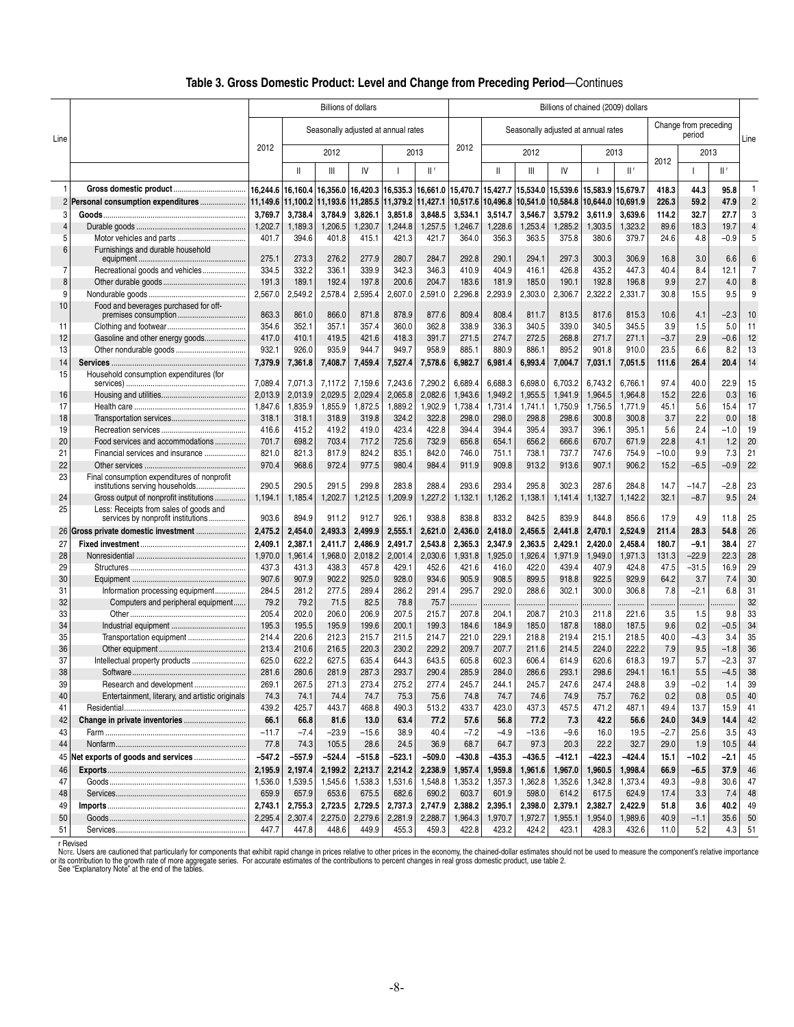## Table 3. Gross Domestic Product: Level and Change from Preceding Period—Continues

| Line | | Billions of dollars | | | | | | Billions of chained (2009) dollars | | | | | | | | | Line |
|---|---|---|---|---|---|---|---|---|---|---|---|---|---|---|---|---|---|
| | | 2012 | Seasonally adjusted at annual rates | | | | | 2012 | Seasonally adjusted at annual rates | | | | | Change from preceding period | | | |
| | | | 2012 | | | 2013 | | | 2012 | | | 2013 | | 2012 | 2013 | | |
| | | | II | III | IV | I | II r | | II | III | IV | I | II r | | I | II r | |
| 1 | **Gross domestic product** | **16,244.6** | **16,160.4** | **16,356.0** | **16,420.3** | **16,535.3** | **16,661.0** | **15,470.7** | **15,427.7** | **15,534.0** | **15,539.6** | **15,583.9** | **15,679.7** | **418.3** | **44.3** | **95.8** | 1 |
| 2 | **Personal consumption expenditures** | **11,149.6** | **11,100.2** | **11,193.6** | **11,285.5** | **11,379.2** | **11,427.1** | **10,517.6** | **10,496.8** | **10,541.0** | **10,584.8** | **10,644.0** | **10,691.9** | **226.3** | **59.2** | **47.9** | 2 |
| 3 | **Goods** | **3,769.7** | **3,738.4** | **3,784.9** | **3,826.1** | **3,851.8** | **3,848.5** | **3,534.1** | **3,514.7** | **3,546.7** | **3,579.2** | **3,611.9** | **3,639.6** | **114.2** | **32.7** | **27.7** | 3 |
| 4 | Durable goods | 1,202.7 | 1,189.3 | 1,206.5 | 1,230.7 | 1,244.8 | 1,257.5 | 1,246.7 | 1,228.6 | 1,253.4 | 1,285.2 | 1,303.5 | 1,323.2 | 89.6 | 18.3 | 19.7 | 4 |
| 5 | Motor vehicles and parts | 401.7 | 394.6 | 401.8 | 415.1 | 421.3 | 421.7 | 364.0 | 356.3 | 363.5 | 375.8 | 380.6 | 379.7 | 24.6 | 4.8 | −0.9 | 5 |
| 6 | Furnishings and durable household equipment | 275.1 | 273.3 | 276.2 | 277.9 | 280.7 | 284.7 | 292.8 | 290.1 | 294.1 | 297.3 | 300.3 | 306.9 | 16.8 | 3.0 | 6.6 | 6 |
| 7 | Recreational goods and vehicles | 334.5 | 332.2 | 336.1 | 339.9 | 342.3 | 346.3 | 410.9 | 404.9 | 416.1 | 426.8 | 435.2 | 447.3 | 40.4 | 8.4 | 12.1 | 7 |
| 8 | Other durable goods | 191.3 | 189.1 | 192.4 | 197.8 | 200.6 | 204.7 | 183.6 | 181.9 | 185.0 | 190.1 | 192.8 | 196.8 | 9.9 | 2.7 | 4.0 | 8 |
| 9 | Nondurable goods | 2,567.0 | 2,549.2 | 2,578.4 | 2,595.4 | 2,607.0 | 2,591.0 | 2,296.8 | 2,293.9 | 2,303.0 | 2,306.7 | 2,322.2 | 2,331.7 | 30.8 | 15.5 | 9.5 | 9 |
| 10 | Food and beverages purchased for off-premises consumption | 863.3 | 861.0 | 866.0 | 871.8 | 878.9 | 877.6 | 809.4 | 808.4 | 811.7 | 813.5 | 817.6 | 815.3 | 10.6 | 4.1 | −2.3 | 10 |
| 11 | Clothing and footwear | 354.6 | 352.1 | 357.1 | 357.4 | 360.0 | 362.8 | 338.9 | 336.3 | 340.5 | 339.0 | 340.5 | 345.5 | 3.9 | 1.5 | 5.0 | 11 |
| 12 | Gasoline and other energy goods | 417.0 | 410.1 | 419.5 | 421.6 | 418.3 | 391.7 | 271.5 | 274.7 | 272.5 | 268.8 | 271.7 | 271.1 | −3.7 | 2.9 | −0.6 | 12 |
| 13 | Other nondurable goods | 932.1 | 926.0 | 935.9 | 944.7 | 949.7 | 958.9 | 885.1 | 880.9 | 886.1 | 895.2 | 901.8 | 910.0 | 23.5 | 6.6 | 8.2 | 13 |
| 14 | **Services** | **7,379.9** | **7,361.8** | **7,408.7** | **7,459.4** | **7,527.4** | **7,578.6** | **6,982.7** | **6,981.4** | **6,993.4** | **7,004.7** | **7,031.1** | **7,051.5** | **111.6** | **26.4** | **20.4** | 14 |
| 15 | Household consumption expenditures (for services) | 7,089.4 | 7,071.3 | 7,117.2 | 7,159.6 | 7,243.6 | 7,290.2 | 6,689.4 | 6,688.3 | 6,698.0 | 6,703.2 | 6,743.2 | 6,766.1 | 97.4 | 40.0 | 22.9 | 15 |
| 16 | Housing and utilities | 2,013.9 | 2,013.9 | 2,029.5 | 2,029.4 | 2,065.8 | 2,082.6 | 1,943.6 | 1,949.2 | 1,955.5 | 1,941.9 | 1,964.5 | 1,964.8 | 15.2 | 22.6 | 0.3 | 16 |
| 17 | Health care | 1,847.6 | 1,835.9 | 1,855.9 | 1,872.5 | 1,889.2 | 1,902.9 | 1,738.4 | 1,731.4 | 1,741.1 | 1,750.9 | 1,756.5 | 1,771.9 | 45.1 | 5.6 | 15.4 | 17 |
| 18 | Transportation services | 318.1 | 318.1 | 318.9 | 319.8 | 324.2 | 322.8 | 298.0 | 298.0 | 298.8 | 298.6 | 300.8 | 300.8 | 3.7 | 2.2 | 0.0 | 18 |
| 19 | Recreation services | 416.6 | 415.2 | 419.2 | 419.0 | 423.4 | 422.8 | 394.4 | 394.4 | 395.4 | 393.7 | 396.1 | 395.1 | 5.6 | 2.4 | −1.0 | 19 |
| 20 | Food services and accommodations | 701.7 | 698.2 | 703.4 | 717.2 | 725.6 | 732.9 | 656.8 | 654.1 | 656.2 | 666.6 | 670.7 | 671.9 | 22.8 | 4.1 | 1.2 | 20 |
| 21 | Financial services and insurance | 821.0 | 821.3 | 817.9 | 824.2 | 835.1 | 842.0 | 746.0 | 751.1 | 738.1 | 737.7 | 747.6 | 754.9 | −10.0 | 9.9 | 7.3 | 21 |
| 22 | Other services | 970.4 | 968.6 | 972.4 | 977.5 | 980.4 | 984.4 | 911.9 | 909.8 | 913.2 | 913.6 | 907.1 | 906.2 | 15.2 | −6.5 | −0.9 | 22 |
| 23 | Final consumption expenditures of nonprofit institutions serving households | 290.5 | 290.5 | 291.5 | 299.8 | 283.8 | 288.4 | 293.6 | 293.4 | 295.8 | 302.3 | 287.6 | 284.8 | 14.7 | −14.7 | −2.8 | 23 |
| 24 | Gross output of nonprofit institutions | 1,194.1 | 1,185.4 | 1,202.7 | 1,212.5 | 1,209.9 | 1,227.2 | 1,132.1 | 1,126.2 | 1,138.1 | 1,141.4 | 1,132.7 | 1,142.2 | 32.1 | −8.7 | 9.5 | 24 |
| 25 | Less: Receipts from sales of goods and services by nonprofit institutions | 903.6 | 894.9 | 911.2 | 912.7 | 926.1 | 938.8 | 838.8 | 833.2 | 842.5 | 839.9 | 844.8 | 856.6 | 17.9 | 4.9 | 11.8 | 25 |
| 26 | **Gross private domestic investment** | **2,475.2** | **2,454.0** | **2,493.3** | **2,499.9** | **2,555.1** | **2,621.0** | **2,436.0** | **2,418.0** | **2,456.5** | **2,441.8** | **2,470.1** | **2,524.9** | **211.4** | **28.3** | **54.8** | 26 |
| 27 | **Fixed investment** | **2,409.1** | **2,387.1** | **2,411.7** | **2,486.9** | **2,491.7** | **2,543.8** | **2,365.3** | **2,347.9** | **2,363.5** | **2,429.1** | **2,420.0** | **2,458.4** | **180.7** | **−9.1** | **38.4** | 27 |
| 28 | Nonresidential | 1,970.0 | 1,961.4 | 1,968.0 | 2,018.2 | 2,001.4 | 2,030.6 | 1,931.8 | 1,925.0 | 1,926.4 | 1,971.9 | 1,949.0 | 1,971.3 | 131.3 | −22.9 | 22.3 | 28 |
| 29 | Structures | 437.3 | 431.3 | 438.3 | 457.8 | 429.1 | 452.6 | 421.6 | 416.0 | 422.0 | 439.4 | 407.9 | 424.8 | 47.5 | −31.5 | 16.9 | 29 |
| 30 | Equipment | 907.6 | 907.9 | 902.2 | 925.0 | 928.0 | 934.6 | 905.9 | 908.5 | 899.5 | 918.8 | 922.5 | 929.9 | 64.2 | 3.7 | 7.4 | 30 |
| 31 | Information processing equipment | 284.5 | 281.2 | 277.5 | 289.4 | 286.2 | 291.4 | 295.7 | 292.0 | 288.6 | 302.1 | 300.0 | 306.8 | 7.8 | −2.1 | 6.8 | 31 |
| 32 | Computers and peripheral equipment | 79.2 | 79.2 | 71.5 | 82.5 | 78.8 | 75.7 | .......... | .......... | .......... | .......... | .......... | .......... | .......... | .......... | .......... | 32 |
| 33 | Other | 205.4 | 202.0 | 206.0 | 206.9 | 207.5 | 215.7 | 207.8 | 204.1 | 208.7 | 210.3 | 211.8 | 221.6 | 3.5 | 1.5 | 9.8 | 33 |
| 34 | Industrial equipment | 195.3 | 195.5 | 195.9 | 199.6 | 200.1 | 199.3 | 184.6 | 184.9 | 185.0 | 187.8 | 188.0 | 187.5 | 9.6 | 0.2 | −0.5 | 34 |
| 35 | Transportation equipment | 214.4 | 220.6 | 212.3 | 215.7 | 211.5 | 214.7 | 221.0 | 229.1 | 218.8 | 219.4 | 215.1 | 218.5 | 40.0 | −4.3 | 3.4 | 35 |
| 36 | Other equipment | 213.4 | 210.6 | 216.5 | 220.3 | 230.2 | 229.2 | 209.7 | 207.7 | 211.6 | 214.5 | 224.0 | 222.2 | 7.9 | 9.5 | −1.8 | 36 |
| 37 | Intellectual property products | 625.0 | 622.2 | 627.5 | 635.4 | 644.3 | 643.5 | 605.8 | 602.3 | 606.4 | 614.9 | 620.6 | 618.3 | 19.7 | 5.7 | −2.3 | 37 |
| 38 | Software | 281.6 | 280.6 | 281.9 | 287.3 | 293.7 | 290.4 | 285.9 | 284.0 | 286.6 | 293.1 | 298.6 | 294.1 | 16.1 | 5.5 | −4.5 | 38 |
| 39 | Research and development | 269.1 | 267.5 | 271.3 | 273.4 | 275.2 | 277.4 | 245.7 | 244.1 | 245.7 | 247.6 | 247.4 | 248.8 | 3.9 | −0.2 | 1.4 | 39 |
| 40 | Entertainment, literary, and artistic originals | 74.3 | 74.1 | 74.4 | 74.7 | 75.3 | 75.6 | 74.8 | 74.7 | 74.6 | 74.9 | 75.7 | 76.2 | 0.2 | 0.8 | 0.5 | 40 |
| 41 | Residential | 439.2 | 425.7 | 443.7 | 468.8 | 490.3 | 513.2 | 433.7 | 423.0 | 437.3 | 457.5 | 471.2 | 487.1 | 49.4 | 13.7 | 15.9 | 41 |
| 42 | **Change in private inventories** | **66.1** | **66.8** | **81.6** | **13.0** | **63.4** | **77.2** | **57.6** | **56.8** | **77.2** | **7.3** | **42.2** | **56.6** | **24.0** | **34.9** | **14.4** | 42 |
| 43 | Farm | −11.7 | −7.4 | −23.9 | −15.6 | 38.9 | 40.4 | −7.2 | −4.9 | −13.6 | −9.6 | 16.0 | 19.5 | −2.7 | 25.6 | 3.5 | 43 |
| 44 | Nonfarm | 77.8 | 74.3 | 105.5 | 28.6 | 24.5 | 36.9 | 68.7 | 64.7 | 97.3 | 20.3 | 22.2 | 32.7 | 29.0 | 1.9 | 10.5 | 44 |
| 45 | **Net exports of goods and services** | **−547.2** | **−557.9** | **−524.4** | **−515.8** | **−523.1** | **−509.0** | **−430.8** | **−435.3** | **−436.5** | **−412.1** | **−422.3** | **−424.4** | **15.1** | **−10.2** | **−2.1** | 45 |
| 46 | **Exports** | **2,195.9** | **2,197.4** | **2,199.2** | **2,213.7** | **2,214.2** | **2,238.9** | **1,957.4** | **1,959.8** | **1,961.6** | **1,967.0** | **1,960.5** | **1,998.4** | **66.9** | **−6.5** | **37.9** | 46 |
| 47 | Goods | 1,536.0 | 1,539.5 | 1,545.6 | 1,538.3 | 1,531.6 | 1,548.8 | 1,353.2 | 1,357.3 | 1,362.8 | 1,352.6 | 1,342.8 | 1,373.4 | 49.3 | −9.8 | 30.6 | 47 |
| 48 | Services | 659.9 | 657.9 | 653.6 | 675.5 | 682.6 | 690.2 | 603.7 | 601.9 | 598.0 | 614.2 | 617.5 | 624.9 | 17.4 | 3.3 | 7.4 | 48 |
| 49 | **Imports** | **2,743.1** | **2,755.3** | **2,723.5** | **2,729.5** | **2,737.3** | **2,747.9** | **2,388.2** | **2,395.1** | **2,398.0** | **2,379.1** | **2,382.7** | **2,422.9** | **51.8** | **3.6** | **40.2** | 49 |
| 50 | Goods | 2,295.4 | 2,307.4 | 2,275.0 | 2,279.6 | 2,281.9 | 2,288.7 | 1,964.3 | 1,970.7 | 1,972.7 | 1,955.1 | 1,954.0 | 1,989.6 | 40.9 | −1.1 | 35.6 | 50 |
| 51 | Services | 447.7 | 447.8 | 448.6 | 449.9 | 455.3 | 459.3 | 422.8 | 423.2 | 424.2 | 423.1 | 428.3 | 432.6 | 11.0 | 5.2 | 4.3 | 51 |

r Revised

Note. Users are cautioned that particularly for components that exhibit rapid change in prices relative to other prices in the economy, the chained-dollar estimates should not be used to measure the component's relative importance or its contribution to the growth rate of more aggregate series. For accurate estimates of the contributions to percent changes in real gross domestic product, use table 2.

See "Explanatory Note" at the end of the tables.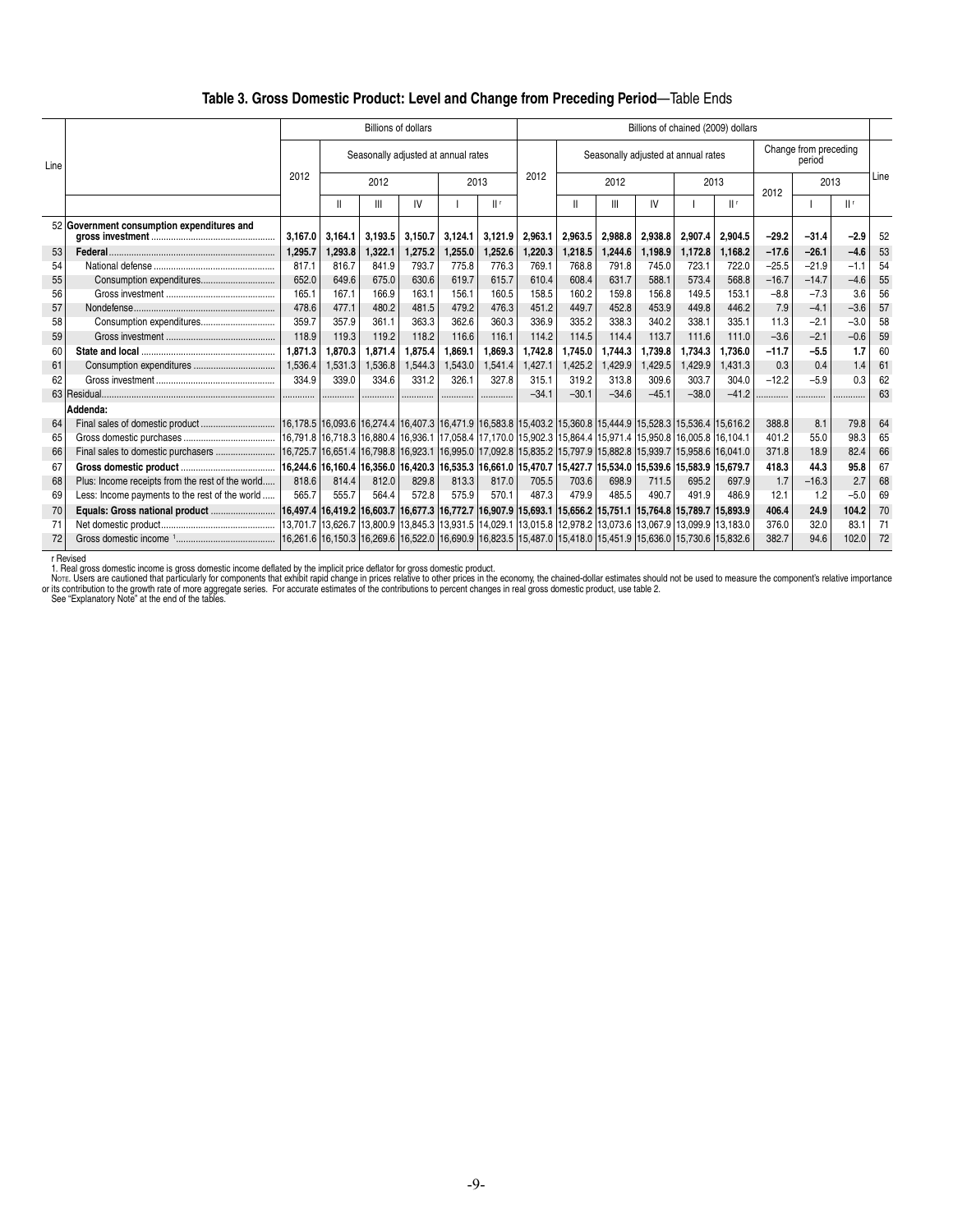## Table 3. Gross Domestic Product: Level and Change from Preceding Period—Table Ends

| Line | | Billions of dollars | | | | | | Billions of chained (2009) dollars | | | | | | | | | Line |
|---|---|---|---|---|---|---|---|---|---|---|---|---|---|---|---|---|---|
| | | 2012 | Seasonally adjusted at annual rates | | | | | 2012 | Seasonally adjusted at annual rates | | | | | Change from preceding period | | | |
| | | | 2012 | | | 2013 | | | 2012 | | | 2013 | | 2012 | 2013 | | |
| | | | II | III | IV | I | II r | | II | III | IV | I | II r | | I | II r | |
| 52 | **Government consumption expenditures and gross investment** | **3,167.0** | **3,164.1** | **3,193.5** | **3,150.7** | **3,124.1** | **3,121.9** | **2,963.1** | **2,963.5** | **2,988.8** | **2,938.8** | **2,907.4** | **2,904.5** | **−29.2** | **−31.4** | **−2.9** | 52 |
| 53 | **Federal** | **1,295.7** | **1,293.8** | **1,322.1** | **1,275.2** | **1,255.0** | **1,252.6** | **1,220.3** | **1,218.5** | **1,244.6** | **1,198.9** | **1,172.8** | **1,168.2** | **−17.6** | **−26.1** | **−4.6** | 53 |
| 54 | National defense | 817.1 | 816.7 | 841.9 | 793.7 | 775.8 | 776.3 | 769.1 | 768.8 | 791.8 | 745.0 | 723.1 | 722.0 | −25.5 | −21.9 | −1.1 | 54 |
| 55 | Consumption expenditures | 652.0 | 649.6 | 675.0 | 630.6 | 619.7 | 615.7 | 610.4 | 608.4 | 631.7 | 588.1 | 573.4 | 568.8 | −16.7 | −14.7 | −4.6 | 55 |
| 56 | Gross investment | 165.1 | 167.1 | 166.9 | 163.1 | 156.1 | 160.5 | 158.5 | 160.2 | 159.8 | 156.8 | 149.5 | 153.1 | −8.8 | −7.3 | 3.6 | 56 |
| 57 | Nondefense | 478.6 | 477.1 | 480.2 | 481.5 | 479.2 | 476.3 | 451.2 | 449.7 | 452.8 | 453.9 | 449.8 | 446.2 | 7.9 | −4.1 | −3.6 | 57 |
| 58 | Consumption expenditures | 359.7 | 357.9 | 361.1 | 363.3 | 362.6 | 360.3 | 336.9 | 335.2 | 338.3 | 340.2 | 338.1 | 335.1 | 11.3 | −2.1 | −3.0 | 58 |
| 59 | Gross investment | 118.9 | 119.3 | 119.2 | 118.2 | 116.6 | 116.1 | 114.2 | 114.5 | 114.4 | 113.7 | 111.6 | 111.0 | −3.6 | −2.1 | −0.6 | 59 |
| 60 | **State and local** | **1,871.3** | **1,870.3** | **1,871.4** | **1,875.4** | **1,869.1** | **1,869.3** | **1,742.8** | **1,745.0** | **1,744.3** | **1,739.8** | **1,734.3** | **1,736.0** | **−11.7** | **−5.5** | **1.7** | 60 |
| 61 | Consumption expenditures | 1,536.4 | 1,531.3 | 1,536.8 | 1,544.3 | 1,543.0 | 1,541.4 | 1,427.1 | 1,425.2 | 1,429.9 | 1,429.5 | 1,429.9 | 1,431.3 | 0.3 | 0.4 | 1.4 | 61 |
| 62 | Gross investment | 334.9 | 339.0 | 334.6 | 331.2 | 326.1 | 327.8 | 315.1 | 319.2 | 313.8 | 309.6 | 303.7 | 304.0 | −12.2 | −5.9 | 0.3 | 62 |
| 63 | Residual | ........... | ........... | ........... | ........... | ........... | ........... | −34.1 | −30.1 | −34.6 | −45.1 | −38.0 | −41.2 | ........... | ........... | ........... | 63 |
| | **Addenda:** | | | | | | | | | | | | | | | | |
| 64 | Final sales of domestic product | 16,178.5 | 16,093.6 | 16,274.4 | 16,407.3 | 16,471.9 | 16,583.8 | 15,403.2 | 15,360.8 | 15,444.9 | 15,528.3 | 15,536.4 | 15,616.2 | 388.8 | 8.1 | 79.8 | 64 |
| 65 | Gross domestic purchases | 16,791.8 | 16,718.3 | 16,880.4 | 16,936.1 | 17,058.4 | 17,170.0 | 15,902.3 | 15,864.4 | 15,971.4 | 15,950.8 | 16,005.8 | 16,104.1 | 401.2 | 55.0 | 98.3 | 65 |
| 66 | Final sales to domestic purchasers | 16,725.7 | 16,651.4 | 16,798.8 | 16,923.1 | 16,995.0 | 17,092.8 | 15,835.2 | 15,797.9 | 15,882.8 | 15,939.7 | 15,958.6 | 16,041.0 | 371.8 | 18.9 | 82.4 | 66 |
| 67 | **Gross domestic product** | **16,244.6** | **16,160.4** | **16,356.0** | **16,420.3** | **16,535.3** | **16,661.0** | **15,470.7** | **15,427.7** | **15,534.0** | **15,539.6** | **15,583.9** | **15,679.7** | **418.3** | **44.3** | **95.8** | 67 |
| 68 | Plus: Income receipts from the rest of the world | 818.6 | 814.4 | 812.0 | 829.8 | 813.3 | 817.0 | 705.5 | 703.6 | 698.9 | 711.5 | 695.2 | 697.9 | 1.7 | −16.3 | 2.7 | 68 |
| 69 | Less: Income payments to the rest of the world | 565.7 | 555.7 | 564.4 | 572.8 | 575.9 | 570.1 | 487.3 | 479.9 | 485.5 | 490.7 | 491.9 | 486.9 | 12.1 | 1.2 | −5.0 | 69 |
| 70 | **Equals: Gross national product** | **16,497.4** | **16,419.2** | **16,603.7** | **16,677.3** | **16,772.7** | **16,907.9** | **15,693.1** | **15,656.2** | **15,751.1** | **15,764.8** | **15,789.7** | **15,893.9** | **406.4** | **24.9** | **104.2** | 70 |
| 71 | Net domestic product | 13,701.7 | 13,626.7 | 13,800.9 | 13,845.3 | 13,931.5 | 14,029.1 | 13,015.8 | 12,978.2 | 13,073.6 | 13,067.9 | 13,099.9 | 13,183.0 | 376.0 | 32.0 | 83.1 | 71 |
| 72 | Gross domestic income [1] | 16,261.6 | 16,150.3 | 16,269.6 | 16,522.0 | 16,690.9 | 16,823.5 | 15,487.0 | 15,418.0 | 15,451.9 | 15,636.0 | 15,730.6 | 15,832.6 | 382.7 | 94.6 | 102.0 | 72 |

r Revised

1. Real gross domestic income is gross domestic income deflated by the implicit price deflator for gross domestic product.

Note. Users are cautioned that particularly for components that exhibit rapid change in prices relative to other prices in the economy, the chained-dollar estimates should not be used to measure the component's relative importance or its contribution to the growth rate of more aggregate series. For accurate estimates of the contributions to percent changes in real gross domestic product, use table 2.

See "Explanatory Note" at the end of the tables.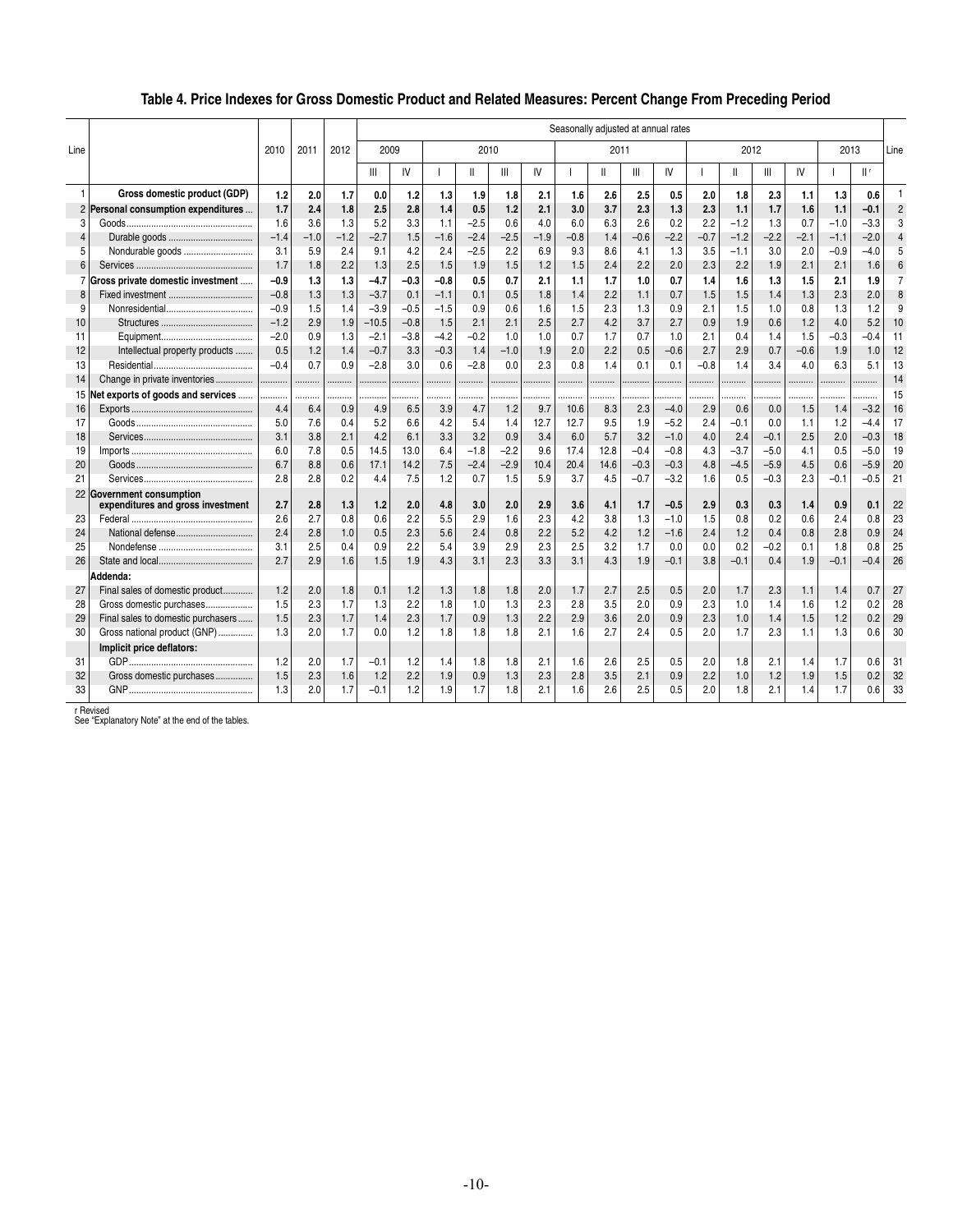## Table 4. Price Indexes for Gross Domestic Product and Related Measures: Percent Change From Preceding Period

| Line | | 2010 | 2011 | 2012 | Seasonally adjusted at annual rates | | | | | | | | | | | | | | | | Line |
|---|---|---|---|---|---|---|---|---|---|---|---|---|---|---|---|---|---|---|---|---|---|
| | | | | | 2009 | | 2010 | | | | 2011 | | | | 2012 | | | | 2013 | | |
| | | | | | III | IV | I | II | III | IV | I | II | III | IV | I | II | III | IV | I | II r | |
| 1 | **Gross domestic product (GDP)** | **1.2** | **2.0** | **1.7** | **0.0** | **1.2** | **1.3** | **1.9** | **1.8** | **2.1** | **1.6** | **2.6** | **2.5** | **0.5** | **2.0** | **1.8** | **2.3** | **1.1** | **1.3** | **0.6** | 1 |
| 2 | **Personal consumption expenditures** | **1.7** | **2.4** | **1.8** | **2.5** | **2.8** | **1.4** | **0.5** | **1.2** | **2.1** | **3.0** | **3.7** | **2.3** | **1.3** | **2.3** | **1.1** | **1.7** | **1.6** | **1.1** | **–0.1** | 2 |
| 3 | Goods | 1.6 | 3.6 | 1.3 | 5.2 | 3.3 | 1.1 | –2.5 | 0.6 | 4.0 | 6.0 | 6.3 | 2.6 | 0.2 | 2.2 | –1.2 | 1.3 | 0.7 | –1.0 | –3.3 | 3 |
| 4 | Durable goods | –1.4 | –1.0 | –1.2 | –2.7 | 1.5 | –1.6 | –2.4 | –2.5 | –1.9 | –0.8 | 1.4 | –0.6 | –2.2 | –0.7 | –1.2 | –2.2 | –2.1 | –1.1 | –2.0 | 4 |
| 5 | Nondurable goods | 3.1 | 5.9 | 2.4 | 9.1 | 4.2 | 2.4 | –2.5 | 2.2 | 6.9 | 9.3 | 8.6 | 4.1 | 1.3 | 3.5 | –1.1 | 3.0 | 2.0 | –0.9 | –4.0 | 5 |
| 6 | Services | 1.7 | 1.8 | 2.2 | 1.3 | 2.5 | 1.5 | 1.9 | 1.5 | 1.2 | 1.5 | 2.4 | 2.2 | 2.0 | 2.3 | 2.2 | 1.9 | 2.1 | 2.1 | 1.6 | 6 |
| 7 | **Gross private domestic investment** | **–0.9** | **1.3** | **1.3** | **–4.7** | **–0.3** | **–0.8** | **0.5** | **0.7** | **2.1** | **1.1** | **1.7** | **1.0** | **0.7** | **1.4** | **1.6** | **1.3** | **1.5** | **2.1** | **1.9** | 7 |
| 8 | Fixed investment | –0.8 | 1.3 | 1.3 | –3.7 | 0.1 | –1.1 | 0.1 | 0.5 | 1.8 | 1.4 | 2.2 | 1.1 | 0.7 | 1.5 | 1.5 | 1.4 | 1.3 | 2.3 | 2.0 | 8 |
| 9 | Nonresidential | –0.9 | 1.5 | 1.4 | –3.9 | –0.5 | –1.5 | 0.9 | 0.6 | 1.6 | 1.5 | 2.3 | 1.3 | 0.9 | 2.1 | 1.5 | 1.0 | 0.8 | 1.3 | 1.2 | 9 |
| 10 | Structures | –1.2 | 2.9 | 1.9 | –10.5 | –0.8 | 1.5 | 2.1 | 2.1 | 2.5 | 2.7 | 4.2 | 3.7 | 2.7 | 0.9 | 1.9 | 0.6 | 1.2 | 4.0 | 5.2 | 10 |
| 11 | Equipment | –2.0 | 0.9 | 1.3 | –2.1 | –3.8 | –4.2 | –0.2 | 1.0 | 1.0 | 0.7 | 1.7 | 0.7 | 1.0 | 2.1 | 0.4 | 1.4 | 1.5 | –0.3 | –0.4 | 11 |
| 12 | Intellectual property products | 0.5 | 1.2 | 1.4 | –0.7 | 3.3 | –0.3 | 1.4 | –1.0 | 1.9 | 2.0 | 2.2 | 0.5 | –0.6 | 2.7 | 2.9 | 0.7 | –0.6 | 1.9 | 1.0 | 12 |
| 13 | Residential | –0.4 | 0.7 | 0.9 | –2.8 | 3.0 | 0.6 | –2.8 | 0.0 | 2.3 | 0.8 | 1.4 | 0.1 | 0.1 | –0.8 | 1.4 | 3.4 | 4.0 | 6.3 | 5.1 | 13 |
| 14 | Change in private inventories | ......... | ......... | ......... | ......... | ......... | ......... | ......... | ......... | ......... | ......... | ......... | ......... | ......... | ......... | ......... | ......... | ......... | ......... | ......... | 14 |
| 15 | **Net exports of goods and services** | ......... | ......... | ......... | ......... | ......... | ......... | ......... | ......... | ......... | ......... | ......... | ......... | ......... | ......... | ......... | ......... | ......... | ......... | ......... | 15 |
| 16 | Exports | 4.4 | 6.4 | 0.9 | 4.9 | 6.5 | 3.9 | 4.7 | 1.2 | 9.7 | 10.6 | 8.3 | 2.3 | –4.0 | 2.9 | 0.6 | 0.0 | 1.5 | 1.4 | –3.2 | 16 |
| 17 | Goods | 5.0 | 7.6 | 0.4 | 5.2 | 6.6 | 4.2 | 5.4 | 1.4 | 12.7 | 12.7 | 9.5 | 1.9 | –5.2 | 2.4 | –0.1 | 0.0 | 1.1 | 1.2 | –4.4 | 17 |
| 18 | Services | 3.1 | 3.8 | 2.1 | 4.2 | 6.1 | 3.3 | 3.2 | 0.9 | 3.4 | 6.0 | 5.7 | 3.2 | –1.0 | 4.0 | 2.4 | –0.1 | 2.5 | 2.0 | –0.3 | 18 |
| 19 | Imports | 6.0 | 7.8 | 0.5 | 14.5 | 13.0 | 6.4 | –1.8 | –2.2 | 9.6 | 17.4 | 12.8 | –0.4 | –0.8 | 4.3 | –3.7 | –5.0 | 4.1 | 0.5 | –5.0 | 19 |
| 20 | Goods | 6.7 | 8.8 | 0.6 | 17.1 | 14.2 | 7.5 | –2.4 | –2.9 | 10.4 | 20.4 | 14.6 | –0.3 | –0.3 | 4.8 | –4.5 | –5.9 | 4.5 | 0.6 | –5.9 | 20 |
| 21 | Services | 2.8 | 2.8 | 0.2 | 4.4 | 7.5 | 1.2 | 0.7 | 1.5 | 5.9 | 3.7 | 4.5 | –0.7 | –3.2 | 1.6 | 0.5 | –0.3 | 2.3 | –0.1 | –0.5 | 21 |
| 22 | **Government consumption expenditures and gross investment** | **2.7** | **2.8** | **1.3** | **1.2** | **2.0** | **4.8** | **3.0** | **2.0** | **2.9** | **3.6** | **4.1** | **1.7** | **–0.5** | **2.9** | **0.3** | **0.3** | **1.4** | **0.9** | **0.1** | 22 |
| 23 | Federal | 2.6 | 2.7 | 0.8 | 0.6 | 2.2 | 5.5 | 2.9 | 1.6 | 2.3 | 4.2 | 3.8 | 1.3 | –1.0 | 1.5 | 0.8 | 0.2 | 0.6 | 2.4 | 0.8 | 23 |
| 24 | National defense | 2.4 | 2.8 | 1.0 | 0.5 | 2.3 | 5.6 | 2.4 | 0.8 | 2.2 | 5.2 | 4.2 | 1.2 | –1.6 | 2.4 | 1.2 | 0.4 | 0.8 | 2.8 | 0.9 | 24 |
| 25 | Nondefense | 3.1 | 2.5 | 0.4 | 0.9 | 2.2 | 5.4 | 3.9 | 2.9 | 2.3 | 2.5 | 3.2 | 1.7 | 0.0 | 0.0 | 0.2 | –0.2 | 0.1 | 1.8 | 0.8 | 25 |
| 26 | State and local | 2.7 | 2.9 | 1.6 | 1.5 | 1.9 | 4.3 | 3.1 | 2.3 | 3.3 | 3.1 | 4.3 | 1.9 | –0.1 | 3.8 | –0.1 | 0.4 | 1.9 | –0.1 | –0.4 | 26 |
| | **Addenda:** | | | | | | | | | | | | | | | | | | | | |
| 27 | Final sales of domestic product | 1.2 | 2.0 | 1.8 | 0.1 | 1.2 | 1.3 | 1.8 | 1.8 | 2.0 | 1.7 | 2.7 | 2.5 | 0.5 | 2.0 | 1.7 | 2.3 | 1.1 | 1.4 | 0.7 | 27 |
| 28 | Gross domestic purchases | 1.5 | 2.3 | 1.7 | 1.3 | 2.2 | 1.8 | 1.0 | 1.3 | 2.3 | 2.8 | 3.5 | 2.0 | 0.9 | 2.3 | 1.0 | 1.4 | 1.6 | 1.2 | 0.2 | 28 |
| 29 | Final sales to domestic purchasers | 1.5 | 2.3 | 1.7 | 1.4 | 2.3 | 1.7 | 0.9 | 1.3 | 2.2 | 2.9 | 3.6 | 2.0 | 0.9 | 2.3 | 1.0 | 1.4 | 1.5 | 1.2 | 0.2 | 29 |
| 30 | Gross national product (GNP) | 1.3 | 2.0 | 1.7 | 0.0 | 1.2 | 1.8 | 1.8 | 1.8 | 2.1 | 1.6 | 2.7 | 2.4 | 0.5 | 2.0 | 1.7 | 2.3 | 1.1 | 1.3 | 0.6 | 30 |
| | **Implicit price deflators:** | | | | | | | | | | | | | | | | | | | | |
| 31 | GDP | 1.2 | 2.0 | 1.7 | –0.1 | 1.2 | 1.4 | 1.8 | 1.8 | 2.1 | 1.6 | 2.6 | 2.5 | 0.5 | 2.0 | 1.8 | 2.1 | 1.4 | 1.7 | 0.6 | 31 |
| 32 | Gross domestic purchases | 1.5 | 2.3 | 1.6 | 1.2 | 2.2 | 1.9 | 0.9 | 1.3 | 2.3 | 2.8 | 3.5 | 2.1 | 0.9 | 2.2 | 1.0 | 1.2 | 1.9 | 1.5 | 0.2 | 32 |
| 33 | GNP | 1.3 | 2.0 | 1.7 | –0.1 | 1.2 | 1.9 | 1.7 | 1.8 | 2.1 | 1.6 | 2.6 | 2.5 | 0.5 | 2.0 | 1.8 | 2.1 | 1.4 | 1.7 | 0.6 | 33 |

r Revised
See "Explanatory Note" at the end of the tables.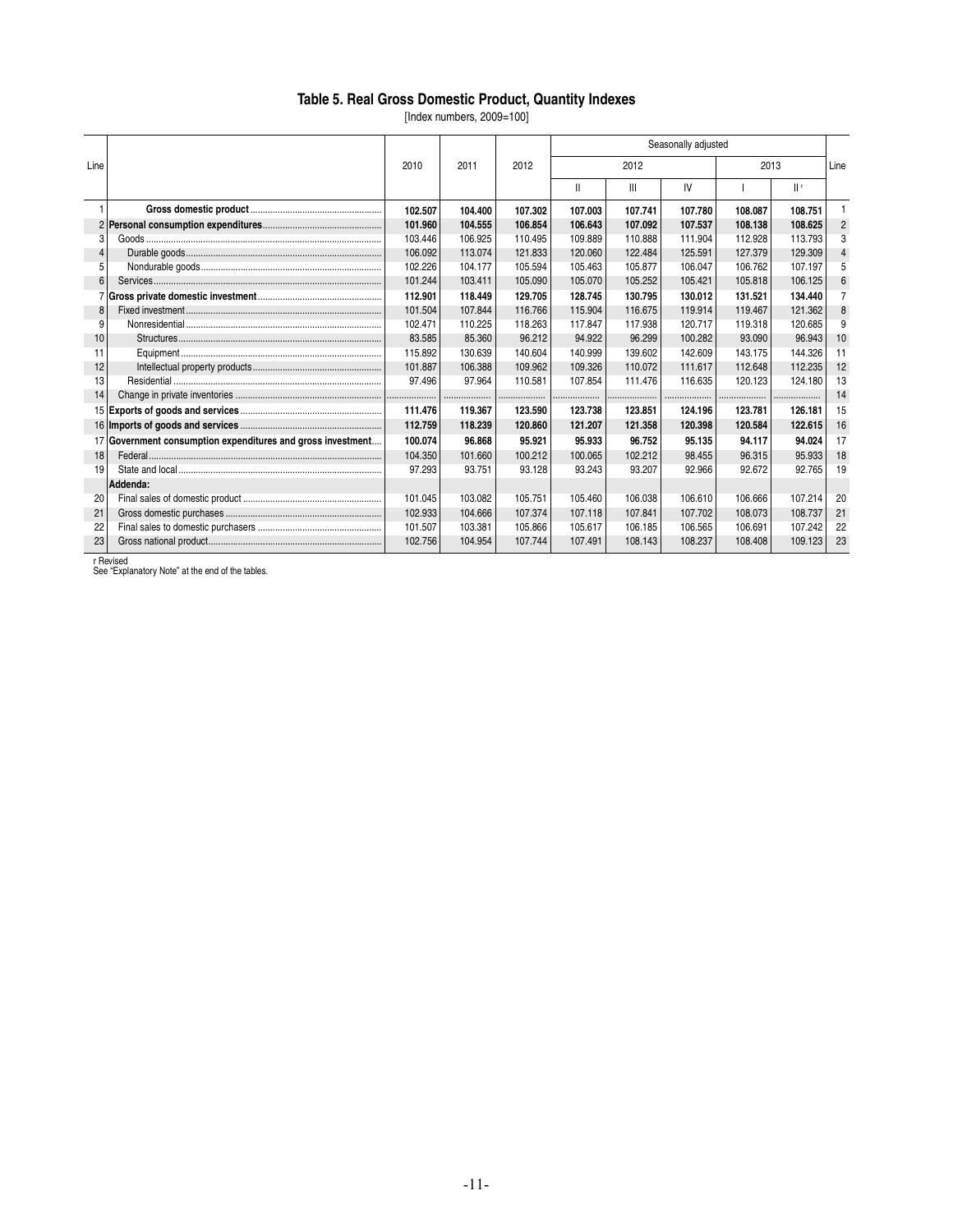## Table 5. Real Gross Domestic Product, Quantity Indexes

[Index numbers, 2009=100]

| Line | | 2010 | 2011 | 2012 | Seasonally adjusted | | | | | Line |
|---|---|---|---|---|---|---|---|---|---|---|
| | | | | | 2012 | | | 2013 | | |
| | | | | | II | III | IV | I | II r | |
| 1 | **Gross domestic product** | **102.507** | **104.400** | **107.302** | **107.003** | **107.741** | **107.780** | **108.087** | **108.751** | 1 |
| 2 | **Personal consumption expenditures** | **101.960** | **104.555** | **106.854** | **106.643** | **107.092** | **107.537** | **108.138** | **108.625** | 2 |
| 3 | Goods | 103.446 | 106.925 | 110.495 | 109.889 | 110.888 | 111.904 | 112.928 | 113.793 | 3 |
| 4 | Durable goods | 106.092 | 113.074 | 121.833 | 120.060 | 122.484 | 125.591 | 127.379 | 129.309 | 4 |
| 5 | Nondurable goods | 102.226 | 104.177 | 105.594 | 105.463 | 105.877 | 106.047 | 106.762 | 107.197 | 5 |
| 6 | Services | 101.244 | 103.411 | 105.090 | 105.070 | 105.252 | 105.421 | 105.818 | 106.125 | 6 |
| 7 | **Gross private domestic investment** | **112.901** | **118.449** | **129.705** | **128.745** | **130.795** | **130.012** | **131.521** | **134.440** | 7 |
| 8 | Fixed investment | 101.504 | 107.844 | 116.766 | 115.904 | 116.675 | 119.914 | 119.467 | 121.362 | 8 |
| 9 | Nonresidential | 102.471 | 110.225 | 118.263 | 117.847 | 117.938 | 120.717 | 119.318 | 120.685 | 9 |
| 10 | Structures | 83.585 | 85.360 | 96.212 | 94.922 | 96.299 | 100.282 | 93.090 | 96.943 | 10 |
| 11 | Equipment | 115.892 | 130.639 | 140.604 | 140.999 | 139.602 | 142.609 | 143.175 | 144.326 | 11 |
| 12 | Intellectual property products | 101.887 | 106.388 | 109.962 | 109.326 | 110.072 | 111.617 | 112.648 | 112.235 | 12 |
| 13 | Residential | 97.496 | 97.964 | 110.581 | 107.854 | 111.476 | 116.635 | 120.123 | 124.180 | 13 |
| 14 | Change in private inventories | ........ | ........ | ........ | ........ | ........ | ........ | ........ | ........ | 14 |
| 15 | **Exports of goods and services** | **111.476** | **119.367** | **123.590** | **123.738** | **123.851** | **124.196** | **123.781** | **126.181** | 15 |
| 16 | **Imports of goods and services** | **112.759** | **118.239** | **120.860** | **121.207** | **121.358** | **120.398** | **120.584** | **122.615** | 16 |
| 17 | **Government consumption expenditures and gross investment** | **100.074** | **96.868** | **95.921** | **95.933** | **96.752** | **95.135** | **94.117** | **94.024** | 17 |
| 18 | Federal | 104.350 | 101.660 | 100.212 | 100.065 | 102.212 | 98.455 | 96.315 | 95.933 | 18 |
| 19 | State and local | 97.293 | 93.751 | 93.128 | 93.243 | 93.207 | 92.966 | 92.672 | 92.765 | 19 |
| | **Addenda:** | | | | | | | | | |
| 20 | Final sales of domestic product | 101.045 | 103.082 | 105.751 | 105.460 | 106.038 | 106.610 | 106.666 | 107.214 | 20 |
| 21 | Gross domestic purchases | 102.933 | 104.666 | 107.374 | 107.118 | 107.841 | 107.702 | 108.073 | 108.737 | 21 |
| 22 | Final sales to domestic purchasers | 101.507 | 103.381 | 105.866 | 105.617 | 106.185 | 106.565 | 106.691 | 107.242 | 22 |
| 23 | Gross national product | 102.756 | 104.954 | 107.744 | 107.491 | 108.143 | 108.237 | 108.408 | 109.123 | 23 |

r Revised
See "Explanatory Note" at the end of the tables.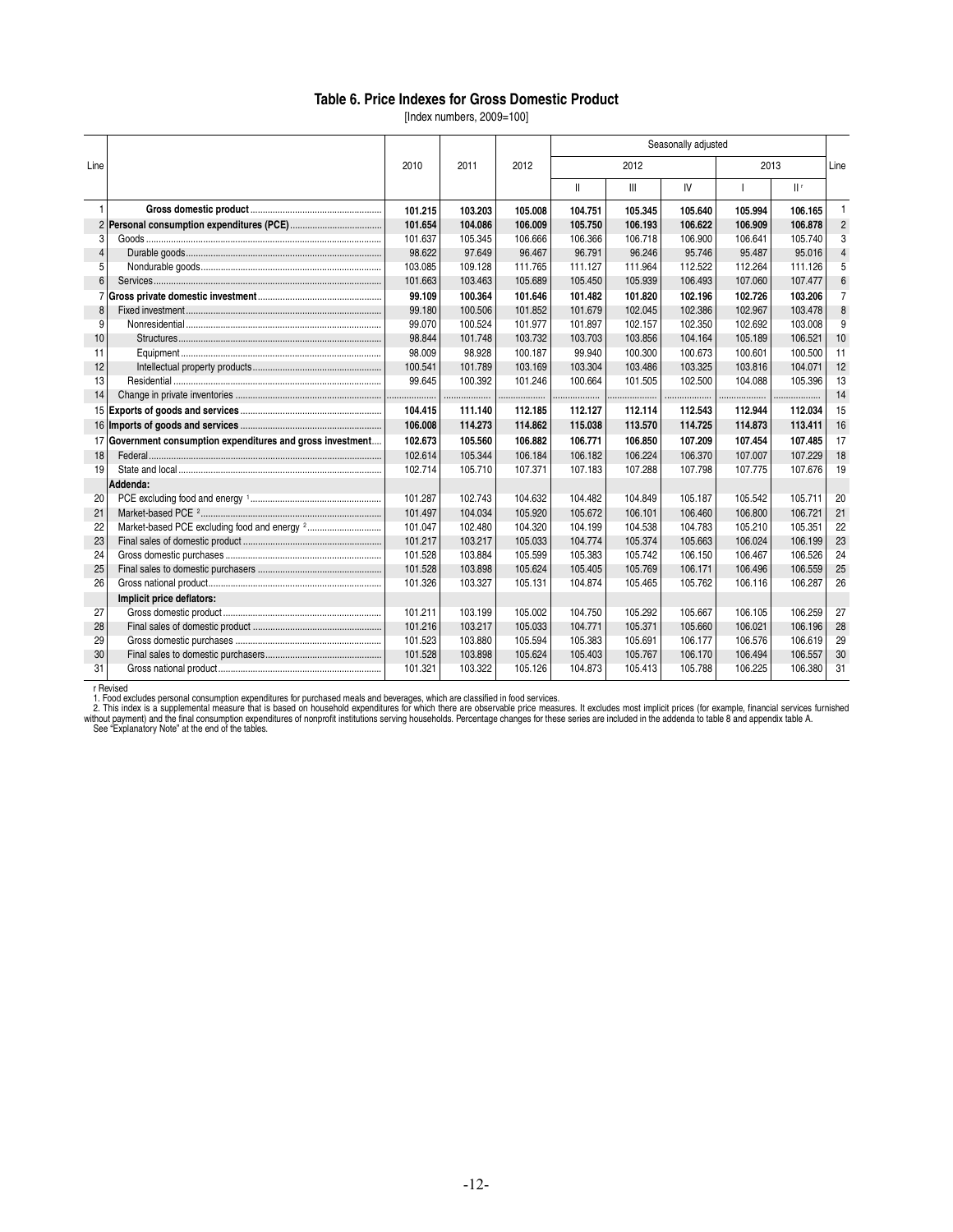# Table 6. Price Indexes for Gross Domestic Product

[Index numbers, 2009=100]

| Line | | 2010 | 2011 | 2012 | Seasonally adjusted 2012 II | 2012 III | 2012 IV | 2013 I | 2013 II r | Line |
|---|---|---|---|---|---|---|---|---|---|---|
| 1 | **Gross domestic product** | **101.215** | **103.203** | **105.008** | **104.751** | **105.345** | **105.640** | **105.994** | **106.165** | 1 |
| 2 | **Personal consumption expenditures (PCE)** | **101.654** | **104.086** | **106.009** | **105.750** | **106.193** | **106.622** | **106.909** | **106.878** | 2 |
| 3 | Goods | 101.637 | 105.345 | 106.666 | 106.366 | 106.718 | 106.900 | 106.641 | 105.740 | 3 |
| 4 | Durable goods | 98.622 | 97.649 | 96.467 | 96.791 | 96.246 | 95.746 | 95.487 | 95.016 | 4 |
| 5 | Nondurable goods | 103.085 | 109.128 | 111.765 | 111.127 | 111.964 | 112.522 | 112.264 | 111.126 | 5 |
| 6 | Services | 101.663 | 103.463 | 105.689 | 105.450 | 105.939 | 106.493 | 107.060 | 107.477 | 6 |
| 7 | **Gross private domestic investment** | **99.109** | **100.364** | **101.646** | **101.482** | **101.820** | **102.196** | **102.726** | **103.206** | 7 |
| 8 | Fixed investment | 99.180 | 100.506 | 101.852 | 101.679 | 102.045 | 102.386 | 102.967 | 103.478 | 8 |
| 9 | Nonresidential | 99.070 | 100.524 | 101.977 | 101.897 | 102.157 | 102.350 | 102.692 | 103.008 | 9 |
| 10 | Structures | 98.844 | 101.748 | 103.732 | 103.703 | 103.856 | 104.164 | 105.189 | 106.521 | 10 |
| 11 | Equipment | 98.009 | 98.928 | 100.187 | 99.940 | 100.300 | 100.673 | 100.601 | 100.500 | 11 |
| 12 | Intellectual property products | 100.541 | 101.789 | 103.169 | 103.304 | 103.486 | 103.325 | 103.816 | 104.071 | 12 |
| 13 | Residential | 99.645 | 100.392 | 101.246 | 100.664 | 101.505 | 102.500 | 104.088 | 105.396 | 13 |
| 14 | Change in private inventories | ........ | ........ | ........ | ........ | ........ | ........ | ........ | ........ | 14 |
| 15 | **Exports of goods and services** | **104.415** | **111.140** | **112.185** | **112.127** | **112.114** | **112.543** | **112.944** | **112.034** | 15 |
| 16 | **Imports of goods and services** | **106.008** | **114.273** | **114.862** | **115.038** | **113.570** | **114.725** | **114.873** | **113.411** | 16 |
| 17 | **Government consumption expenditures and gross investment** | **102.673** | **105.560** | **106.882** | **106.771** | **106.850** | **107.209** | **107.454** | **107.485** | 17 |
| 18 | Federal | 102.614 | 105.344 | 106.184 | 106.182 | 106.224 | 106.370 | 107.007 | 107.229 | 18 |
| 19 | State and local | 102.714 | 105.710 | 107.371 | 107.183 | 107.288 | 107.798 | 107.775 | 107.676 | 19 |
| | **Addenda:** | | | | | | | | | |
| 20 | PCE excluding food and energy [1] | 101.287 | 102.743 | 104.632 | 104.482 | 104.849 | 105.187 | 105.542 | 105.711 | 20 |
| 21 | Market-based PCE [2] | 101.497 | 104.034 | 105.920 | 105.672 | 106.101 | 106.460 | 106.800 | 106.721 | 21 |
| 22 | Market-based PCE excluding food and energy [2] | 101.047 | 102.480 | 104.320 | 104.199 | 104.538 | 104.783 | 105.210 | 105.351 | 22 |
| 23 | Final sales of domestic product | 101.217 | 103.217 | 105.033 | 104.774 | 105.374 | 105.663 | 106.024 | 106.199 | 23 |
| 24 | Gross domestic purchases | 101.528 | 103.884 | 105.599 | 105.383 | 105.742 | 106.150 | 106.467 | 106.526 | 24 |
| 25 | Final sales to domestic purchasers | 101.528 | 103.898 | 105.624 | 105.405 | 105.769 | 106.171 | 106.496 | 106.559 | 25 |
| 26 | Gross national product | 101.326 | 103.327 | 105.131 | 104.874 | 105.465 | 105.762 | 106.116 | 106.287 | 26 |
| | **Implicit price deflators:** | | | | | | | | | |
| 27 | Gross domestic product | 101.211 | 103.199 | 105.002 | 104.750 | 105.292 | 105.667 | 106.105 | 106.259 | 27 |
| 28 | Final sales of domestic product | 101.216 | 103.217 | 105.033 | 104.771 | 105.371 | 105.660 | 106.021 | 106.196 | 28 |
| 29 | Gross domestic purchases | 101.523 | 103.880 | 105.594 | 105.383 | 105.691 | 106.177 | 106.576 | 106.619 | 29 |
| 30 | Final sales to domestic purchasers | 101.528 | 103.898 | 105.624 | 105.403 | 105.767 | 106.170 | 106.494 | 106.557 | 30 |
| 31 | Gross national product | 101.321 | 103.322 | 105.126 | 104.873 | 105.413 | 105.788 | 106.225 | 106.380 | 31 |

r Revised

1. Food excludes personal consumption expenditures for purchased meals and beverages, which are classified in food services.
2. This index is a supplemental measure that is based on household expenditures for which there are observable price measures. It excludes most implicit prices (for example, financial services furnished without payment) and the final consumption expenditures of nonprofit institutions serving households. Percentage changes for these series are included in the addenda to table 8 and appendix table A.

See "Explanatory Note" at the end of the tables.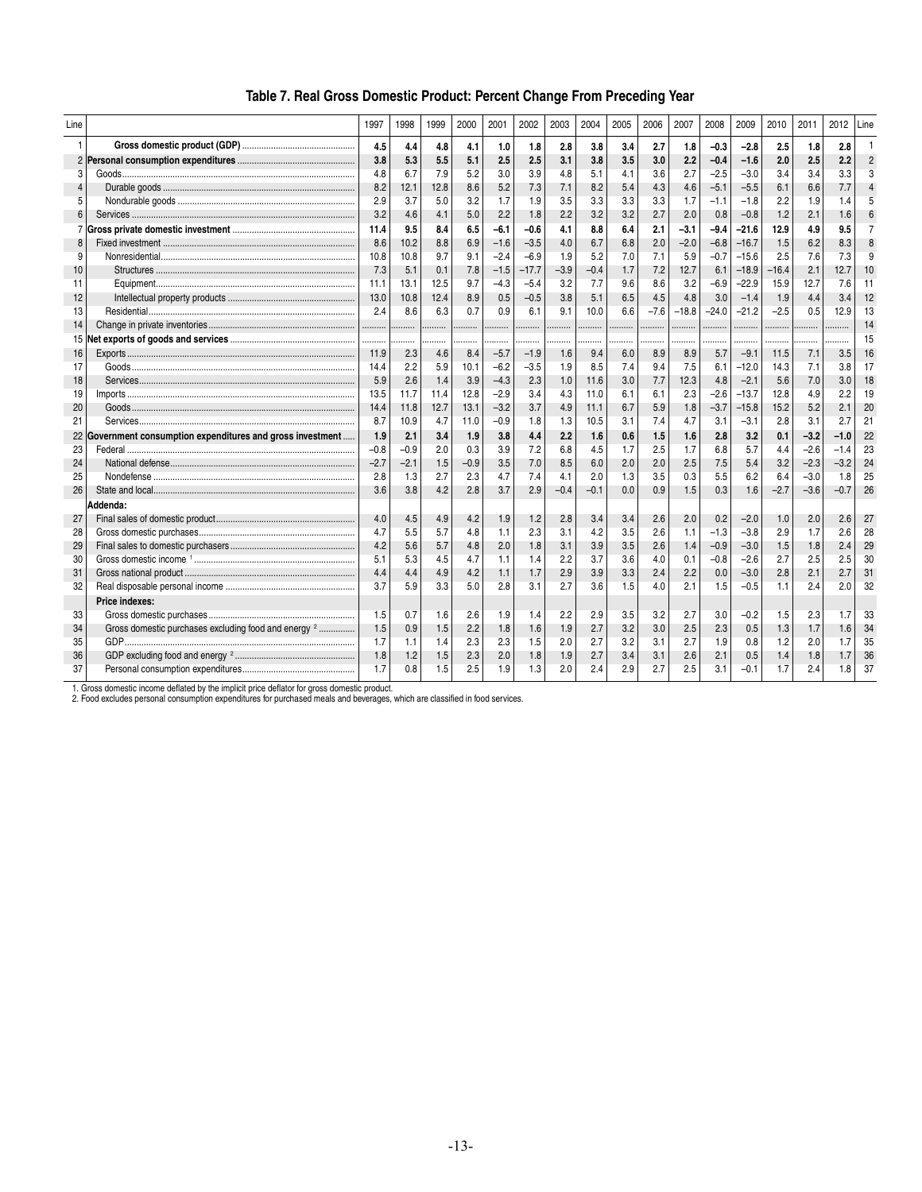# Table 7. Real Gross Domestic Product: Percent Change From Preceding Year

| Line | | 1997 | 1998 | 1999 | 2000 | 2001 | 2002 | 2003 | 2004 | 2005 | 2006 | 2007 | 2008 | 2009 | 2010 | 2011 | 2012 | Line |
|---|---|---|---|---|---|---|---|---|---|---|---|---|---|---|---|---|---|---|
| 1 | **Gross domestic product (GDP)** | **4.5** | **4.4** | **4.8** | **4.1** | **1.0** | **1.8** | **2.8** | **3.8** | **3.4** | **2.7** | **1.8** | **–0.3** | **–2.8** | **2.5** | **1.8** | **2.8** | 1 |
| 2 | **Personal consumption expenditures** | **3.8** | **5.3** | **5.5** | **5.1** | **2.5** | **2.5** | **3.1** | **3.8** | **3.5** | **3.0** | **2.2** | **–0.4** | **–1.6** | **2.0** | **2.5** | **2.2** | 2 |
| 3 | Goods | 4.8 | 6.7 | 7.9 | 5.2 | 3.0 | 3.9 | 4.8 | 5.1 | 4.1 | 3.6 | 2.7 | –2.5 | –3.0 | 3.4 | 3.4 | 3.3 | 3 |
| 4 | Durable goods | 8.2 | 12.1 | 12.8 | 8.6 | 5.2 | 7.3 | 7.1 | 8.2 | 5.4 | 4.3 | 4.6 | –5.1 | –5.5 | 6.1 | 6.6 | 7.7 | 4 |
| 5 | Nondurable goods | 2.9 | 3.7 | 5.0 | 3.2 | 1.7 | 1.9 | 3.5 | 3.3 | 3.3 | 3.3 | 1.7 | –1.1 | –1.8 | 2.2 | 1.9 | 1.4 | 5 |
| 6 | Services | 3.2 | 4.6 | 4.1 | 5.0 | 2.2 | 1.8 | 2.2 | 3.2 | 3.2 | 2.7 | 2.0 | 0.8 | –0.8 | 1.2 | 2.1 | 1.6 | 6 |
| 7 | **Gross private domestic investment** | **11.4** | **9.5** | **8.4** | **6.5** | **–6.1** | **–0.6** | **4.1** | **8.8** | **6.4** | **2.1** | **–3.1** | **–9.4** | **–21.6** | **12.9** | **4.9** | **9.5** | 7 |
| 8 | Fixed investment | 8.6 | 10.2 | 8.8 | 6.9 | –1.6 | –3.5 | 4.0 | 6.7 | 6.8 | 2.0 | –2.0 | –6.8 | –16.7 | 1.5 | 6.2 | 8.3 | 8 |
| 9 | Nonresidential | 10.8 | 10.8 | 9.7 | 9.1 | –2.4 | –6.9 | 1.9 | 5.2 | 7.0 | 7.1 | 5.9 | –0.7 | –15.6 | 2.5 | 7.6 | 7.3 | 9 |
| 10 | Structures | 7.3 | 5.1 | 0.1 | 7.8 | –1.5 | –17.7 | –3.9 | –0.4 | 1.7 | 7.2 | 12.7 | 6.1 | –18.9 | –16.4 | 2.1 | 12.7 | 10 |
| 11 | Equipment | 11.1 | 13.1 | 12.5 | 9.7 | –4.3 | –5.4 | 3.2 | 7.7 | 9.6 | 8.6 | 3.2 | –6.9 | –22.9 | 15.9 | 12.7 | 7.6 | 11 |
| 12 | Intellectual property products | 13.0 | 10.8 | 12.4 | 8.9 | 0.5 | –0.5 | 3.8 | 5.1 | 6.5 | 4.5 | 4.8 | 3.0 | –1.4 | 1.9 | 4.4 | 3.4 | 12 |
| 13 | Residential | 2.4 | 8.6 | 6.3 | 0.7 | 0.9 | 6.1 | 9.1 | 10.0 | 6.6 | –7.6 | –18.8 | –24.0 | –21.2 | –2.5 | 0.5 | 12.9 | 13 |
| 14 | Change in private inventories | ......... | ......... | ......... | ......... | ......... | ......... | ......... | ......... | ......... | ......... | ......... | ......... | ......... | ......... | ......... | ......... | 14 |
| 15 | **Net exports of goods and services** | ......... | ......... | ......... | ......... | ......... | ......... | ......... | ......... | ......... | ......... | ......... | ......... | ......... | ......... | ......... | ......... | 15 |
| 16 | Exports | 11.9 | 2.3 | 4.6 | 8.4 | –5.7 | –1.9 | 1.6 | 9.4 | 6.0 | 8.9 | 8.9 | 5.7 | –9.1 | 11.5 | 7.1 | 3.5 | 16 |
| 17 | Goods | 14.4 | 2.2 | 5.9 | 10.1 | –6.2 | –3.5 | 1.9 | 8.5 | 7.4 | 9.4 | 7.5 | 6.1 | –12.0 | 14.3 | 7.1 | 3.8 | 17 |
| 18 | Services | 5.9 | 2.6 | 1.4 | 3.9 | –4.3 | 2.3 | 1.0 | 11.6 | 3.0 | 7.7 | 12.3 | 4.8 | –2.1 | 5.6 | 7.0 | 3.0 | 18 |
| 19 | Imports | 13.5 | 11.7 | 11.4 | 12.8 | –2.9 | 3.4 | 4.3 | 11.0 | 6.1 | 6.1 | 2.3 | –2.6 | –13.7 | 12.8 | 4.9 | 2.2 | 19 |
| 20 | Goods | 14.4 | 11.8 | 12.7 | 13.1 | –3.2 | 3.7 | 4.9 | 11.1 | 6.7 | 5.9 | 1.8 | –3.7 | –15.8 | 15.2 | 5.2 | 2.1 | 20 |
| 21 | Services | 8.7 | 10.9 | 4.7 | 11.0 | –0.9 | 1.8 | 1.3 | 10.5 | 3.1 | 7.4 | 4.7 | 3.1 | –3.1 | 2.8 | 3.1 | 2.7 | 21 |
| 22 | **Government consumption expenditures and gross investment** | **1.9** | **2.1** | **3.4** | **1.9** | **3.8** | **4.4** | **2.2** | **1.6** | **0.6** | **1.5** | **1.6** | **2.8** | **3.2** | **0.1** | **–3.2** | **–1.0** | 22 |
| 23 | Federal | –0.8 | –0.9 | 2.0 | 0.3 | 3.9 | 7.2 | 6.8 | 4.5 | 1.7 | 2.5 | 1.7 | 6.8 | 5.7 | 4.4 | –2.6 | –1.4 | 23 |
| 24 | National defense | –2.7 | –2.1 | 1.5 | –0.9 | 3.5 | 7.0 | 8.5 | 6.0 | 2.0 | 2.0 | 2.5 | 7.5 | 5.4 | 3.2 | –2.3 | –3.2 | 24 |
| 25 | Nondefense | 2.8 | 1.3 | 2.7 | 2.3 | 4.7 | 7.4 | 4.1 | 2.0 | 1.3 | 3.5 | 0.3 | 5.5 | 6.2 | 6.4 | –3.0 | 1.8 | 25 |
| 26 | State and local | 3.6 | 3.8 | 4.2 | 2.8 | 3.7 | 2.9 | –0.4 | –0.1 | 0.0 | 0.9 | 1.5 | 0.3 | 1.6 | –2.7 | –3.6 | –0.7 | 26 |
| | **Addenda:** | | | | | | | | | | | | | | | | | |
| 27 | Final sales of domestic product | 4.0 | 4.5 | 4.9 | 4.2 | 1.9 | 1.2 | 2.8 | 3.4 | 3.4 | 2.6 | 2.0 | 0.2 | –2.0 | 1.0 | 2.0 | 2.6 | 27 |
| 28 | Gross domestic purchases | 4.7 | 5.5 | 5.7 | 4.8 | 1.1 | 2.3 | 3.1 | 4.2 | 3.5 | 2.6 | 1.1 | –1.3 | –3.8 | 2.9 | 1.7 | 2.6 | 28 |
| 29 | Final sales to domestic purchasers | 4.2 | 5.6 | 5.7 | 4.8 | 2.0 | 1.8 | 3.1 | 3.9 | 3.5 | 2.6 | 1.4 | –0.9 | –3.0 | 1.5 | 1.8 | 2.4 | 29 |
| 30 | Gross domestic income [1] | 5.1 | 5.3 | 4.5 | 4.7 | 1.1 | 1.4 | 2.2 | 3.7 | 3.6 | 4.0 | 0.1 | –0.8 | –2.6 | 2.7 | 2.5 | 2.5 | 30 |
| 31 | Gross national product | 4.4 | 4.4 | 4.9 | 4.2 | 1.1 | 1.7 | 2.9 | 3.9 | 3.3 | 2.4 | 2.2 | 0.0 | –3.0 | 2.8 | 2.1 | 2.7 | 31 |
| 32 | Real disposable personal income | 3.7 | 5.9 | 3.3 | 5.0 | 2.8 | 3.1 | 2.7 | 3.6 | 1.5 | 4.0 | 2.1 | 1.5 | –0.5 | 1.1 | 2.4 | 2.0 | 32 |
| | **Price indexes:** | | | | | | | | | | | | | | | | | |
| 33 | Gross domestic purchases | 1.5 | 0.7 | 1.6 | 2.6 | 1.9 | 1.4 | 2.2 | 2.9 | 3.5 | 3.2 | 2.7 | 3.0 | –0.2 | 1.5 | 2.3 | 1.7 | 33 |
| 34 | Gross domestic purchases excluding food and energy [2] | 1.5 | 0.9 | 1.5 | 2.2 | 1.8 | 1.6 | 1.9 | 2.7 | 3.2 | 3.0 | 2.5 | 2.3 | 0.5 | 1.3 | 1.7 | 1.6 | 34 |
| 35 | GDP | 1.7 | 1.1 | 1.4 | 2.3 | 2.3 | 1.5 | 2.0 | 2.7 | 3.2 | 3.1 | 2.7 | 1.9 | 0.8 | 1.2 | 2.0 | 1.7 | 35 |
| 36 | GDP excluding food and energy [2] | 1.8 | 1.2 | 1.5 | 2.3 | 2.0 | 1.8 | 1.9 | 2.7 | 3.4 | 3.1 | 2.6 | 2.1 | 0.5 | 1.4 | 1.8 | 1.7 | 36 |
| 37 | Personal consumption expenditures | 1.7 | 0.8 | 1.5 | 2.5 | 1.9 | 1.3 | 2.0 | 2.4 | 2.9 | 2.7 | 2.5 | 3.1 | –0.1 | 1.7 | 2.4 | 1.8 | 37 |

1. Gross domestic income deflated by the implicit price deflator for gross domestic product.
2. Food excludes personal consumption expenditures for purchased meals and beverages, which are classified in food services.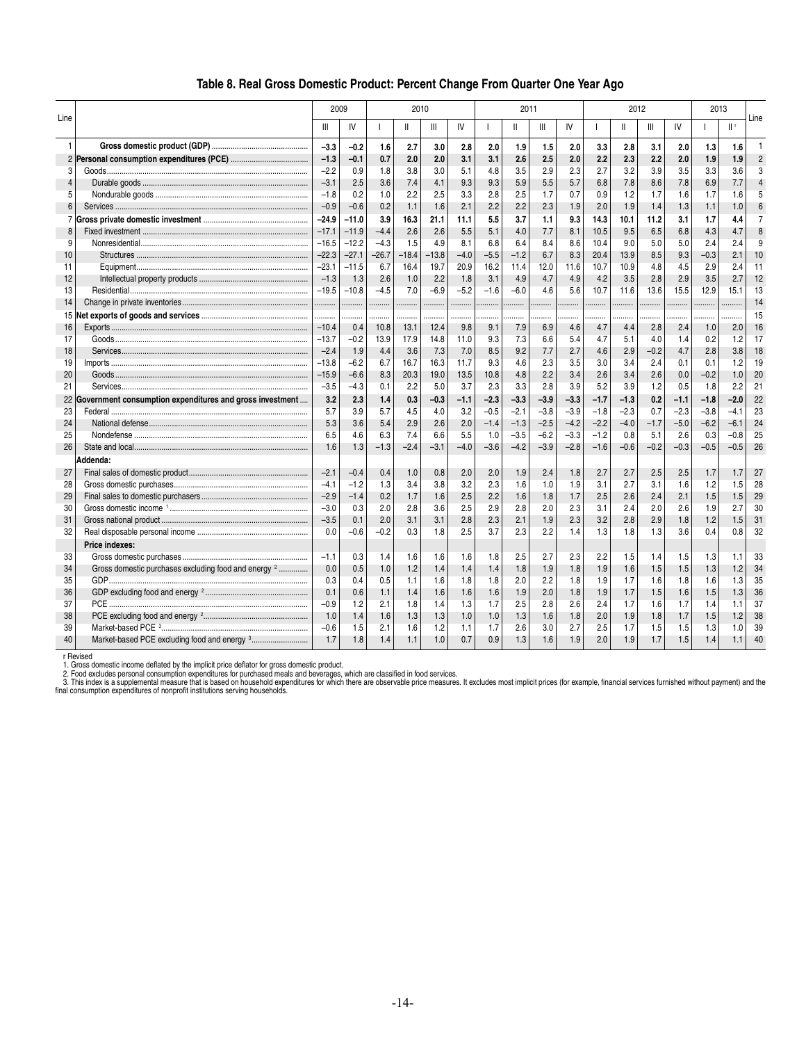## Table 8. Real Gross Domestic Product: Percent Change From Quarter One Year Ago

| Line | | 2009 | | 2010 | | | | 2011 | | | | 2012 | | | | 2013 | | Line |
|---|---|---|---|---|---|---|---|---|---|---|---|---|---|---|---|---|---|---|
| | | III | IV | I | II | III | IV | I | II | III | IV | I | II | III | IV | I | II r | |
| 1 | **Gross domestic product (GDP)** | **−3.3** | **−0.2** | **1.6** | **2.7** | **3.0** | **2.8** | **2.0** | **1.9** | **1.5** | **2.0** | **3.3** | **2.8** | **3.1** | **2.0** | **1.3** | **1.6** | 1 |
| 2 | **Personal consumption expenditures (PCE)** | **−1.3** | **−0.1** | **0.7** | **2.0** | **2.0** | **3.1** | **3.1** | **2.6** | **2.5** | **2.0** | **2.2** | **2.3** | **2.2** | **2.0** | **1.9** | **1.9** | 2 |
| 3 | Goods | −2.2 | 0.9 | 1.8 | 3.8 | 3.0 | 5.1 | 4.8 | 3.5 | 2.9 | 2.3 | 2.7 | 3.2 | 3.9 | 3.5 | 3.3 | 3.6 | 3 |
| 4 | Durable goods | −3.1 | 2.5 | 3.6 | 7.4 | 4.1 | 9.3 | 9.3 | 5.9 | 5.5 | 5.7 | 6.8 | 7.8 | 8.6 | 7.8 | 6.9 | 7.7 | 4 |
| 5 | Nondurable goods | −1.8 | 0.2 | 1.0 | 2.2 | 2.5 | 3.3 | 2.8 | 2.5 | 1.7 | 0.7 | 0.9 | 1.2 | 1.7 | 1.6 | 1.7 | 1.6 | 5 |
| 6 | Services | −0.9 | −0.6 | 0.2 | 1.1 | 1.6 | 2.1 | 2.2 | 2.2 | 2.3 | 1.9 | 2.0 | 1.9 | 1.4 | 1.3 | 1.1 | 1.0 | 6 |
| 7 | **Gross private domestic investment** | **−24.9** | **−11.0** | **3.9** | **16.3** | **21.1** | **11.1** | **5.5** | **3.7** | **1.1** | **9.3** | **14.3** | **10.1** | **11.2** | **3.1** | **1.7** | **4.4** | 7 |
| 8 | Fixed investment | −17.1 | −11.9 | −4.4 | 2.6 | 2.6 | 5.5 | 5.1 | 4.0 | 7.7 | 8.1 | 10.5 | 9.5 | 6.5 | 6.8 | 4.3 | 4.7 | 8 |
| 9 | Nonresidential | −16.5 | −12.2 | −4.3 | 1.5 | 4.9 | 8.1 | 6.8 | 6.4 | 8.4 | 8.6 | 10.4 | 9.0 | 5.0 | 5.0 | 2.4 | 2.4 | 9 |
| 10 | Structures | −22.3 | −27.1 | −26.7 | −18.4 | −13.8 | −4.0 | −5.5 | −1.2 | 6.7 | 8.3 | 20.4 | 13.9 | 8.5 | 9.3 | −0.3 | 2.1 | 10 |
| 11 | Equipment | −23.1 | −11.5 | 6.7 | 16.4 | 19.7 | 20.9 | 16.2 | 11.4 | 12.0 | 11.6 | 10.7 | 10.9 | 4.8 | 4.5 | 2.9 | 2.4 | 11 |
| 12 | Intellectual property products | −1.3 | 1.3 | 2.6 | 1.0 | 2.2 | 1.8 | 3.1 | 4.9 | 4.7 | 4.9 | 4.2 | 3.5 | 2.8 | 2.9 | 3.5 | 2.7 | 12 |
| 13 | Residential | −19.5 | −10.8 | −4.5 | 7.0 | −6.9 | −5.2 | −1.6 | −6.0 | 4.6 | 5.6 | 10.7 | 11.6 | 13.6 | 15.5 | 12.9 | 15.1 | 13 |
| 14 | Change in private inventories | ........ | ........ | ........ | ........ | ........ | ........ | ........ | ........ | ........ | ........ | ........ | ........ | ........ | ........ | ........ | ........ | 14 |
| 15 | **Net exports of goods and services** | ........ | ........ | ........ | ........ | ........ | ........ | ........ | ........ | ........ | ........ | ........ | ........ | ........ | ........ | ........ | ........ | 15 |
| 16 | Exports | −10.4 | 0.4 | 10.8 | 13.1 | 12.4 | 9.8 | 9.1 | 7.9 | 6.9 | 4.6 | 4.7 | 4.4 | 2.8 | 2.4 | 1.0 | 2.0 | 16 |
| 17 | Goods | −13.7 | −0.2 | 13.9 | 17.9 | 14.8 | 11.0 | 9.3 | 7.3 | 6.6 | 5.4 | 4.7 | 5.1 | 4.0 | 1.4 | 0.2 | 1.2 | 17 |
| 18 | Services | −2.4 | 1.9 | 4.4 | 3.6 | 7.3 | 7.0 | 8.5 | 9.2 | 7.7 | 2.7 | 4.6 | 2.9 | −0.2 | 4.7 | 2.8 | 3.8 | 18 |
| 19 | Imports | −13.8 | −6.2 | 6.7 | 16.7 | 16.3 | 11.7 | 9.3 | 4.6 | 2.3 | 3.5 | 3.0 | 3.4 | 2.4 | 0.1 | 0.1 | 1.2 | 19 |
| 20 | Goods | −15.9 | −6.6 | 8.3 | 20.3 | 19.0 | 13.5 | 10.8 | 4.8 | 2.2 | 3.4 | 2.6 | 3.4 | 2.6 | 0.0 | −0.2 | 1.0 | 20 |
| 21 | Services | −3.5 | −4.3 | 0.1 | 2.2 | 5.0 | 3.7 | 2.3 | 3.3 | 2.8 | 3.9 | 5.2 | 3.9 | 1.2 | 0.5 | 1.8 | 2.2 | 21 |
| 22 | **Government consumption expenditures and gross investment** | **3.2** | **2.3** | **1.4** | **0.3** | **−0.3** | **−1.1** | **−2.3** | **−3.3** | **−3.9** | **−3.3** | **−1.7** | **−1.3** | **0.2** | **−1.1** | **−1.8** | **−2.0** | 22 |
| 23 | Federal | 5.7 | 3.9 | 5.7 | 4.5 | 4.0 | 3.2 | −0.5 | −2.1 | −3.8 | −3.9 | −1.8 | −2.3 | 0.7 | −2.3 | −3.8 | −4.1 | 23 |
| 24 | National defense | 5.3 | 3.6 | 5.4 | 2.9 | 2.6 | 2.0 | −1.4 | −1.3 | −2.5 | −4.2 | −2.2 | −4.0 | −1.7 | −5.0 | −6.2 | −6.1 | 24 |
| 25 | Nondefense | 6.5 | 4.6 | 6.3 | 7.4 | 6.6 | 5.5 | 1.0 | −3.5 | −6.2 | −3.3 | −1.2 | 0.8 | 5.1 | 2.6 | 0.3 | −0.8 | 25 |
| 26 | State and local | 1.6 | 1.3 | −1.3 | −2.4 | −3.1 | −4.0 | −3.6 | −4.2 | −3.9 | −2.8 | −1.6 | −0.6 | −0.2 | −0.3 | −0.5 | −0.5 | 26 |
| | **Addenda:** | | | | | | | | | | | | | | | | | |
| 27 | Final sales of domestic product | −2.1 | −0.4 | 0.4 | 1.0 | 0.8 | 2.0 | 2.0 | 1.9 | 2.4 | 1.8 | 2.7 | 2.7 | 2.5 | 2.5 | 1.7 | 1.7 | 27 |
| 28 | Gross domestic purchases | −4.1 | −1.2 | 1.3 | 3.4 | 3.8 | 3.2 | 2.3 | 1.6 | 1.0 | 1.9 | 3.1 | 2.7 | 3.1 | 1.6 | 1.2 | 1.5 | 28 |
| 29 | Final sales to domestic purchasers | −2.9 | −1.4 | 0.2 | 1.7 | 1.6 | 2.5 | 2.2 | 1.6 | 1.8 | 1.7 | 2.5 | 2.6 | 2.4 | 2.1 | 1.5 | 1.5 | 29 |
| 30 | Gross domestic income [1] | −3.0 | 0.3 | 2.0 | 2.8 | 3.6 | 2.5 | 2.9 | 2.8 | 2.0 | 2.3 | 3.1 | 2.4 | 2.0 | 2.6 | 1.9 | 2.7 | 30 |
| 31 | Gross national product | −3.5 | 0.1 | 2.0 | 3.1 | 3.1 | 2.8 | 2.3 | 2.1 | 1.9 | 2.3 | 3.2 | 2.8 | 2.9 | 1.8 | 1.2 | 1.5 | 31 |
| 32 | Real disposable personal income | 0.0 | −0.6 | −0.2 | 0.3 | 1.8 | 2.5 | 3.7 | 2.3 | 2.2 | 1.4 | 1.3 | 1.8 | 1.3 | 3.6 | 0.4 | 0.8 | 32 |
| | **Price indexes:** | | | | | | | | | | | | | | | | | |
| 33 | Gross domestic purchases | −1.1 | 0.3 | 1.4 | 1.6 | 1.6 | 1.6 | 1.8 | 2.5 | 2.7 | 2.3 | 2.2 | 1.5 | 1.4 | 1.5 | 1.3 | 1.1 | 33 |
| 34 | Gross domestic purchases excluding food and energy [2] | 0.0 | 0.5 | 1.0 | 1.2 | 1.4 | 1.4 | 1.4 | 1.8 | 1.9 | 1.8 | 1.9 | 1.6 | 1.5 | 1.5 | 1.3 | 1.2 | 34 |
| 35 | GDP | 0.3 | 0.4 | 0.5 | 1.1 | 1.6 | 1.8 | 1.8 | 2.0 | 2.2 | 1.8 | 1.9 | 1.7 | 1.6 | 1.8 | 1.6 | 1.3 | 35 |
| 36 | GDP excluding food and energy [2] | 0.1 | 0.6 | 1.1 | 1.4 | 1.6 | 1.6 | 1.6 | 1.9 | 2.0 | 1.8 | 1.9 | 1.7 | 1.5 | 1.6 | 1.5 | 1.3 | 36 |
| 37 | PCE | −0.9 | 1.2 | 2.1 | 1.8 | 1.4 | 1.3 | 1.7 | 2.5 | 2.8 | 2.6 | 2.4 | 1.7 | 1.6 | 1.7 | 1.4 | 1.1 | 37 |
| 38 | PCE excluding food and energy [2] | 1.0 | 1.4 | 1.6 | 1.3 | 1.3 | 1.0 | 1.0 | 1.3 | 1.6 | 1.8 | 2.0 | 1.9 | 1.8 | 1.7 | 1.5 | 1.2 | 38 |
| 39 | Market-based PCE [3] | −0.6 | 1.5 | 2.1 | 1.6 | 1.2 | 1.1 | 1.7 | 2.6 | 3.0 | 2.7 | 2.5 | 1.7 | 1.5 | 1.5 | 1.3 | 1.0 | 39 |
| 40 | Market-based PCE excluding food and energy [3] | 1.7 | 1.8 | 1.4 | 1.1 | 1.0 | 0.7 | 0.9 | 1.3 | 1.6 | 1.9 | 2.0 | 1.9 | 1.7 | 1.5 | 1.4 | 1.1 | 40 |

r Revised

1. Gross domestic income deflated by the implicit price deflator for gross domestic product.
2. Food excludes personal consumption expenditures for purchased meals and beverages, which are classified in food services.
3. This index is a supplemental measure that is based on household expenditures for which there are observable price measures. It excludes most implicit prices (for example, financial services furnished without payment) and the final consumption expenditures of nonprofit institutions serving households.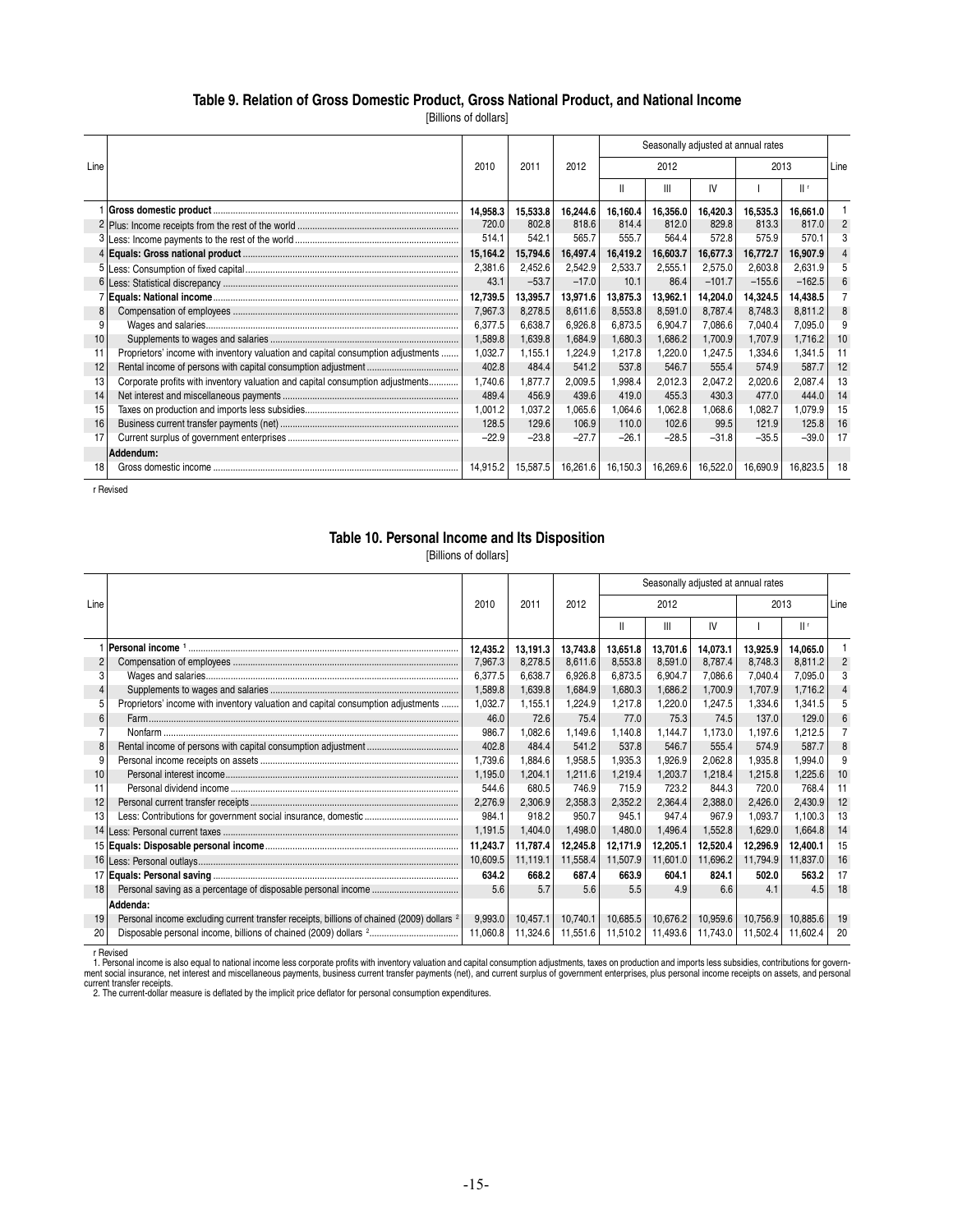## Table 9. Relation of Gross Domestic Product, Gross National Product, and National Income

[Billions of dollars]

| Line | | 2010 | 2011 | 2012 | Seasonally adjusted at annual rates | | | | | Line |
|---|---|---|---|---|---|---|---|---|---|---|
| | | | | | 2012 | | | 2013 | | |
| | | | | | II | III | IV | I | II r | |
| 1 | **Gross domestic product** | **14,958.3** | **15,533.8** | **16,244.6** | **16,160.4** | **16,356.0** | **16,420.3** | **16,535.3** | **16,661.0** | 1 |
| 2 | Plus: Income receipts from the rest of the world | 720.0 | 802.8 | 818.6 | 814.4 | 812.0 | 829.8 | 813.3 | 817.0 | 2 |
| 3 | Less: Income payments to the rest of the world | 514.1 | 542.1 | 565.7 | 555.7 | 564.4 | 572.8 | 575.9 | 570.1 | 3 |
| 4 | **Equals: Gross national product** | **15,164.2** | **15,794.6** | **16,497.4** | **16,419.2** | **16,603.7** | **16,677.3** | **16,772.7** | **16,907.9** | 4 |
| 5 | Less: Consumption of fixed capital | 2,381.6 | 2,452.6 | 2,542.9 | 2,533.7 | 2,555.1 | 2,575.0 | 2,603.8 | 2,631.9 | 5 |
| 6 | Less: Statistical discrepancy | 43.1 | −53.7 | −17.0 | 10.1 | 86.4 | −101.7 | −155.6 | −162.5 | 6 |
| 7 | **Equals: National income** | **12,739.5** | **13,395.7** | **13,971.6** | **13,875.3** | **13,962.1** | **14,204.0** | **14,324.5** | **14,438.5** | 7 |
| 8 | Compensation of employees | 7,967.3 | 8,278.5 | 8,611.6 | 8,553.8 | 8,591.0 | 8,787.4 | 8,748.3 | 8,811.2 | 8 |
| 9 | Wages and salaries | 6,377.5 | 6,638.7 | 6,926.8 | 6,873.5 | 6,904.7 | 7,086.6 | 7,040.4 | 7,095.0 | 9 |
| 10 | Supplements to wages and salaries | 1,589.8 | 1,639.8 | 1,684.9 | 1,680.3 | 1,686.2 | 1,700.9 | 1,707.9 | 1,716.2 | 10 |
| 11 | Proprietors' income with inventory valuation and capital consumption adjustments | 1,032.7 | 1,155.1 | 1,224.9 | 1,217.8 | 1,220.0 | 1,247.5 | 1,334.6 | 1,341.5 | 11 |
| 12 | Rental income of persons with capital consumption adjustment | 402.8 | 484.4 | 541.2 | 537.8 | 546.7 | 555.4 | 574.9 | 587.7 | 12 |
| 13 | Corporate profits with inventory valuation and capital consumption adjustments | 1,740.6 | 1,877.7 | 2,009.5 | 1,998.4 | 2,012.3 | 2,047.2 | 2,020.6 | 2,087.4 | 13 |
| 14 | Net interest and miscellaneous payments | 489.4 | 456.9 | 439.6 | 419.0 | 455.3 | 430.3 | 477.0 | 444.0 | 14 |
| 15 | Taxes on production and imports less subsidies | 1,001.2 | 1,037.2 | 1,065.6 | 1,064.6 | 1,062.8 | 1,068.6 | 1,082.7 | 1,079.9 | 15 |
| 16 | Business current transfer payments (net) | 128.5 | 129.6 | 106.9 | 110.0 | 102.6 | 99.5 | 121.9 | 125.8 | 16 |
| 17 | Current surplus of government enterprises | −22.9 | −23.8 | −27.7 | −26.1 | −28.5 | −31.8 | −35.5 | −39.0 | 17 |
| | **Addendum:** | | | | | | | | | |
| 18 | Gross domestic income | 14,915.2 | 15,587.5 | 16,261.6 | 16,150.3 | 16,269.6 | 16,522.0 | 16,690.9 | 16,823.5 | 18 |

r Revised

## Table 10. Personal Income and Its Disposition

[Billions of dollars]

| Line | | 2010 | 2011 | 2012 | Seasonally adjusted at annual rates | | | | | Line |
|---|---|---|---|---|---|---|---|---|---|---|
| | | | | | 2012 | | | 2013 | | |
| | | | | | II | III | IV | I | II r | |
| 1 | **Personal income** [1] | **12,435.2** | **13,191.3** | **13,743.8** | **13,651.8** | **13,701.6** | **14,073.1** | **13,925.9** | **14,065.0** | 1 |
| 2 | Compensation of employees | 7,967.3 | 8,278.5 | 8,611.6 | 8,553.8 | 8,591.0 | 8,787.4 | 8,748.3 | 8,811.2 | 2 |
| 3 | Wages and salaries | 6,377.5 | 6,638.7 | 6,926.8 | 6,873.5 | 6,904.7 | 7,086.6 | 7,040.4 | 7,095.0 | 3 |
| 4 | Supplements to wages and salaries | 1,589.8 | 1,639.8 | 1,684.9 | 1,680.3 | 1,686.2 | 1,700.9 | 1,707.9 | 1,716.2 | 4 |
| 5 | Proprietors' income with inventory valuation and capital consumption adjustments | 1,032.7 | 1,155.1 | 1,224.9 | 1,217.8 | 1,220.0 | 1,247.5 | 1,334.6 | 1,341.5 | 5 |
| 6 | Farm | 46.0 | 72.6 | 75.4 | 77.0 | 75.3 | 74.5 | 137.0 | 129.0 | 6 |
| 7 | Nonfarm | 986.7 | 1,082.6 | 1,149.6 | 1,140.8 | 1,144.7 | 1,173.0 | 1,197.6 | 1,212.5 | 7 |
| 8 | Rental income of persons with capital consumption adjustment | 402.8 | 484.4 | 541.2 | 537.8 | 546.7 | 555.4 | 574.9 | 587.7 | 8 |
| 9 | Personal income receipts on assets | 1,739.6 | 1,884.6 | 1,958.5 | 1,935.3 | 1,926.9 | 2,062.8 | 1,935.8 | 1,994.0 | 9 |
| 10 | Personal interest income | 1,195.0 | 1,204.1 | 1,211.6 | 1,219.4 | 1,203.7 | 1,218.4 | 1,215.8 | 1,225.6 | 10 |
| 11 | Personal dividend income | 544.6 | 680.5 | 746.9 | 715.9 | 723.2 | 844.3 | 720.0 | 768.4 | 11 |
| 12 | Personal current transfer receipts | 2,276.9 | 2,306.9 | 2,358.3 | 2,352.2 | 2,364.4 | 2,388.0 | 2,426.0 | 2,430.9 | 12 |
| 13 | Less: Contributions for government social insurance, domestic | 984.1 | 918.2 | 950.7 | 945.1 | 947.4 | 967.9 | 1,093.7 | 1,100.3 | 13 |
| 14 | Less: Personal current taxes | 1,191.5 | 1,404.0 | 1,498.0 | 1,480.0 | 1,496.4 | 1,552.8 | 1,629.0 | 1,664.8 | 14 |
| 15 | **Equals: Disposable personal income** | **11,243.7** | **11,787.4** | **12,245.8** | **12,171.9** | **12,205.1** | **12,520.4** | **12,296.9** | **12,400.1** | 15 |
| 16 | Less: Personal outlays | 10,609.5 | 11,119.1 | 11,558.4 | 11,507.9 | 11,601.0 | 11,696.2 | 11,794.9 | 11,837.0 | 16 |
| 17 | **Equals: Personal saving** | **634.2** | **668.2** | **687.4** | **663.9** | **604.1** | **824.1** | **502.0** | **563.2** | 17 |
| 18 | Personal saving as a percentage of disposable personal income | 5.6 | 5.7 | 5.6 | 5.5 | 4.9 | 6.6 | 4.1 | 4.5 | 18 |
| | **Addenda:** | | | | | | | | | |
| 19 | Personal income excluding current transfer receipts, billions of chained (2009) dollars [2] | 9,993.0 | 10,457.1 | 10,740.1 | 10,685.5 | 10,676.2 | 10,959.6 | 10,756.9 | 10,885.6 | 19 |
| 20 | Disposable personal income, billions of chained (2009) dollars [2] | 11,060.8 | 11,324.6 | 11,551.6 | 11,510.2 | 11,493.6 | 11,743.0 | 11,502.4 | 11,602.4 | 20 |

r Revised

1. Personal income is also equal to national income less corporate profits with inventory valuation and capital consumption adjustments, taxes on production and imports less subsidies, contributions for government social insurance, net interest and miscellaneous payments, business current transfer payments (net), and current surplus of government enterprises, plus personal income receipts on assets, and personal current transfer receipts.

2. The current-dollar measure is deflated by the implicit price deflator for personal consumption expenditures.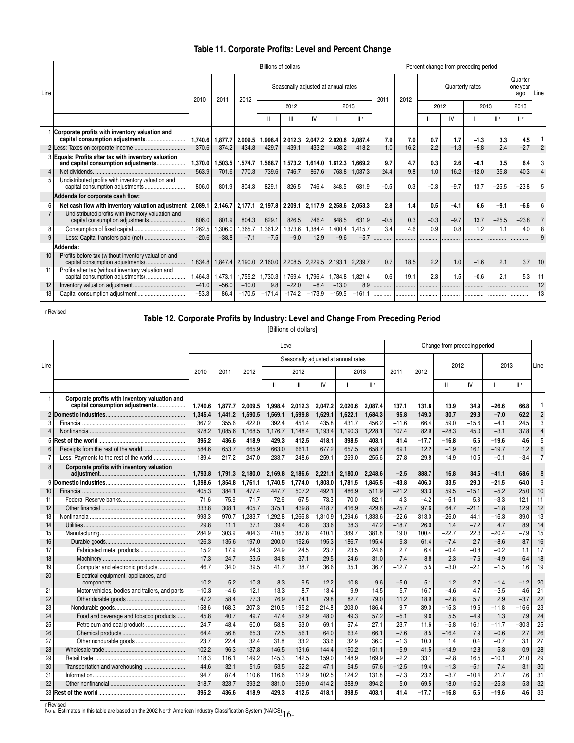## Table 11. Corporate Profits: Level and Percent Change

| Line | | Billions of dollars | | | | | | | | Percent change from preceding period | | | | | | | Line |
|---|---|---|---|---|---|---|---|---|---|---|---|---|---|---|---|---|---|
| | | 2010 | 2011 | 2012 | Seasonally adjusted at annual rates | | | | | 2011 | 2012 | Quarterly rates | | | | Quarter one year ago | |
| | | | | | 2012 | | | 2013 | | | | 2012 | | 2013 | | 2013 | |
| | | | | | II | III | IV | I | II r | | | III | IV | I | II r | II r | |
| 1 | **Corporate profits with inventory valuation and capital consumption adjustments** | **1,740.6** | **1,877.7** | **2,009.5** | **1,998.4** | **2,012.3** | **2,047.2** | **2,020.6** | **2,087.4** | **7.9** | **7.0** | **0.7** | **1.7** | **−1.3** | **3.3** | **4.5** | 1 |
| 2 | Less: Taxes on corporate income | 370.6 | 374.2 | 434.8 | 429.7 | 439.1 | 433.2 | 408.2 | 418.2 | 1.0 | 16.2 | 2.2 | −1.3 | −5.8 | 2.4 | −2.7 | 2 |
| 3 | **Equals: Profits after tax with inventory valuation and capital consumption adjustments** | **1,370.0** | **1,503.5** | **1,574.7** | **1,568.7** | **1,573.2** | **1,614.0** | **1,612.3** | **1,669.2** | **9.7** | **4.7** | **0.3** | **2.6** | **−0.1** | **3.5** | **6.4** | 3 |
| 4 | Net dividends | 563.9 | 701.6 | 770.3 | 739.6 | 746.7 | 867.6 | 763.8 | 1,037.3 | 24.4 | 9.8 | 1.0 | 16.2 | −12.0 | 35.8 | 40.3 | 4 |
| 5 | Undistributed profits with inventory valuation and capital consumption adjustments | 806.0 | 801.9 | 804.3 | 829.1 | 826.5 | 746.4 | 848.5 | 631.9 | −0.5 | 0.3 | −0.3 | −9.7 | 13.7 | −25.5 | −23.8 | 5 |
| | **Addenda for corporate cash flow:** | | | | | | | | | | | | | | | | |
| 6 | **Net cash flow with inventory valuation adjustment** | **2,089.1** | **2,146.7** | **2,177.1** | **2,197.8** | **2,209.1** | **2,117.9** | **2,258.6** | **2,053.3** | **2.8** | **1.4** | **0.5** | **−4.1** | **6.6** | **−9.1** | **−6.6** | 6 |
| 7 | Undistributed profits with inventory valuation and capital consumption adjustments | 806.0 | 801.9 | 804.3 | 829.1 | 826.5 | 746.4 | 848.5 | 631.9 | −0.5 | 0.3 | −0.3 | −9.7 | 13.7 | −25.5 | −23.8 | 7 |
| 8 | Consumption of fixed capital | 1,262.5 | 1,306.0 | 1,365.7 | 1,361.2 | 1,373.6 | 1,384.4 | 1,400.4 | 1,415.7 | 3.4 | 4.6 | 0.9 | 0.8 | 1.2 | 1.1 | 4.0 | 8 |
| 9 | Less: Capital transfers paid (net) | −20.6 | −38.8 | −7.1 | −7.5 | −9.0 | 12.9 | −9.6 | −5.7 | ........ | ........ | ........ | ........ | ........ | ........ | ........ | 9 |
| | **Addenda:** | | | | | | | | | | | | | | | | |
| 10 | Profits before tax (without inventory valuation and capital consumption adjustments) | 1,834.8 | 1,847.4 | 2,190.0 | 2,160.0 | 2,208.5 | 2,229.5 | 2,193.1 | 2,239.7 | 0.7 | 18.5 | 2.2 | 1.0 | −1.6 | 2.1 | 3.7 | 10 |
| 11 | Profits after tax (without inventory valuation and capital consumption adjustments) | 1,464.3 | 1,473.1 | 1,755.2 | 1,730.3 | 1,769.4 | 1,796.4 | 1,784.8 | 1,821.4 | 0.6 | 19.1 | 2.3 | 1.5 | −0.6 | 2.1 | 5.3 | 11 |
| 12 | Inventory valuation adjustment | −41.0 | −56.0 | −10.0 | 9.8 | −22.0 | −8.4 | −13.0 | 8.9 | ........ | ........ | ........ | ........ | ........ | ........ | ........ | 12 |
| 13 | Capital consumption adjustment | −53.3 | 86.4 | −170.5 | −171.4 | −174.2 | −173.9 | −159.5 | −161.1 | ........ | ........ | ........ | ........ | ........ | ........ | ........ | 13 |

r Revised

## Table 12. Corporate Profits by Industry: Level and Change From Preceding Period

[Billions of dollars]

| Line | | Level | | | | | | | | Change from preceding period | | | | | | Line |
|---|---|---|---|---|---|---|---|---|---|---|---|---|---|---|---|---|
| | | 2010 | 2011 | 2012 | Seasonally adjusted at annual rates | | | | | 2011 | 2012 | 2012 | | 2013 | | |
| | | | | | 2012 | | | 2013 | | | | | | | | |
| | | | | | II | III | IV | I | II r | | | III | IV | I | II r | |
| 1 | **Corporate profits with inventory valuation and capital consumption adjustments** | **1,740.6** | **1,877.7** | **2,009.5** | **1,998.4** | **2,012.3** | **2,047.2** | **2,020.6** | **2,087.4** | **137.1** | **131.8** | **13.9** | **34.9** | **−26.6** | **66.8** | 1 |
| 2 | **Domestic industries** | **1,345.4** | **1,441.2** | **1,590.5** | **1,569.1** | **1,599.8** | **1,629.1** | **1,622.1** | **1,684.3** | **95.8** | **149.3** | **30.7** | **29.3** | **−7.0** | **62.2** | 2 |
| 3 | Financial | 367.2 | 355.6 | 422.0 | 392.4 | 451.4 | 435.8 | 431.7 | 456.2 | −11.6 | 66.4 | 59.0 | −15.6 | −4.1 | 24.5 | 3 |
| 4 | Nonfinancial | 978.2 | 1,085.6 | 1,168.5 | 1,176.7 | 1,148.4 | 1,193.4 | 1,190.3 | 1,228.1 | 107.4 | 82.9 | −28.3 | 45.0 | −3.1 | 37.8 | 4 |
| 5 | **Rest of the world** | **395.2** | **436.6** | **418.9** | **429.3** | **412.5** | **418.1** | **398.5** | **403.1** | **41.4** | **−17.7** | **−16.8** | **5.6** | **−19.6** | **4.6** | 5 |
| 6 | Receipts from the rest of the world | 584.6 | 653.7 | 665.9 | 663.0 | 661.1 | 677.2 | 657.5 | 658.7 | 69.1 | 12.2 | −1.9 | 16.1 | −19.7 | 1.2 | 6 |
| 7 | Less: Payments to the rest of the world | 189.4 | 217.2 | 247.0 | 233.7 | 248.6 | 259.1 | 259.0 | 255.6 | 27.8 | 29.8 | 14.9 | 10.5 | −0.1 | −3.4 | 7 |
| 8 | **Corporate profits with inventory valuation adjustment** | **1,793.8** | **1,791.3** | **2,180.0** | **2,169.8** | **2,186.6** | **2,221.1** | **2,180.0** | **2,248.6** | **−2.5** | **388.7** | **16.8** | **34.5** | **−41.1** | **68.6** | 8 |
| 9 | **Domestic industries** | **1,398.6** | **1,354.8** | **1,761.1** | **1,740.5** | **1,774.0** | **1,803.0** | **1,781.5** | **1,845.5** | **−43.8** | **406.3** | **33.5** | **29.0** | **−21.5** | **64.0** | 9 |
| 10 | Financial | 405.3 | 384.1 | 477.4 | 447.7 | 507.2 | 492.1 | 486.9 | 511.9 | −21.2 | 93.3 | 59.5 | −15.1 | −5.2 | 25.0 | 10 |
| 11 | Federal Reserve banks | 71.6 | 75.9 | 71.7 | 72.6 | 67.5 | 73.3 | 70.0 | 82.1 | 4.3 | −4.2 | −5.1 | 5.8 | −3.3 | 12.1 | 11 |
| 12 | Other financial | 333.8 | 308.1 | 405.7 | 375.1 | 439.8 | 418.7 | 416.9 | 429.8 | −25.7 | 97.6 | 64.7 | −21.1 | −1.8 | 12.9 | 12 |
| 13 | Nonfinancial | 993.3 | 970.7 | 1,283.7 | 1,292.8 | 1,266.8 | 1,310.9 | 1,294.6 | 1,333.6 | −22.6 | 313.0 | −26.0 | 44.1 | −16.3 | 39.0 | 13 |
| 14 | Utilities | 29.8 | 11.1 | 37.1 | 39.4 | 40.8 | 33.6 | 38.3 | 47.2 | −18.7 | 26.0 | 1.4 | −7.2 | 4.7 | 8.9 | 14 |
| 15 | Manufacturing | 284.9 | 303.9 | 404.3 | 410.5 | 387.8 | 410.1 | 389.7 | 381.8 | 19.0 | 100.4 | −22.7 | 22.3 | −20.4 | −7.9 | 15 |
| 16 | Durable goods | 126.3 | 135.6 | 197.0 | 200.0 | 192.6 | 195.3 | 186.7 | 195.4 | 9.3 | 61.4 | −7.4 | 2.7 | −8.6 | 8.7 | 16 |
| 17 | Fabricated metal products | 15.2 | 17.9 | 24.3 | 24.9 | 24.5 | 23.7 | 23.5 | 24.6 | 2.7 | 6.4 | −0.4 | −0.8 | −0.2 | 1.1 | 17 |
| 18 | Machinery | 17.3 | 24.7 | 33.5 | 34.8 | 37.1 | 29.5 | 24.6 | 31.0 | 7.4 | 8.8 | 2.3 | −7.6 | −4.9 | 6.4 | 18 |
| 19 | Computer and electronic products | 46.7 | 34.0 | 39.5 | 41.7 | 38.7 | 36.6 | 35.1 | 36.7 | −12.7 | 5.5 | −3.0 | −2.1 | −1.5 | 1.6 | 19 |
| 20 | Electrical equipment, appliances, and components | 10.2 | 5.2 | 10.3 | 8.3 | 9.5 | 12.2 | 10.8 | 9.6 | −5.0 | 5.1 | 1.2 | 2.7 | −1.4 | −1.2 | 20 |
| 21 | Motor vehicles, bodies and trailers, and parts | −10.3 | −4.6 | 12.1 | 13.3 | 8.7 | 13.4 | 9.9 | 14.5 | 5.7 | 16.7 | −4.6 | 4.7 | −3.5 | 4.6 | 21 |
| 22 | Other durable goods | 47.2 | 58.4 | 77.3 | 76.9 | 74.1 | 79.8 | 82.7 | 79.0 | 11.2 | 18.9 | −2.8 | 5.7 | 2.9 | −3.7 | 22 |
| 23 | Nondurable goods | 158.6 | 168.3 | 207.3 | 210.5 | 195.2 | 214.8 | 203.0 | 186.4 | 9.7 | 39.0 | −15.3 | 19.6 | −11.8 | −16.6 | 23 |
| 24 | Food and beverage and tobacco products | 45.8 | 40.7 | 49.7 | 47.4 | 52.9 | 48.0 | 49.3 | 57.2 | −5.1 | 9.0 | 5.5 | −4.9 | 1.3 | 7.9 | 24 |
| 25 | Petroleum and coal products | 24.7 | 48.4 | 60.0 | 58.8 | 53.0 | 69.1 | 57.4 | 27.1 | 23.7 | 11.6 | −5.8 | 16.1 | −11.7 | −30.3 | 25 |
| 26 | Chemical products | 64.4 | 56.8 | 65.3 | 72.5 | 56.1 | 64.0 | 63.4 | 66.1 | −7.6 | 8.5 | −16.4 | 7.9 | −0.6 | 2.7 | 26 |
| 27 | Other nondurable goods | 23.7 | 22.4 | 32.4 | 31.8 | 33.2 | 33.6 | 32.9 | 36.0 | −1.3 | 10.0 | 1.4 | 0.4 | −0.7 | 3.1 | 27 |
| 28 | Wholesale trade | 102.2 | 96.3 | 137.8 | 146.5 | 131.6 | 144.4 | 150.2 | 151.1 | −5.9 | 41.5 | −14.9 | 12.8 | 5.8 | 0.9 | 28 |
| 29 | Retail trade | 118.3 | 116.1 | 149.2 | 145.3 | 142.5 | 159.0 | 148.9 | 169.9 | −2.2 | 33.1 | −2.8 | 16.5 | −10.1 | 21.0 | 29 |
| 30 | Transportation and warehousing | 44.6 | 32.1 | 51.5 | 53.5 | 52.2 | 47.1 | 54.5 | 57.6 | −12.5 | 19.4 | −1.3 | −5.1 | 7.4 | 3.1 | 30 |
| 31 | Information | 94.7 | 87.4 | 110.6 | 116.6 | 112.9 | 102.5 | 124.2 | 131.8 | −7.3 | 23.2 | −3.7 | −10.4 | 21.7 | 7.6 | 31 |
| 32 | Other nonfinancial | 318.7 | 323.7 | 393.2 | 381.0 | 399.0 | 414.2 | 388.9 | 394.2 | 5.0 | 69.5 | 18.0 | 15.2 | −25.3 | 5.3 | 32 |
| 33 | **Rest of the world** | **395.2** | **436.6** | **418.9** | **429.3** | **412.5** | **418.1** | **398.5** | **403.1** | **41.4** | **−17.7** | **−16.8** | **5.6** | **−19.6** | **4.6** | 33 |

r Revised

NOTE. Estimates in this table are based on the 2002 North American Industry Classification System (NAICS).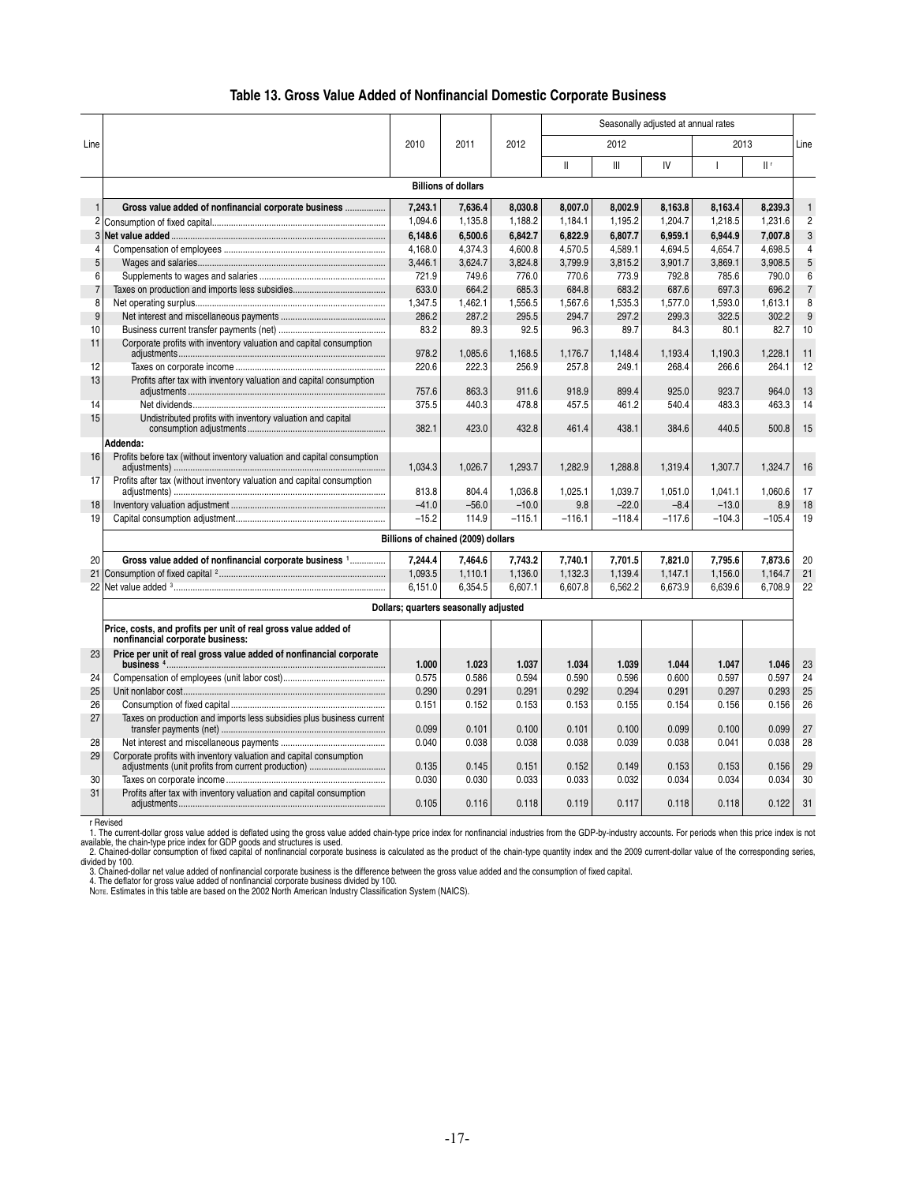# Table 13. Gross Value Added of Nonfinancial Domestic Corporate Business

| Line | | 2010 | 2011 | 2012 | Seasonally adjusted at annual rates | | | | | Line |
|---|---|---|---|---|---|---|---|---|---|---|
| | | | | | 2012 | | | 2013 | | |
| | | | | | II | III | IV | I | II r | |
| | | **Billions of dollars** | | | | | | | | |
| 1 | **Gross value added of nonfinancial corporate business** | **7,243.1** | **7,636.4** | **8,030.8** | **8,007.0** | **8,002.9** | **8,163.8** | **8,163.4** | **8,239.3** | 1 |
| 2 | Consumption of fixed capital | 1,094.6 | 1,135.8 | 1,188.2 | 1,184.1 | 1,195.2 | 1,204.7 | 1,218.5 | 1,231.6 | 2 |
| 3 | **Net value added** | **6,148.6** | **6,500.6** | **6,842.7** | **6,822.9** | **6,807.7** | **6,959.1** | **6,944.9** | **7,007.8** | 3 |
| 4 | Compensation of employees | 4,168.0 | 4,374.3 | 4,600.8 | 4,570.5 | 4,589.1 | 4,694.5 | 4,654.7 | 4,698.5 | 4 |
| 5 | Wages and salaries | 3,446.1 | 3,624.7 | 3,824.8 | 3,799.9 | 3,815.2 | 3,901.7 | 3,869.1 | 3,908.5 | 5 |
| 6 | Supplements to wages and salaries | 721.9 | 749.6 | 776.0 | 770.6 | 773.9 | 792.8 | 785.6 | 790.0 | 6 |
| 7 | Taxes on production and imports less subsidies | 633.0 | 664.2 | 685.3 | 684.8 | 683.2 | 687.6 | 697.3 | 696.2 | 7 |
| 8 | Net operating surplus | 1,347.5 | 1,462.1 | 1,556.5 | 1,567.6 | 1,535.3 | 1,577.0 | 1,593.0 | 1,613.1 | 8 |
| 9 | Net interest and miscellaneous payments | 286.2 | 287.2 | 295.5 | 294.7 | 297.2 | 299.3 | 322.5 | 302.2 | 9 |
| 10 | Business current transfer payments (net) | 83.2 | 89.3 | 92.5 | 96.3 | 89.7 | 84.3 | 80.1 | 82.7 | 10 |
| 11 | Corporate profits with inventory valuation and capital consumption adjustments | 978.2 | 1,085.6 | 1,168.5 | 1,176.7 | 1,148.4 | 1,193.4 | 1,190.3 | 1,228.1 | 11 |
| 12 | Taxes on corporate income | 220.6 | 222.3 | 256.9 | 257.8 | 249.1 | 268.4 | 266.6 | 264.1 | 12 |
| 13 | Profits after tax with inventory valuation and capital consumption adjustments | 757.6 | 863.3 | 911.6 | 918.9 | 899.4 | 925.0 | 923.7 | 964.0 | 13 |
| 14 | Net dividends | 375.5 | 440.3 | 478.8 | 457.5 | 461.2 | 540.4 | 483.3 | 463.3 | 14 |
| 15 | Undistributed profits with inventory valuation and capital consumption adjustments | 382.1 | 423.0 | 432.8 | 461.4 | 438.1 | 384.6 | 440.5 | 500.8 | 15 |
| | **Addenda:** | | | | | | | | | |
| 16 | Profits before tax (without inventory valuation and capital consumption adjustments) | 1,034.3 | 1,026.7 | 1,293.7 | 1,282.9 | 1,288.8 | 1,319.4 | 1,307.7 | 1,324.7 | 16 |
| 17 | Profits after tax (without inventory valuation and capital consumption adjustments) | 813.8 | 804.4 | 1,036.8 | 1,025.1 | 1,039.7 | 1,051.0 | 1,041.1 | 1,060.6 | 17 |
| 18 | Inventory valuation adjustment | –41.0 | –56.0 | –10.0 | 9.8 | –22.0 | –8.4 | –13.0 | 8.9 | 18 |
| 19 | Capital consumption adjustment | –15.2 | 114.9 | –115.1 | –116.1 | –118.4 | –117.6 | –104.3 | –105.4 | 19 |
| | | **Billions of chained (2009) dollars** | | | | | | | | |
| 20 | **Gross value added of nonfinancial corporate business** [1] | **7,244.4** | **7,464.6** | **7,743.2** | **7,740.1** | **7,701.5** | **7,821.0** | **7,795.6** | **7,873.6** | 20 |
| 21 | Consumption of fixed capital [2] | 1,093.5 | 1,110.1 | 1,136.0 | 1,132.3 | 1,139.4 | 1,147.1 | 1,156.0 | 1,164.7 | 21 |
| 22 | Net value added [3] | 6,151.0 | 6,354.5 | 6,607.1 | 6,607.8 | 6,562.2 | 6,673.9 | 6,639.6 | 6,708.9 | 22 |
| | | **Dollars; quarters seasonally adjusted** | | | | | | | | |
| | **Price, costs, and profits per unit of real gross value added of nonfinancial corporate business:** | | | | | | | | | |
| 23 | **Price per unit of real gross value added of nonfinancial corporate business** [4] | **1.000** | **1.023** | **1.037** | **1.034** | **1.039** | **1.044** | **1.047** | **1.046** | 23 |
| 24 | Compensation of employees (unit labor cost) | 0.575 | 0.586 | 0.594 | 0.590 | 0.596 | 0.600 | 0.597 | 0.597 | 24 |
| 25 | Unit nonlabor cost | 0.290 | 0.291 | 0.291 | 0.292 | 0.294 | 0.291 | 0.297 | 0.293 | 25 |
| 26 | Consumption of fixed capital | 0.151 | 0.152 | 0.153 | 0.153 | 0.155 | 0.154 | 0.156 | 0.156 | 26 |
| 27 | Taxes on production and imports less subsidies plus business current transfer payments (net) | 0.099 | 0.101 | 0.100 | 0.101 | 0.100 | 0.099 | 0.100 | 0.099 | 27 |
| 28 | Net interest and miscellaneous payments | 0.040 | 0.038 | 0.038 | 0.038 | 0.039 | 0.038 | 0.041 | 0.038 | 28 |
| 29 | Corporate profits with inventory valuation and capital consumption adjustments (unit profits from current production) | 0.135 | 0.145 | 0.151 | 0.152 | 0.149 | 0.153 | 0.153 | 0.156 | 29 |
| 30 | Taxes on corporate income | 0.030 | 0.030 | 0.033 | 0.033 | 0.032 | 0.034 | 0.034 | 0.034 | 30 |
| 31 | Profits after tax with inventory valuation and capital consumption adjustments | 0.105 | 0.116 | 0.118 | 0.119 | 0.117 | 0.118 | 0.118 | 0.122 | 31 |

r Revised

1. The current-dollar gross value added is deflated using the gross value added chain-type price index for nonfinancial industries from the GDP-by-industry accounts. For periods when this price index is not available, the chain-type price index for GDP goods and structures is used.
2. Chained-dollar consumption of fixed capital of nonfinancial corporate business is calculated as the product of the chain-type quantity index and the 2009 current-dollar value of the corresponding series, divided by 100.
3. Chained-dollar net value added of nonfinancial corporate business is the difference between the gross value added and the consumption of fixed capital.
4. The deflator for gross value added of nonfinancial corporate business divided by 100.

NOTE. Estimates in this table are based on the 2002 North American Industry Classification System (NAICS).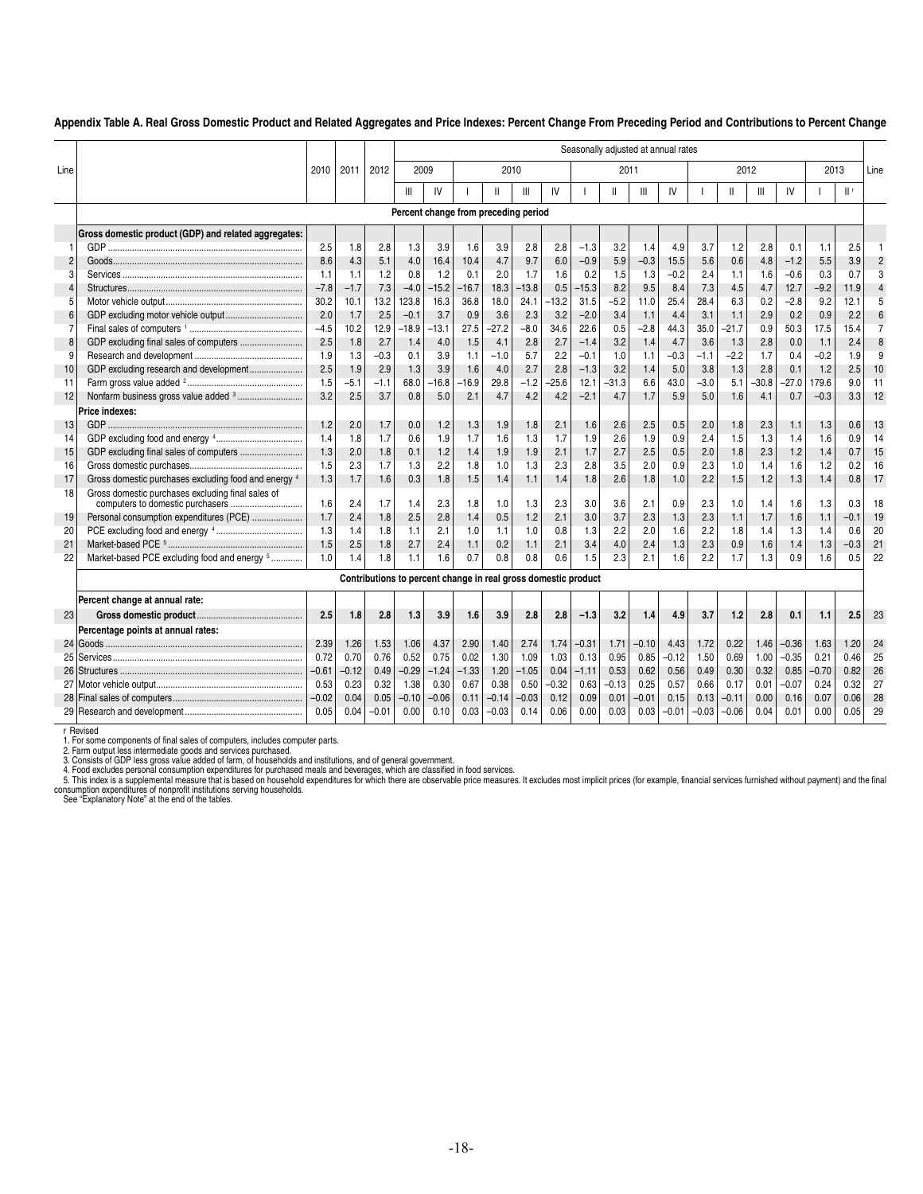**Appendix Table A. Real Gross Domestic Product and Related Aggregates and Price Indexes: Percent Change From Preceding Period and Contributions to Percent Change**

| Line | | 2010 | 2011 | 2012 | 2009 III | 2009 IV | 2010 I | 2010 II | 2010 III | 2010 IV | 2011 I | 2011 II | 2011 III | 2011 IV | 2012 I | 2012 II | 2012 III | 2012 IV | 2013 I | 2013 II r | Line |
|---|---|---|---|---|---|---|---|---|---|---|---|---|---|---|---|---|---|---|---|---|---|
| | | | | | Seasonally adjusted at annual rates | | | | | | | | | | | | | | | | |
| | **Percent change from preceding period** | | | | | | | | | | | | | | | | | | | | |
| | **Gross domestic product (GDP) and related aggregates:** | | | | | | | | | | | | | | | | | | | | |
| 1 | GDP | 2.5 | 1.8 | 2.8 | 1.3 | 3.9 | 1.6 | 3.9 | 2.8 | 2.8 | −1.3 | 3.2 | 1.4 | 4.9 | 3.7 | 1.2 | 2.8 | 0.1 | 1.1 | 2.5 | 1 |
| 2 | Goods | 8.6 | 4.3 | 5.1 | 4.0 | 16.4 | 10.4 | 4.7 | 9.7 | 6.0 | −0.9 | 5.9 | −0.3 | 15.5 | 5.6 | 0.6 | 4.8 | −1.2 | 5.5 | 3.9 | 2 |
| 3 | Services | 1.1 | 1.1 | 1.2 | 0.8 | 1.2 | 0.1 | 2.0 | 1.7 | 1.6 | 0.2 | 1.5 | 1.3 | −0.2 | 2.4 | 1.1 | 1.6 | −0.6 | 0.3 | 0.7 | 3 |
| 4 | Structures | −7.8 | −1.7 | 7.3 | −4.0 | −15.2 | −16.7 | 18.3 | −13.8 | 0.5 | −15.3 | 8.2 | 9.5 | 8.4 | 7.3 | 4.5 | 4.7 | 12.7 | −9.2 | 11.9 | 4 |
| 5 | Motor vehicle output | 30.2 | 10.1 | 13.2 | 123.8 | 16.3 | 36.8 | 18.0 | 24.1 | −13.2 | 31.5 | −5.2 | 11.0 | 25.4 | 28.4 | 6.3 | 0.2 | −2.8 | 9.2 | 12.1 | 5 |
| 6 | GDP excluding motor vehicle output | 2.0 | 1.7 | 2.5 | −0.1 | 3.7 | 0.9 | 3.6 | 2.3 | 3.2 | −2.0 | 3.4 | 1.1 | 4.4 | 3.1 | 1.1 | 2.9 | 0.2 | 0.9 | 2.2 | 6 |
| 7 | Final sales of computers [1] | −4.5 | 10.2 | 12.9 | −18.9 | −13.1 | 27.5 | −27.2 | −8.0 | 34.6 | 22.6 | 0.5 | −2.8 | 44.3 | 35.0 | −21.7 | 0.9 | 50.3 | 17.5 | 15.4 | 7 |
| 8 | GDP excluding final sales of computers | 2.5 | 1.8 | 2.7 | 1.4 | 4.0 | 1.5 | 4.1 | 2.8 | 2.7 | −1.4 | 3.2 | 1.4 | 4.7 | 3.6 | 1.3 | 2.8 | 0.0 | 1.1 | 2.4 | 8 |
| 9 | Research and development | 1.9 | 1.3 | −0.3 | 0.1 | 3.9 | 1.1 | −1.0 | 5.7 | 2.2 | −0.1 | 1.0 | 1.1 | −0.3 | −1.1 | −2.2 | 1.7 | 0.4 | −0.2 | 1.9 | 9 |
| 10 | GDP excluding research and development | 2.5 | 1.9 | 2.9 | 1.3 | 3.9 | 1.6 | 4.0 | 2.7 | 2.8 | −1.3 | 3.2 | 1.4 | 5.0 | 3.8 | 1.3 | 2.8 | 0.1 | 1.2 | 2.5 | 10 |
| 11 | Farm gross value added [2] | 1.5 | −5.1 | −1.1 | 68.0 | −16.8 | −16.9 | 29.8 | −1.2 | −25.6 | 12.1 | −31.3 | 6.6 | 43.0 | −3.0 | 5.1 | −30.8 | −27.0 | 179.6 | 9.0 | 11 |
| 12 | Nonfarm business gross value added [3] | 3.2 | 2.5 | 3.7 | 0.8 | 5.0 | 2.1 | 4.7 | 4.2 | 4.2 | −2.1 | 4.7 | 1.7 | 5.9 | 5.0 | 1.6 | 4.1 | 0.7 | −0.3 | 3.3 | 12 |
| | **Price indexes:** | | | | | | | | | | | | | | | | | | | | |
| 13 | GDP | 1.2 | 2.0 | 1.7 | 0.0 | 1.2 | 1.3 | 1.9 | 1.8 | 2.1 | 1.6 | 2.6 | 2.5 | 0.5 | 2.0 | 1.8 | 2.3 | 1.1 | 1.3 | 0.6 | 13 |
| 14 | GDP excluding food and energy [4] | 1.4 | 1.8 | 1.7 | 0.6 | 1.9 | 1.7 | 1.6 | 1.3 | 1.7 | 1.9 | 2.6 | 1.9 | 0.9 | 2.4 | 1.5 | 1.3 | 1.4 | 1.6 | 0.9 | 14 |
| 15 | GDP excluding final sales of computers | 1.3 | 2.0 | 1.8 | 0.1 | 1.2 | 1.4 | 1.9 | 1.9 | 2.1 | 1.7 | 2.7 | 2.5 | 0.5 | 2.0 | 1.8 | 2.3 | 1.2 | 1.4 | 0.7 | 15 |
| 16 | Gross domestic purchases | 1.5 | 2.3 | 1.7 | 1.3 | 2.2 | 1.8 | 1.0 | 1.3 | 2.3 | 2.8 | 3.5 | 2.0 | 0.9 | 2.3 | 1.0 | 1.4 | 1.6 | 1.2 | 0.2 | 16 |
| 17 | Gross domestic purchases excluding food and energy [4] | 1.3 | 1.7 | 1.6 | 0.3 | 1.8 | 1.5 | 1.4 | 1.1 | 1.4 | 1.8 | 2.6 | 1.8 | 1.0 | 2.2 | 1.5 | 1.2 | 1.3 | 1.4 | 0.8 | 17 |
| 18 | Gross domestic purchases excluding final sales of computers to domestic purchasers | 1.6 | 2.4 | 1.7 | 1.4 | 2.3 | 1.8 | 1.0 | 1.3 | 2.3 | 3.0 | 3.6 | 2.1 | 0.9 | 2.3 | 1.0 | 1.4 | 1.6 | 1.3 | 0.3 | 18 |
| 19 | Personal consumption expenditures (PCE) | 1.7 | 2.4 | 1.8 | 2.5 | 2.8 | 1.4 | 0.5 | 1.2 | 2.1 | 3.0 | 3.7 | 2.3 | 1.3 | 2.3 | 1.1 | 1.7 | 1.6 | 1.1 | −0.1 | 19 |
| 20 | PCE excluding food and energy [4] | 1.3 | 1.4 | 1.8 | 1.1 | 2.1 | 1.0 | 1.1 | 1.0 | 0.8 | 1.3 | 2.2 | 2.0 | 1.6 | 2.2 | 1.8 | 1.4 | 1.3 | 1.4 | 0.6 | 20 |
| 21 | Market-based PCE [5] | 1.5 | 2.5 | 1.8 | 2.7 | 2.4 | 1.1 | 0.2 | 1.1 | 2.1 | 3.4 | 4.0 | 2.4 | 1.3 | 2.3 | 0.9 | 1.6 | 1.4 | 1.3 | −0.3 | 21 |
| 22 | Market-based PCE excluding food and energy [5] | 1.0 | 1.4 | 1.8 | 1.1 | 1.6 | 0.7 | 0.8 | 0.8 | 0.6 | 1.5 | 2.3 | 2.1 | 1.6 | 2.2 | 1.7 | 1.3 | 0.9 | 1.6 | 0.5 | 22 |
| | **Contributions to percent change in real gross domestic product** | | | | | | | | | | | | | | | | | | | | |
| | **Percent change at annual rate:** | | | | | | | | | | | | | | | | | | | | |
| 23 | **Gross domestic product** | **2.5** | **1.8** | **2.8** | **1.3** | **3.9** | **1.6** | **3.9** | **2.8** | **2.8** | **−1.3** | **3.2** | **1.4** | **4.9** | **3.7** | **1.2** | **2.8** | **0.1** | **1.1** | **2.5** | 23 |
| | **Percentage points at annual rates:** | | | | | | | | | | | | | | | | | | | | |
| 24 | Goods | 2.39 | 1.26 | 1.53 | 1.06 | 4.37 | 2.90 | 1.40 | 2.74 | 1.74 | −0.31 | 1.71 | −0.10 | 4.43 | 1.72 | 0.22 | 1.46 | −0.36 | 1.63 | 1.20 | 24 |
| 25 | Services | 0.72 | 0.70 | 0.76 | 0.52 | 0.75 | 0.02 | 1.30 | 1.09 | 1.03 | 0.13 | 0.95 | 0.85 | −0.12 | 1.50 | 0.69 | 1.00 | −0.35 | 0.21 | 0.46 | 25 |
| 26 | Structures | −0.61 | −0.12 | 0.49 | −0.29 | −1.24 | −1.33 | 1.20 | −1.05 | 0.04 | −1.11 | 0.53 | 0.62 | 0.56 | 0.49 | 0.30 | 0.32 | 0.85 | −0.70 | 0.82 | 26 |
| 27 | Motor vehicle output | 0.53 | 0.23 | 0.32 | 1.38 | 0.30 | 0.67 | 0.38 | 0.50 | −0.32 | 0.63 | −0.13 | 0.25 | 0.57 | 0.66 | 0.17 | 0.01 | −0.07 | 0.24 | 0.32 | 27 |
| 28 | Final sales of computers | −0.02 | 0.04 | 0.05 | −0.10 | −0.06 | 0.11 | −0.14 | −0.03 | 0.12 | 0.09 | 0.01 | −0.01 | 0.15 | 0.13 | −0.11 | 0.00 | 0.16 | 0.07 | 0.06 | 28 |
| 29 | Research and development | 0.05 | 0.04 | −0.01 | 0.00 | 0.10 | 0.03 | −0.03 | 0.14 | 0.06 | 0.00 | 0.03 | 0.03 | −0.01 | −0.03 | −0.06 | 0.04 | 0.01 | 0.00 | 0.05 | 29 |

r Revised
1. For some components of final sales of computers, includes computer parts.
2. Farm output less intermediate goods and services purchased.
3. Consists of GDP less gross value added of farm, of households and institutions, and of general government.
4. Food excludes personal consumption expenditures for purchased meals and beverages, which are classified in food services.
5. This index is a supplemental measure that is based on household expenditures for which there are observable price measures. It excludes most implicit prices (for example, financial services furnished without payment) and the final consumption expenditures of nonprofit institutions serving households.
See "Explanatory Note" at the end of the tables.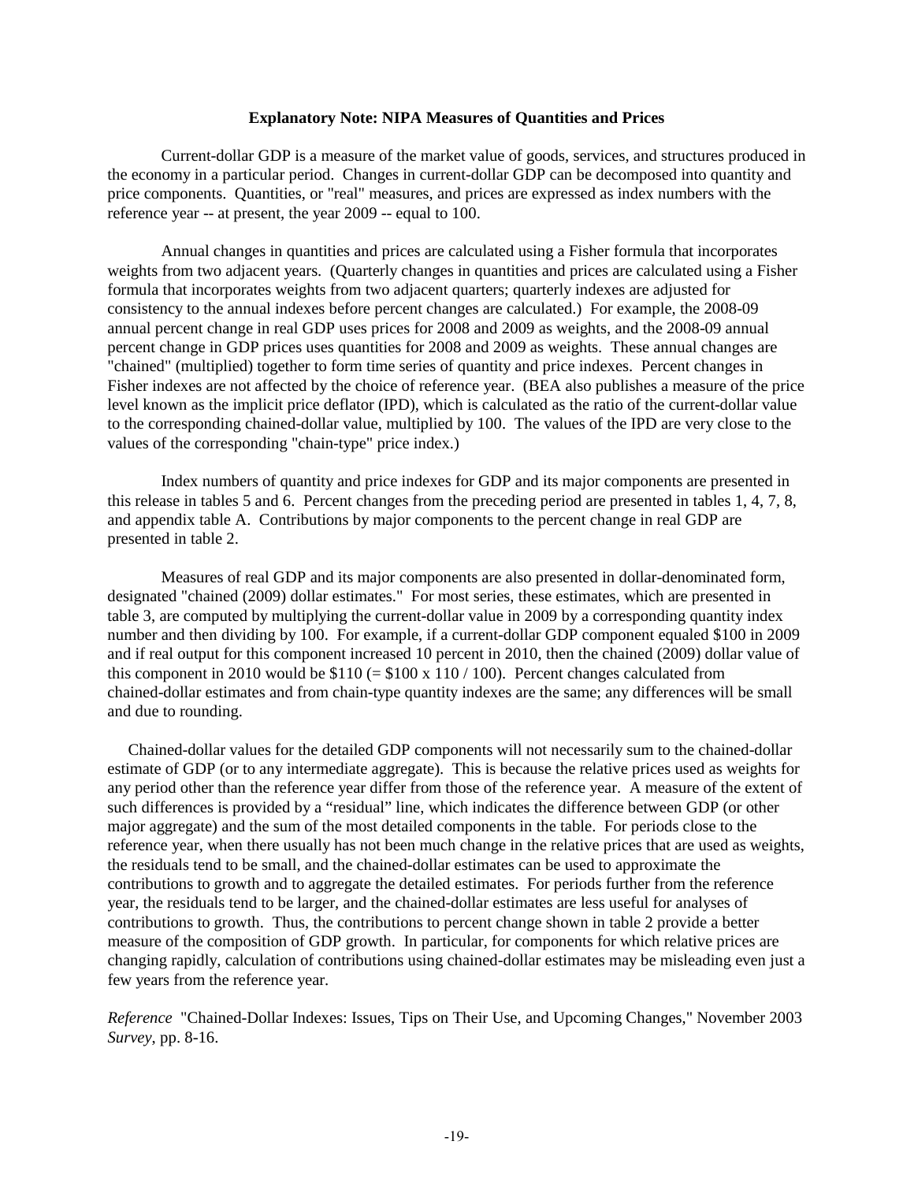**Explanatory Note: NIPA Measures of Quantities and Prices**

Current-dollar GDP is a measure of the market value of goods, services, and structures produced in the economy in a particular period. Changes in current-dollar GDP can be decomposed into quantity and price components. Quantities, or "real" measures, and prices are expressed as index numbers with the reference year -- at present, the year 2009 -- equal to 100.

Annual changes in quantities and prices are calculated using a Fisher formula that incorporates weights from two adjacent years. (Quarterly changes in quantities and prices are calculated using a Fisher formula that incorporates weights from two adjacent quarters; quarterly indexes are adjusted for consistency to the annual indexes before percent changes are calculated.) For example, the 2008-09 annual percent change in real GDP uses prices for 2008 and 2009 as weights, and the 2008-09 annual percent change in GDP prices uses quantities for 2008 and 2009 as weights. These annual changes are "chained" (multiplied) together to form time series of quantity and price indexes. Percent changes in Fisher indexes are not affected by the choice of reference year. (BEA also publishes a measure of the price level known as the implicit price deflator (IPD), which is calculated as the ratio of the current-dollar value to the corresponding chained-dollar value, multiplied by 100. The values of the IPD are very close to the values of the corresponding "chain-type" price index.)

Index numbers of quantity and price indexes for GDP and its major components are presented in this release in tables 5 and 6. Percent changes from the preceding period are presented in tables 1, 4, 7, 8, and appendix table A. Contributions by major components to the percent change in real GDP are presented in table 2.

Measures of real GDP and its major components are also presented in dollar-denominated form, designated "chained (2009) dollar estimates." For most series, these estimates, which are presented in table 3, are computed by multiplying the current-dollar value in 2009 by a corresponding quantity index number and then dividing by 100. For example, if a current-dollar GDP component equaled $100 in 2009 and if real output for this component increased 10 percent in 2010, then the chained (2009) dollar value of this component in 2010 would be $110 (= $100 x 110 / 100). Percent changes calculated from chained-dollar estimates and from chain-type quantity indexes are the same; any differences will be small and due to rounding.

Chained-dollar values for the detailed GDP components will not necessarily sum to the chained-dollar estimate of GDP (or to any intermediate aggregate). This is because the relative prices used as weights for any period other than the reference year differ from those of the reference year. A measure of the extent of such differences is provided by a "residual" line, which indicates the difference between GDP (or other major aggregate) and the sum of the most detailed components in the table. For periods close to the reference year, when there usually has not been much change in the relative prices that are used as weights, the residuals tend to be small, and the chained-dollar estimates can be used to approximate the contributions to growth and to aggregate the detailed estimates. For periods further from the reference year, the residuals tend to be larger, and the chained-dollar estimates are less useful for analyses of contributions to growth. Thus, the contributions to percent change shown in table 2 provide a better measure of the composition of GDP growth. In particular, for components for which relative prices are changing rapidly, calculation of contributions using chained-dollar estimates may be misleading even just a few years from the reference year.

*Reference* "Chained-Dollar Indexes: Issues, Tips on Their Use, and Upcoming Changes," November 2003 *Survey*, pp. 8-16.